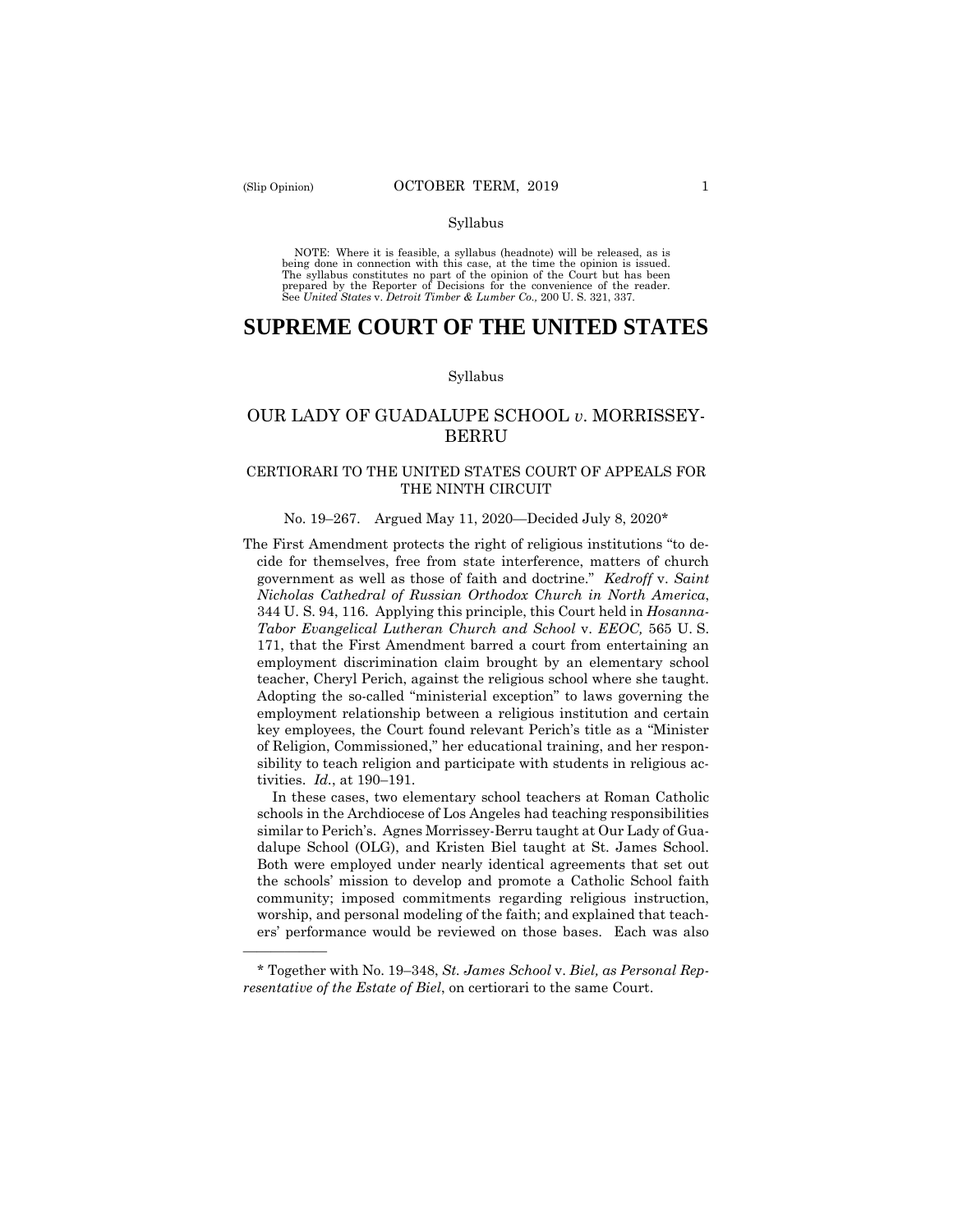Syllabus

NOTE: Where it is feasible, a syllabus (headnote) will be released, as is being done in connection with this case, at the time the opinion is issued. The syllabus constitutes no part of the opinion of the Court but has been prepared by the Reporter of Decisions for the convenience of the reader. See *United States* v. *Detroit Timber & Lumber Co.,* 200 U. S. 321, 337.

# SUPREME COURT OF THE UNITED STATES

Syllabus

## OUR LADY OF GUADALUPE SCHOOL *v*. MORRISSEY-BERRU

### CERTIORARI TO THE UNITED STATES COURT OF APPEALS FOR THE NINTH CIRCUIT

No. 19–267. Argued May 11, 2020—Decided July 8, 2020*

The First Amendment protects the right of religious institutions "to decide for themselves, free from state interference, matters of church government as well as those of faith and doctrine." *Kedroff* v. *Saint Nicholas Cathedral of Russian Orthodox Church in North America*, 344 U. S. 94, 116. Applying this principle, this Court held in *Hosanna-Tabor Evangelical Lutheran Church and School* v. *EEOC,* 565 U. S. 171, that the First Amendment barred a court from entertaining an employment discrimination claim brought by an elementary school teacher, Cheryl Perich, against the religious school where she taught. Adopting the so-called "ministerial exception" to laws governing the employment relationship between a religious institution and certain key employees, the Court found relevant Perich's title as a "Minister of Religion, Commissioned," her educational training, and her responsibility to teach religion and participate with students in religious activities. *Id.*, at 190–191.

In these cases, two elementary school teachers at Roman Catholic schools in the Archdiocese of Los Angeles had teaching responsibilities similar to Perich's. Agnes Morrissey-Berru taught at Our Lady of Guadalupe School (OLG), and Kristen Biel taught at St. James School. Both were employed under nearly identical agreements that set out the schools' mission to develop and promote a Catholic School faith community; imposed commitments regarding religious instruction, worship, and personal modeling of the faith; and explained that teachers' performance would be reviewed on those bases. Each was also

---

\* Together with No. 19–348, *St. James School* v. *Biel, as Personal Representative of the Estate of Biel*, on certiorari to the same Court.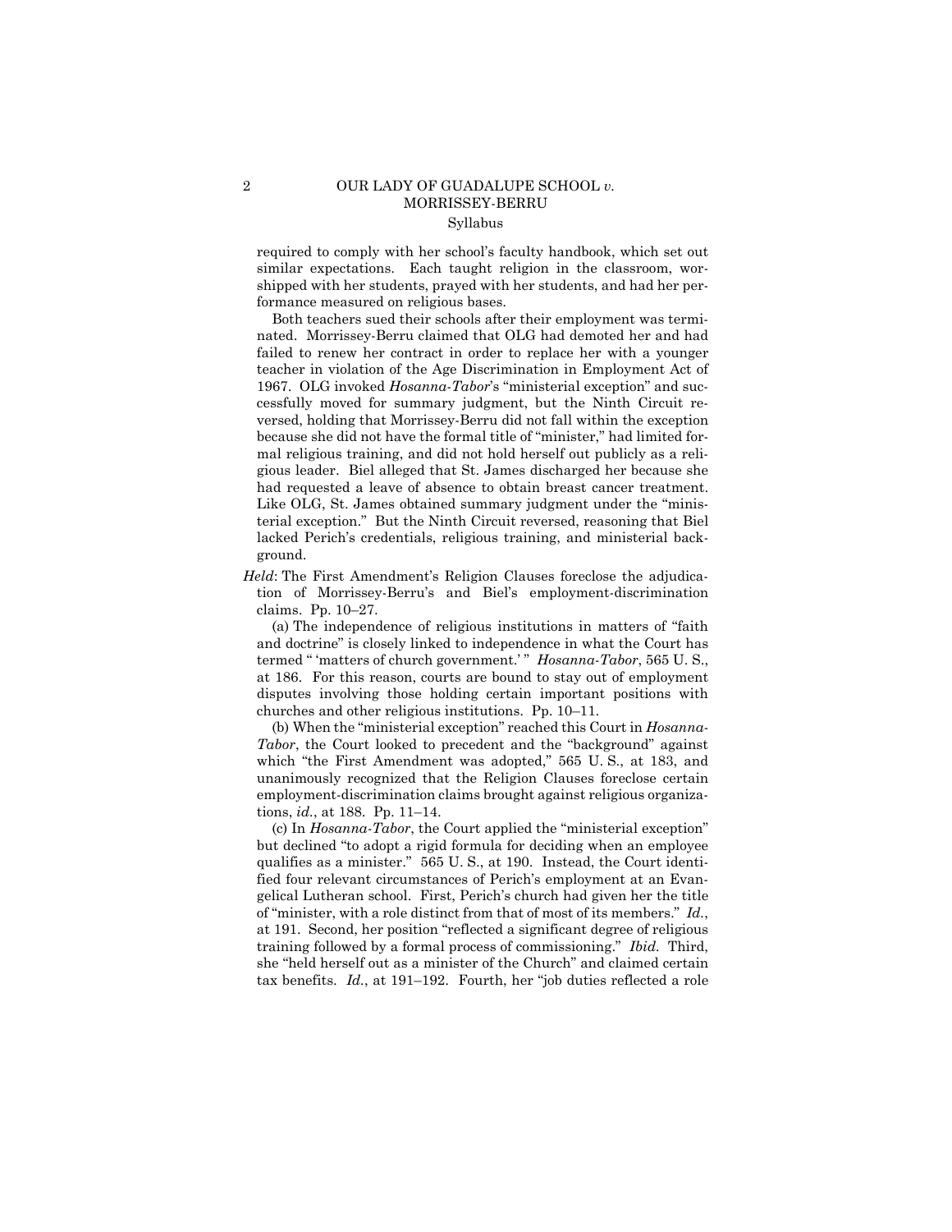required to comply with her school's faculty handbook, which set out similar expectations. Each taught religion in the classroom, worshipped with her students, prayed with her students, and had her performance measured on religious bases.

Both teachers sued their schools after their employment was terminated. Morrissey-Berru claimed that OLG had demoted her and had failed to renew her contract in order to replace her with a younger teacher in violation of the Age Discrimination in Employment Act of 1967. OLG invoked *Hosanna-Tabor*'s "ministerial exception" and successfully moved for summary judgment, but the Ninth Circuit reversed, holding that Morrissey-Berru did not fall within the exception because she did not have the formal title of "minister," had limited formal religious training, and did not hold herself out publicly as a religious leader. Biel alleged that St. James discharged her because she had requested a leave of absence to obtain breast cancer treatment. Like OLG, St. James obtained summary judgment under the "ministerial exception." But the Ninth Circuit reversed, reasoning that Biel lacked Perich's credentials, religious training, and ministerial background.

*Held*: The First Amendment's Religion Clauses foreclose the adjudication of Morrissey-Berru's and Biel's employment-discrimination claims. Pp. 10–27.

(a) The independence of religious institutions in matters of "faith and doctrine" is closely linked to independence in what the Court has termed " 'matters of church government.' " *Hosanna-Tabor*, 565 U. S., at 186. For this reason, courts are bound to stay out of employment disputes involving those holding certain important positions with churches and other religious institutions. Pp. 10–11.

(b) When the "ministerial exception" reached this Court in *Hosanna-Tabor*, the Court looked to precedent and the "background" against which "the First Amendment was adopted," 565 U. S., at 183, and unanimously recognized that the Religion Clauses foreclose certain employment-discrimination claims brought against religious organizations, *id.*, at 188. Pp. 11–14.

(c) In *Hosanna-Tabor*, the Court applied the "ministerial exception" but declined "to adopt a rigid formula for deciding when an employee qualifies as a minister." 565 U. S., at 190. Instead, the Court identified four relevant circumstances of Perich's employment at an Evangelical Lutheran school. First, Perich's church had given her the title of "minister, with a role distinct from that of most of its members." *Id.*, at 191. Second, her position "reflected a significant degree of religious training followed by a formal process of commissioning." *Ibid.* Third, she "held herself out as a minister of the Church" and claimed certain tax benefits. *Id.*, at 191–192. Fourth, her "job duties reflected a role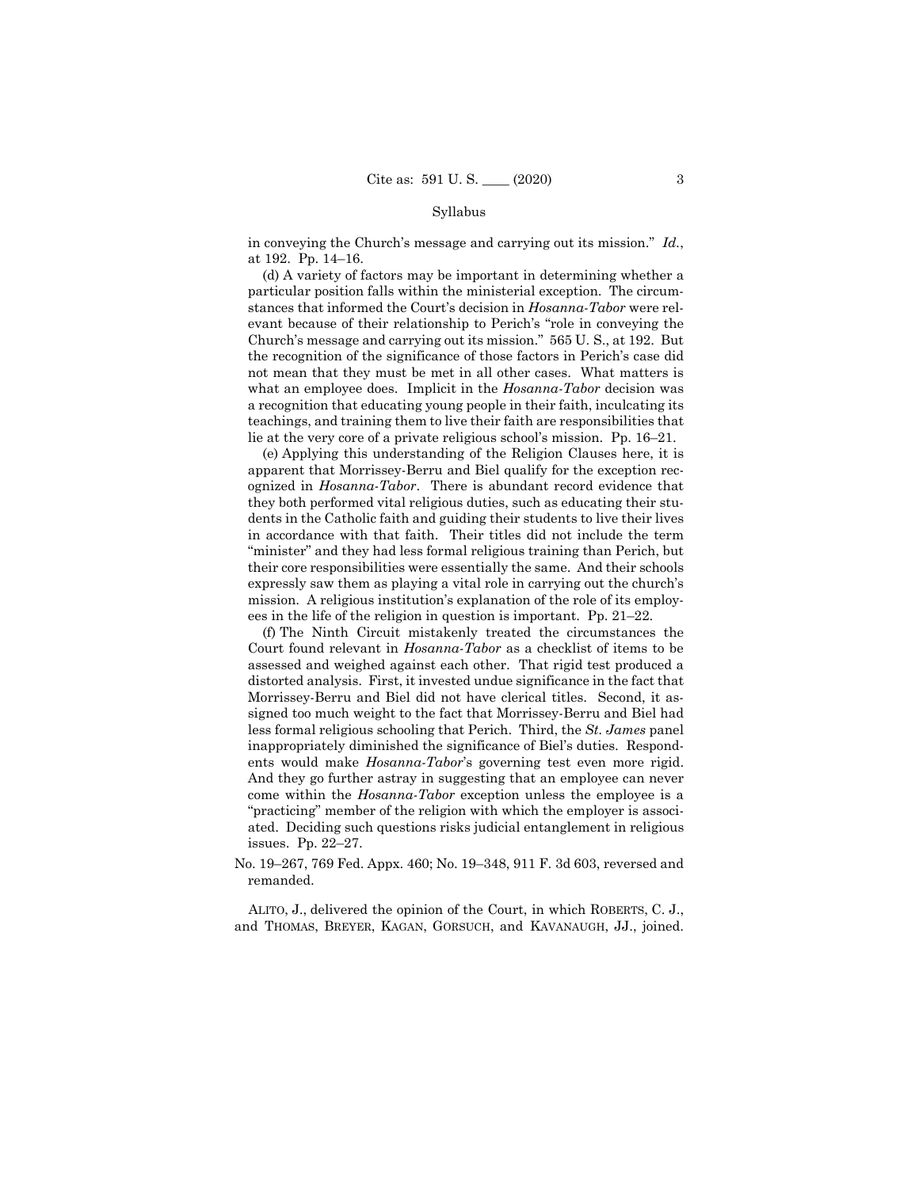Syllabus

in conveying the Church's message and carrying out its mission." *Id.*, at 192. Pp. 14–16.

(d) A variety of factors may be important in determining whether a particular position falls within the ministerial exception. The circumstances that informed the Court's decision in *Hosanna-Tabor* were relevant because of their relationship to Perich's "role in conveying the Church's message and carrying out its mission." 565 U. S., at 192. But the recognition of the significance of those factors in Perich's case did not mean that they must be met in all other cases. What matters is what an employee does. Implicit in the *Hosanna-Tabor* decision was a recognition that educating young people in their faith, inculcating its teachings, and training them to live their faith are responsibilities that lie at the very core of a private religious school's mission. Pp. 16–21.

(e) Applying this understanding of the Religion Clauses here, it is apparent that Morrissey-Berru and Biel qualify for the exception recognized in *Hosanna-Tabor*. There is abundant record evidence that they both performed vital religious duties, such as educating their students in the Catholic faith and guiding their students to live their lives in accordance with that faith. Their titles did not include the term "minister" and they had less formal religious training than Perich, but their core responsibilities were essentially the same. And their schools expressly saw them as playing a vital role in carrying out the church's mission. A religious institution's explanation of the role of its employees in the life of the religion in question is important. Pp. 21–22.

(f) The Ninth Circuit mistakenly treated the circumstances the Court found relevant in *Hosanna-Tabor* as a checklist of items to be assessed and weighed against each other. That rigid test produced a distorted analysis. First, it invested undue significance in the fact that Morrissey-Berru and Biel did not have clerical titles. Second, it assigned too much weight to the fact that Morrissey-Berru and Biel had less formal religious schooling that Perich. Third, the *St. James* panel inappropriately diminished the significance of Biel's duties. Respondents would make *Hosanna-Tabor*'s governing test even more rigid. And they go further astray in suggesting that an employee can never come within the *Hosanna-Tabor* exception unless the employee is a "practicing" member of the religion with which the employer is associated. Deciding such questions risks judicial entanglement in religious issues. Pp. 22–27.

No. 19–267, 769 Fed. Appx. 460; No. 19–348, 911 F. 3d 603, reversed and remanded.

ALITO, J., delivered the opinion of the Court, in which ROBERTS, C. J., and THOMAS, BREYER, KAGAN, GORSUCH, and KAVANAUGH, JJ., joined.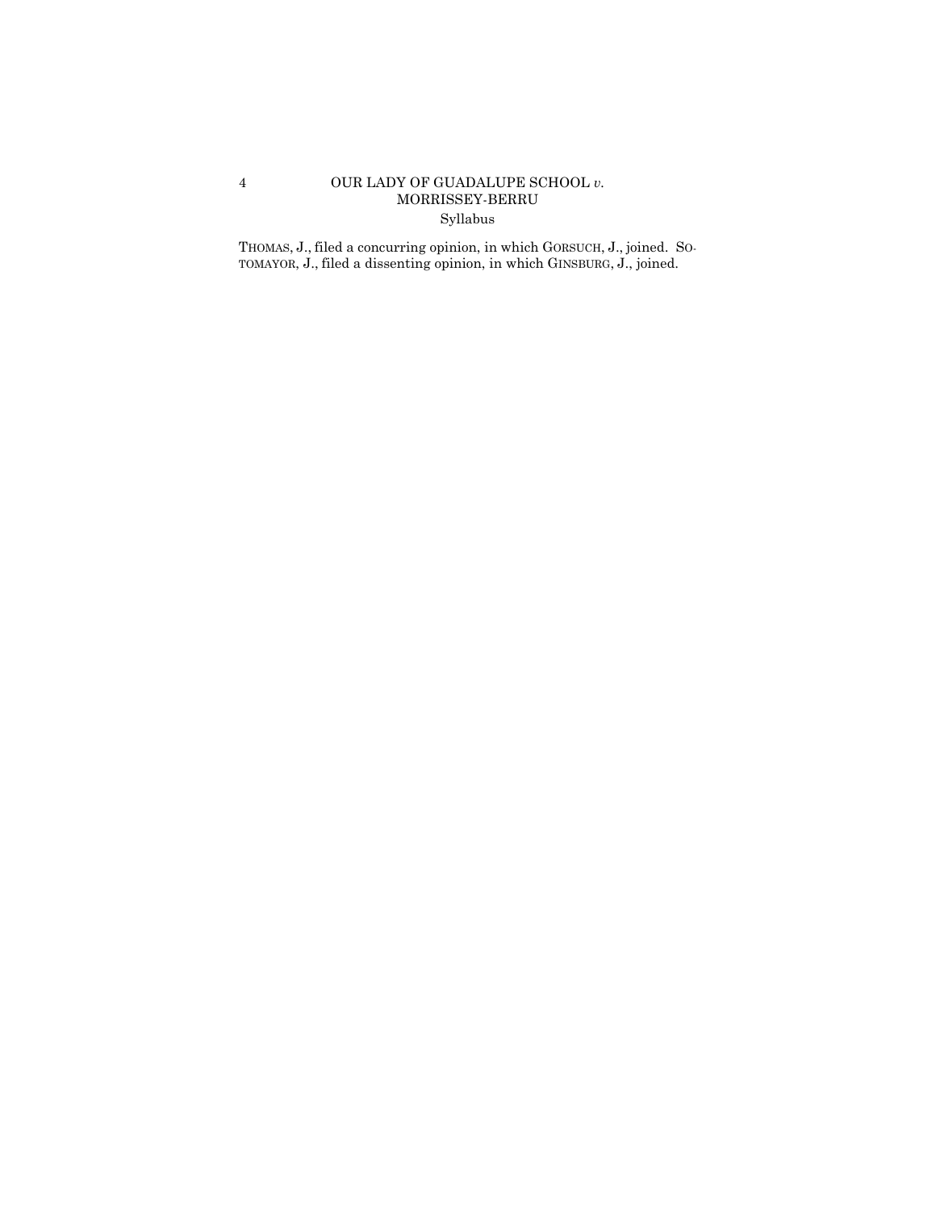THOMAS, J., filed a concurring opinion, in which GORSUCH, J., joined. SOTOMAYOR, J., filed a dissenting opinion, in which GINSBURG, J., joined.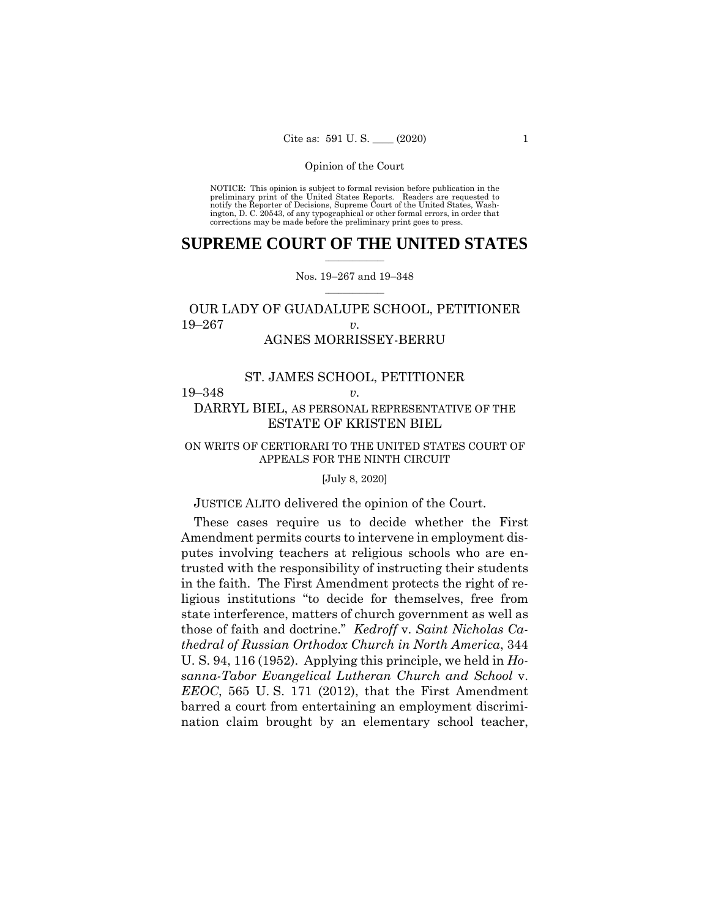NOTICE: This opinion is subject to formal revision before publication in the preliminary print of the United States Reports. Readers are requested to notify the Reporter of Decisions, Supreme Court of the United States, Washington, D. C. 20543, of any typographical or other formal errors, in order that corrections may be made before the preliminary print goes to press.

# SUPREME COURT OF THE UNITED STATES

Nos. 19–267 and 19–348

OUR LADY OF GUADALUPE SCHOOL, PETITIONER
19–267 *v.*
AGNES MORRISSEY-BERRU

ST. JAMES SCHOOL, PETITIONER
19–348 *v.*
DARRYL BIEL, AS PERSONAL REPRESENTATIVE OF THE ESTATE OF KRISTEN BIEL

ON WRITS OF CERTIORARI TO THE UNITED STATES COURT OF APPEALS FOR THE NINTH CIRCUIT

[July 8, 2020]

JUSTICE ALITO delivered the opinion of the Court.

These cases require us to decide whether the First Amendment permits courts to intervene in employment disputes involving teachers at religious schools who are entrusted with the responsibility of instructing their students in the faith. The First Amendment protects the right of religious institutions "to decide for themselves, free from state interference, matters of church government as well as those of faith and doctrine." *Kedroff* v. *Saint Nicholas Cathedral of Russian Orthodox Church in North America*, 344 U. S. 94, 116 (1952). Applying this principle, we held in *Hosanna-Tabor Evangelical Lutheran Church and School* v. *EEOC*, 565 U. S. 171 (2012), that the First Amendment barred a court from entertaining an employment discrimination claim brought by an elementary school teacher,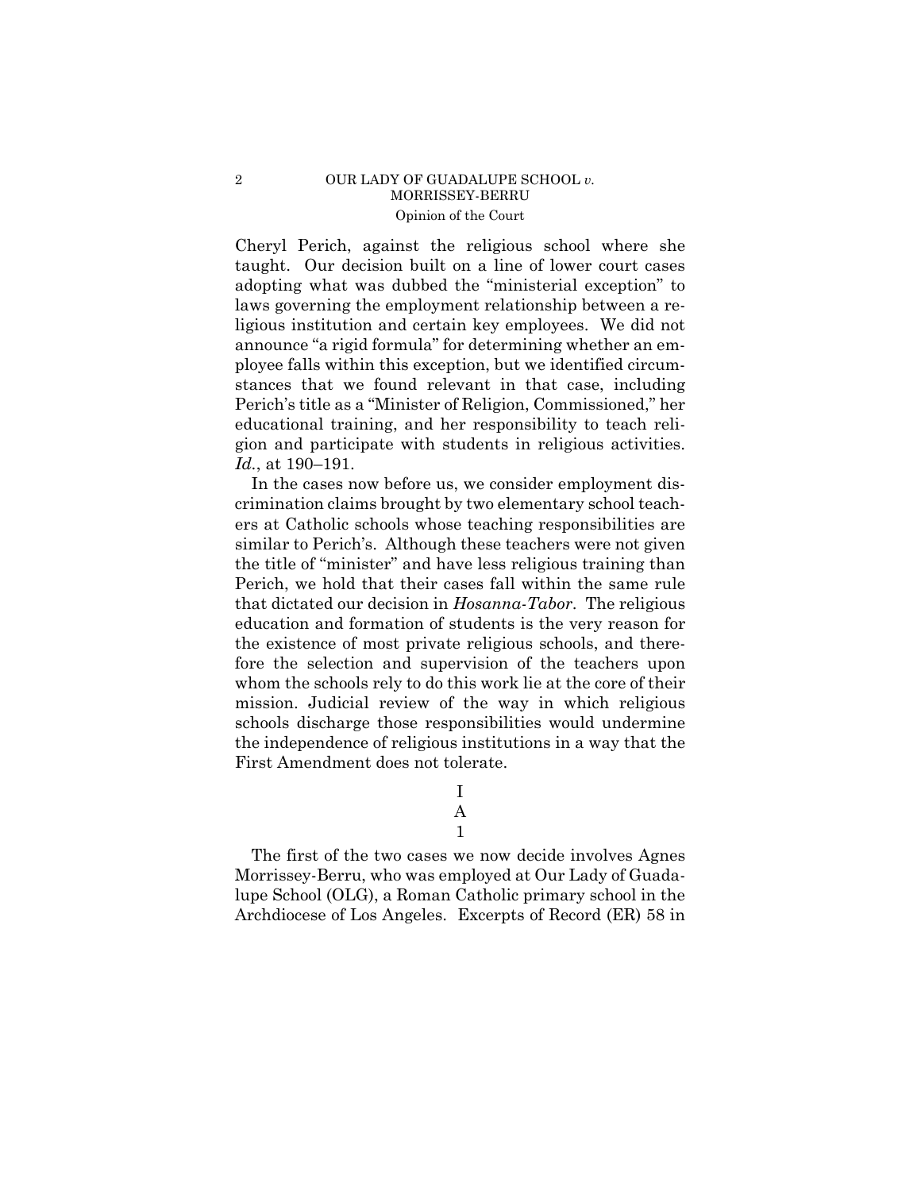Cheryl Perich, against the religious school where she taught. Our decision built on a line of lower court cases adopting what was dubbed the "ministerial exception" to laws governing the employment relationship between a religious institution and certain key employees. We did not announce "a rigid formula" for determining whether an employee falls within this exception, but we identified circumstances that we found relevant in that case, including Perich's title as a "Minister of Religion, Commissioned," her educational training, and her responsibility to teach religion and participate with students in religious activities. *Id.*, at 190–191.

In the cases now before us, we consider employment discrimination claims brought by two elementary school teachers at Catholic schools whose teaching responsibilities are similar to Perich's. Although these teachers were not given the title of "minister" and have less religious training than Perich, we hold that their cases fall within the same rule that dictated our decision in *Hosanna-Tabor*. The religious education and formation of students is the very reason for the existence of most private religious schools, and therefore the selection and supervision of the teachers upon whom the schools rely to do this work lie at the core of their mission. Judicial review of the way in which religious schools discharge those responsibilities would undermine the independence of religious institutions in a way that the First Amendment does not tolerate.

# I

## A

### 1

The first of the two cases we now decide involves Agnes Morrissey-Berru, who was employed at Our Lady of Guadalupe School (OLG), a Roman Catholic primary school in the Archdiocese of Los Angeles. Excerpts of Record (ER) 58 in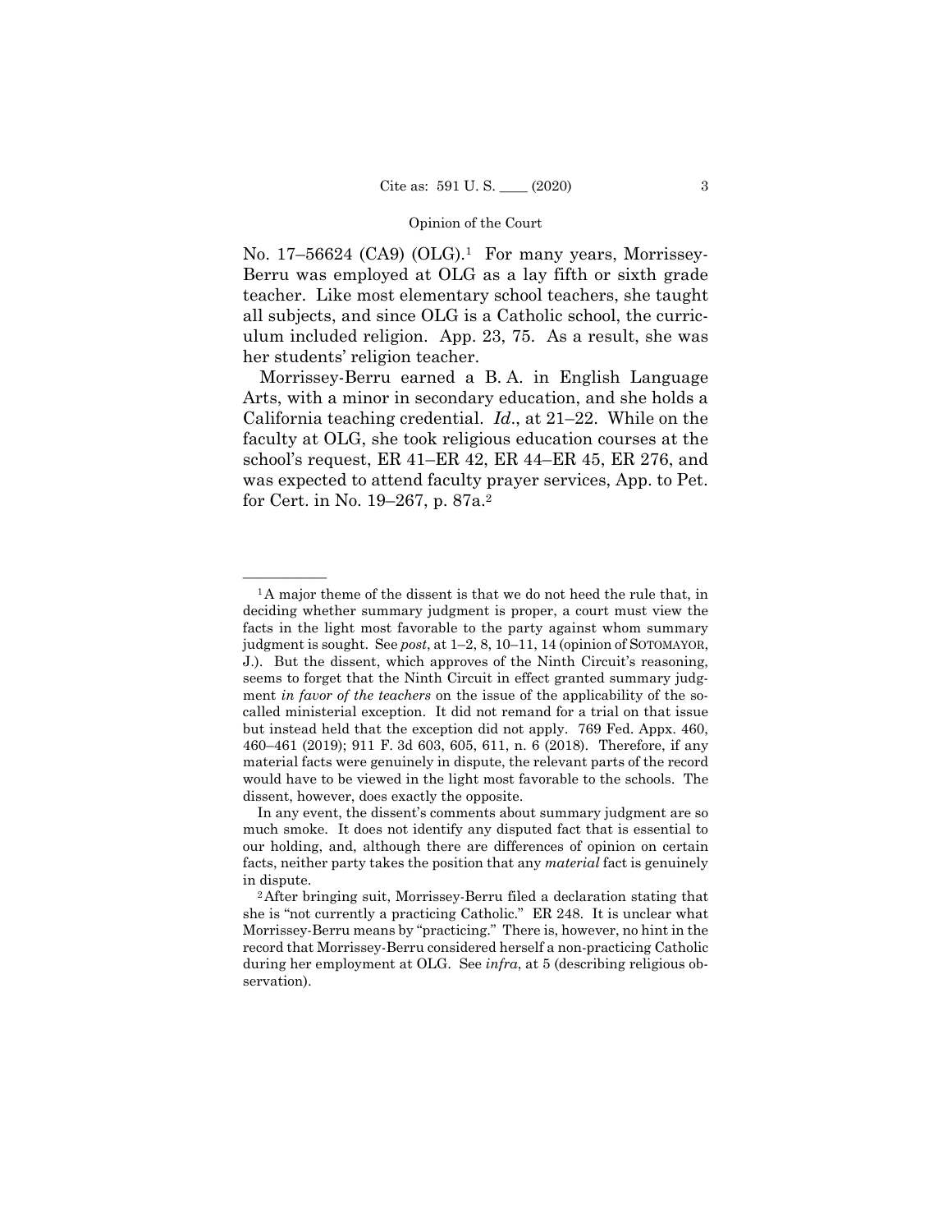No. 17–56624 (CA9) (OLG).[1] For many years, Morrissey-Berru was employed at OLG as a lay fifth or sixth grade teacher. Like most elementary school teachers, she taught all subjects, and since OLG is a Catholic school, the curriculum included religion. App. 23, 75. As a result, she was her students' religion teacher.

Morrissey-Berru earned a B. A. in English Language Arts, with a minor in secondary education, and she holds a California teaching credential. *Id*., at 21–22. While on the faculty at OLG, she took religious education courses at the school's request, ER 41–ER 42, ER 44–ER 45, ER 276, and was expected to attend faculty prayer services, App. to Pet. for Cert. in No. 19–267, p. 87a.[2]

---

[1] A major theme of the dissent is that we do not heed the rule that, in deciding whether summary judgment is proper, a court must view the facts in the light most favorable to the party against whom summary judgment is sought. See *post*, at 1–2, 8, 10–11, 14 (opinion of SOTOMAYOR, J.). But the dissent, which approves of the Ninth Circuit's reasoning, seems to forget that the Ninth Circuit in effect granted summary judgment *in favor of the teachers* on the issue of the applicability of the so-called ministerial exception. It did not remand for a trial on that issue but instead held that the exception did not apply. 769 Fed. Appx. 460, 460–461 (2019); 911 F. 3d 603, 605, 611, n. 6 (2018). Therefore, if any material facts were genuinely in dispute, the relevant parts of the record would have to be viewed in the light most favorable to the schools. The dissent, however, does exactly the opposite.

In any event, the dissent's comments about summary judgment are so much smoke. It does not identify any disputed fact that is essential to our holding, and, although there are differences of opinion on certain facts, neither party takes the position that any *material* fact is genuinely in dispute.

[2] After bringing suit, Morrissey-Berru filed a declaration stating that she is "not currently a practicing Catholic." ER 248. It is unclear what Morrissey-Berru means by "practicing." There is, however, no hint in the record that Morrissey-Berru considered herself a non-practicing Catholic during her employment at OLG. See *infra*, at 5 (describing religious observation).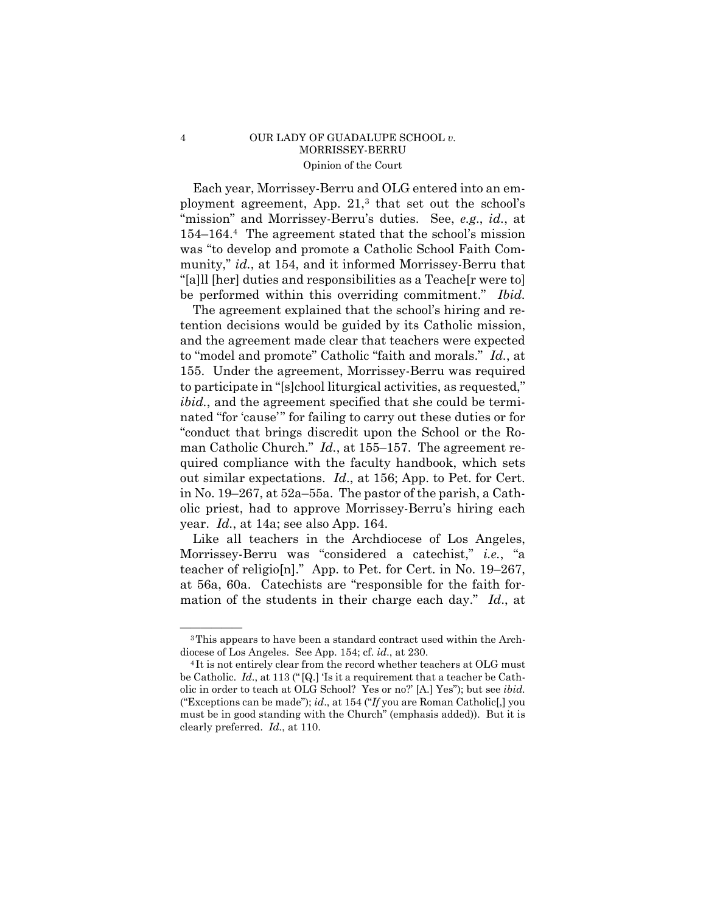Each year, Morrissey-Berru and OLG entered into an employment agreement, App. 21,[3] that set out the school's "mission" and Morrissey-Berru's duties. See, *e.g.*, *id.*, at 154–164.[4] The agreement stated that the school's mission was "to develop and promote a Catholic School Faith Community," *id.*, at 154, and it informed Morrissey-Berru that "[a]ll [her] duties and responsibilities as a Teache[r were to] be performed within this overriding commitment." *Ibid.*

The agreement explained that the school's hiring and retention decisions would be guided by its Catholic mission, and the agreement made clear that teachers were expected to "model and promote" Catholic "faith and morals." *Id.*, at 155. Under the agreement, Morrissey-Berru was required to participate in "[s]chool liturgical activities, as requested," *ibid.*, and the agreement specified that she could be terminated "for 'cause'" for failing to carry out these duties or for "conduct that brings discredit upon the School or the Roman Catholic Church." *Id.*, at 155–157. The agreement required compliance with the faculty handbook, which sets out similar expectations. *Id*., at 156; App. to Pet. for Cert. in No. 19–267, at 52a–55a. The pastor of the parish, a Catholic priest, had to approve Morrissey-Berru's hiring each year. *Id.*, at 14a; see also App. 164.

Like all teachers in the Archdiocese of Los Angeles, Morrissey-Berru was "considered a catechist," *i.e.*, "a teacher of religio[n]." App. to Pet. for Cert. in No. 19–267, at 56a, 60a. Catechists are "responsible for the faith formation of the students in their charge each day." *Id*., at

---

[3] This appears to have been a standard contract used within the Archdiocese of Los Angeles. See App. 154; cf. *id*., at 230.

[4] It is not entirely clear from the record whether teachers at OLG must be Catholic. *Id*., at 113 ("[Q.] 'Is it a requirement that a teacher be Catholic in order to teach at OLG School? Yes or no?' [A.] Yes"); but see *ibid.* ("Exceptions can be made"); *id*., at 154 ("*If* you are Roman Catholic[,] you must be in good standing with the Church" (emphasis added)). But it is clearly preferred. *Id*., at 110.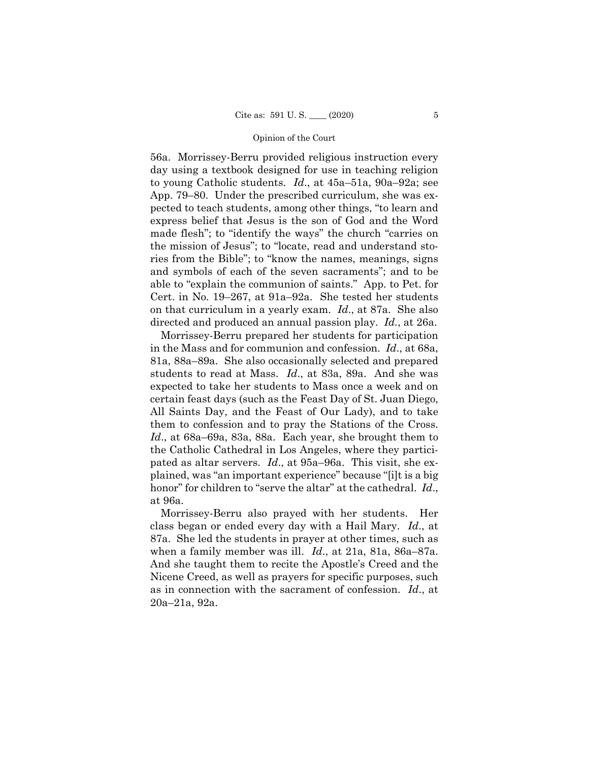56a. Morrissey-Berru provided religious instruction every day using a textbook designed for use in teaching religion to young Catholic students. *Id*., at 45a–51a, 90a–92a; see App. 79–80. Under the prescribed curriculum, she was expected to teach students, among other things, "to learn and express belief that Jesus is the son of God and the Word made flesh"; to "identify the ways" the church "carries on the mission of Jesus"; to "locate, read and understand stories from the Bible"; to "know the names, meanings, signs and symbols of each of the seven sacraments"; and to be able to "explain the communion of saints." App. to Pet. for Cert. in No. 19–267, at 91a–92a. She tested her students on that curriculum in a yearly exam. *Id*., at 87a. She also directed and produced an annual passion play. *Id*., at 26a.

Morrissey-Berru prepared her students for participation in the Mass and for communion and confession. *Id*., at 68a, 81a, 88a–89a. She also occasionally selected and prepared students to read at Mass. *Id*., at 83a, 89a. And she was expected to take her students to Mass once a week and on certain feast days (such as the Feast Day of St. Juan Diego, All Saints Day, and the Feast of Our Lady), and to take them to confession and to pray the Stations of the Cross. *Id*., at 68a–69a, 83a, 88a. Each year, she brought them to the Catholic Cathedral in Los Angeles, where they participated as altar servers. *Id*., at 95a–96a. This visit, she explained, was "an important experience" because "[i]t is a big honor" for children to "serve the altar" at the cathedral. *Id*., at 96a.

Morrissey-Berru also prayed with her students. Her class began or ended every day with a Hail Mary. *Id*., at 87a. She led the students in prayer at other times, such as when a family member was ill. *Id*., at 21a, 81a, 86a–87a. And she taught them to recite the Apostle's Creed and the Nicene Creed, as well as prayers for specific purposes, such as in connection with the sacrament of confession. *Id*., at 20a–21a, 92a.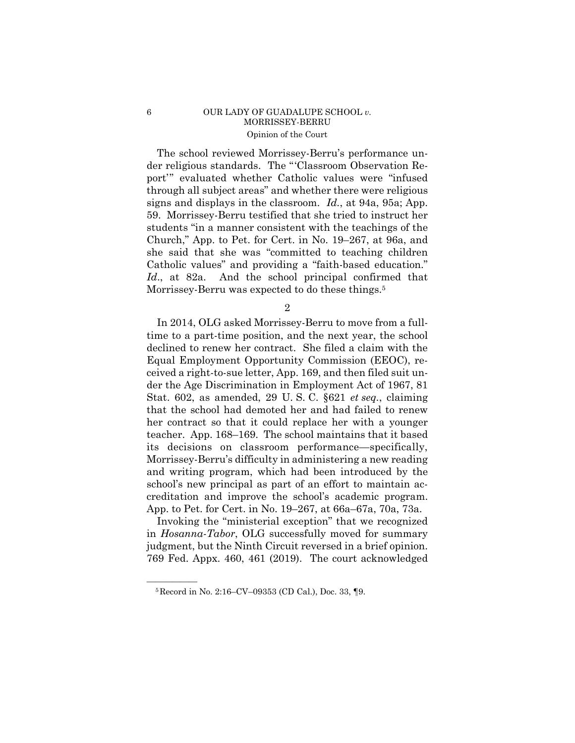The school reviewed Morrissey-Berru's performance under religious standards. The "'Classroom Observation Report'" evaluated whether Catholic values were "infused through all subject areas" and whether there were religious signs and displays in the classroom. *Id.*, at 94a, 95a; App. 59. Morrissey-Berru testified that she tried to instruct her students "in a manner consistent with the teachings of the Church," App. to Pet. for Cert. in No. 19–267, at 96a, and she said that she was "committed to teaching children Catholic values" and providing a "faith-based education." *Id.*, at 82a. And the school principal confirmed that Morrissey-Berru was expected to do these things.[5]

2

In 2014, OLG asked Morrissey-Berru to move from a full-time to a part-time position, and the next year, the school declined to renew her contract. She filed a claim with the Equal Employment Opportunity Commission (EEOC), received a right-to-sue letter, App. 169, and then filed suit under the Age Discrimination in Employment Act of 1967, 81 Stat. 602, as amended, 29 U. S. C. §621 *et seq.*, claiming that the school had demoted her and had failed to renew her contract so that it could replace her with a younger teacher. App. 168–169. The school maintains that it based its decisions on classroom performance—specifically, Morrissey-Berru's difficulty in administering a new reading and writing program, which had been introduced by the school's new principal as part of an effort to maintain accreditation and improve the school's academic program. App. to Pet. for Cert. in No. 19–267, at 66a–67a, 70a, 73a.

Invoking the "ministerial exception" that we recognized in *Hosanna-Tabor*, OLG successfully moved for summary judgment, but the Ninth Circuit reversed in a brief opinion. 769 Fed. Appx. 460, 461 (2019). The court acknowledged

[5] Record in No. 2:16–CV–09353 (CD Cal.), Doc. 33, ¶9.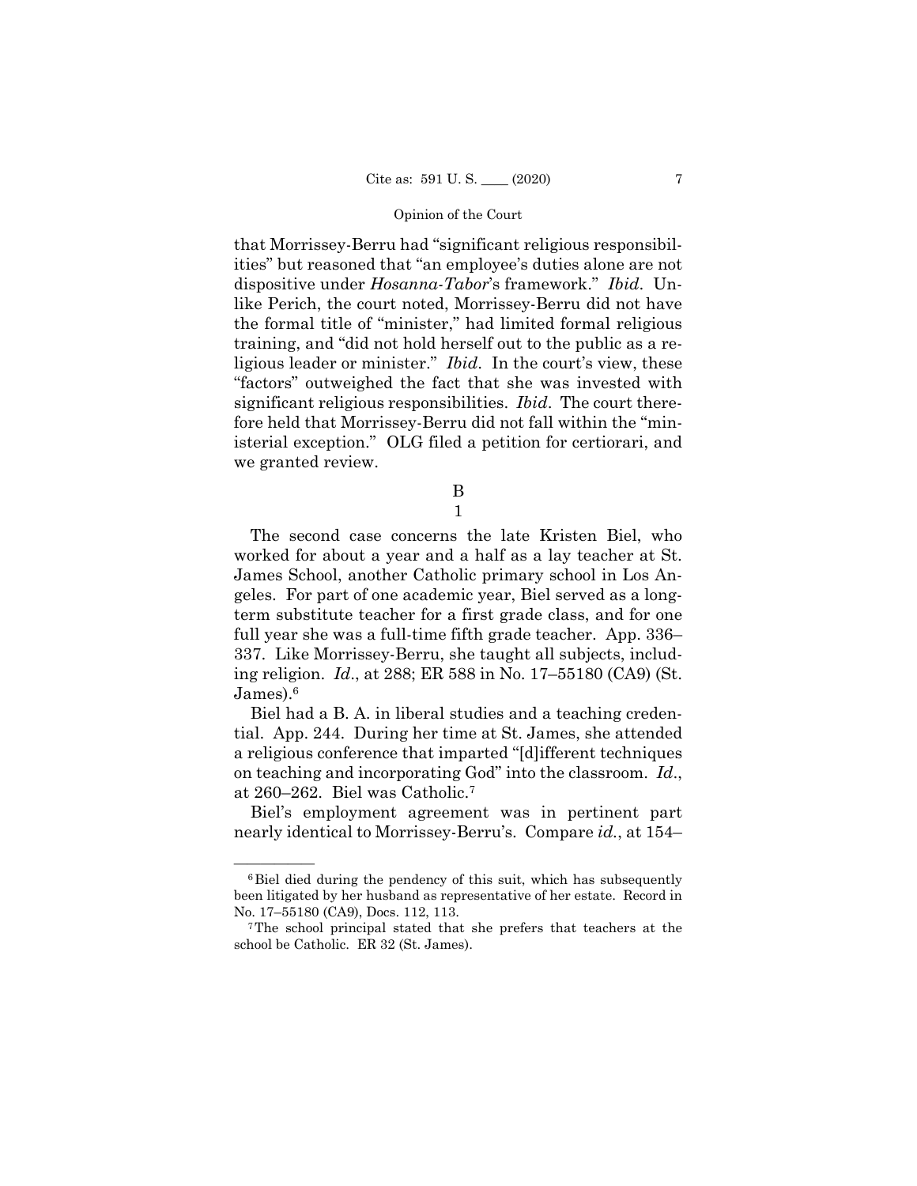that Morrissey-Berru had "significant religious responsibilities" but reasoned that "an employee's duties alone are not dispositive under *Hosanna-Tabor*'s framework." *Ibid*. Unlike Perich, the court noted, Morrissey-Berru did not have the formal title of "minister," had limited formal religious training, and "did not hold herself out to the public as a religious leader or minister." *Ibid*. In the court's view, these "factors" outweighed the fact that she was invested with significant religious responsibilities. *Ibid*. The court therefore held that Morrissey-Berru did not fall within the "ministerial exception." OLG filed a petition for certiorari, and we granted review.

### B

#### 1

The second case concerns the late Kristen Biel, who worked for about a year and a half as a lay teacher at St. James School, another Catholic primary school in Los Angeles. For part of one academic year, Biel served as a long-term substitute teacher for a first grade class, and for one full year she was a full-time fifth grade teacher. App. 336–337. Like Morrissey-Berru, she taught all subjects, including religion. *Id*., at 288; ER 588 in No. 17–55180 (CA9) (St. James).[6]

Biel had a B. A. in liberal studies and a teaching credential. App. 244. During her time at St. James, she attended a religious conference that imparted "[d]ifferent techniques on teaching and incorporating God" into the classroom. *Id*., at 260–262. Biel was Catholic.[7]

Biel's employment agreement was in pertinent part nearly identical to Morrissey-Berru's. Compare *id*., at 154–

---

[6] Biel died during the pendency of this suit, which has subsequently been litigated by her husband as representative of her estate. Record in No. 17–55180 (CA9), Docs. 112, 113.

[7] The school principal stated that she prefers that teachers at the school be Catholic. ER 32 (St. James).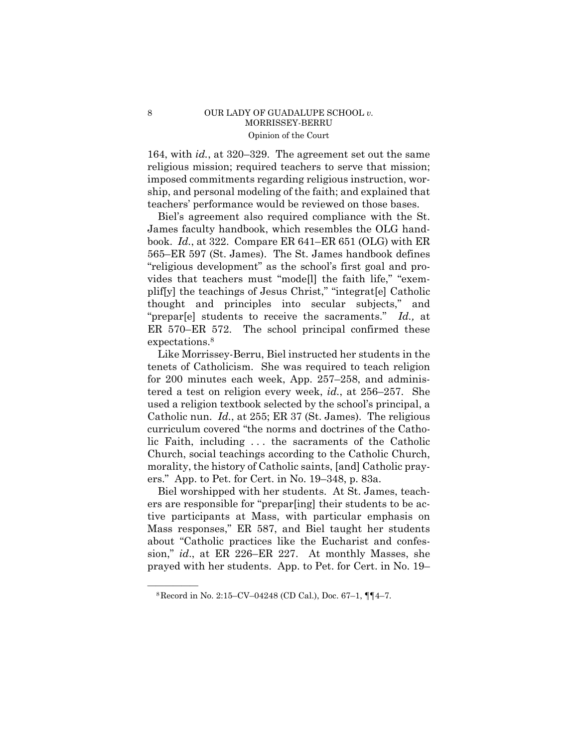164, with *id.*, at 320–329. The agreement set out the same religious mission; required teachers to serve that mission; imposed commitments regarding religious instruction, worship, and personal modeling of the faith; and explained that teachers' performance would be reviewed on those bases.

Biel's agreement also required compliance with the St. James faculty handbook, which resembles the OLG handbook. *Id.*, at 322. Compare ER 641–ER 651 (OLG) with ER 565–ER 597 (St. James). The St. James handbook defines "religious development" as the school's first goal and provides that teachers must "mode[l] the faith life," "exemplif[y] the teachings of Jesus Christ," "integrat[e] Catholic thought and principles into secular subjects," and "prepar[e] students to receive the sacraments." *Id.,* at ER 570–ER 572. The school principal confirmed these expectations.[8]

Like Morrissey-Berru, Biel instructed her students in the tenets of Catholicism. She was required to teach religion for 200 minutes each week, App. 257–258, and administered a test on religion every week, *id.*, at 256–257. She used a religion textbook selected by the school's principal, a Catholic nun. *Id.*, at 255; ER 37 (St. James). The religious curriculum covered "the norms and doctrines of the Catholic Faith, including . . . the sacraments of the Catholic Church, social teachings according to the Catholic Church, morality, the history of Catholic saints, [and] Catholic prayers." App. to Pet. for Cert. in No. 19–348, p. 83a.

Biel worshipped with her students. At St. James, teachers are responsible for "prepar[ing] their students to be active participants at Mass, with particular emphasis on Mass responses," ER 587, and Biel taught her students about "Catholic practices like the Eucharist and confession," *id*., at ER 226–ER 227. At monthly Masses, she prayed with her students. App. to Pet. for Cert. in No. 19–

---

[8] Record in No. 2:15–CV–04248 (CD Cal.), Doc. 67–1, ¶¶4–7.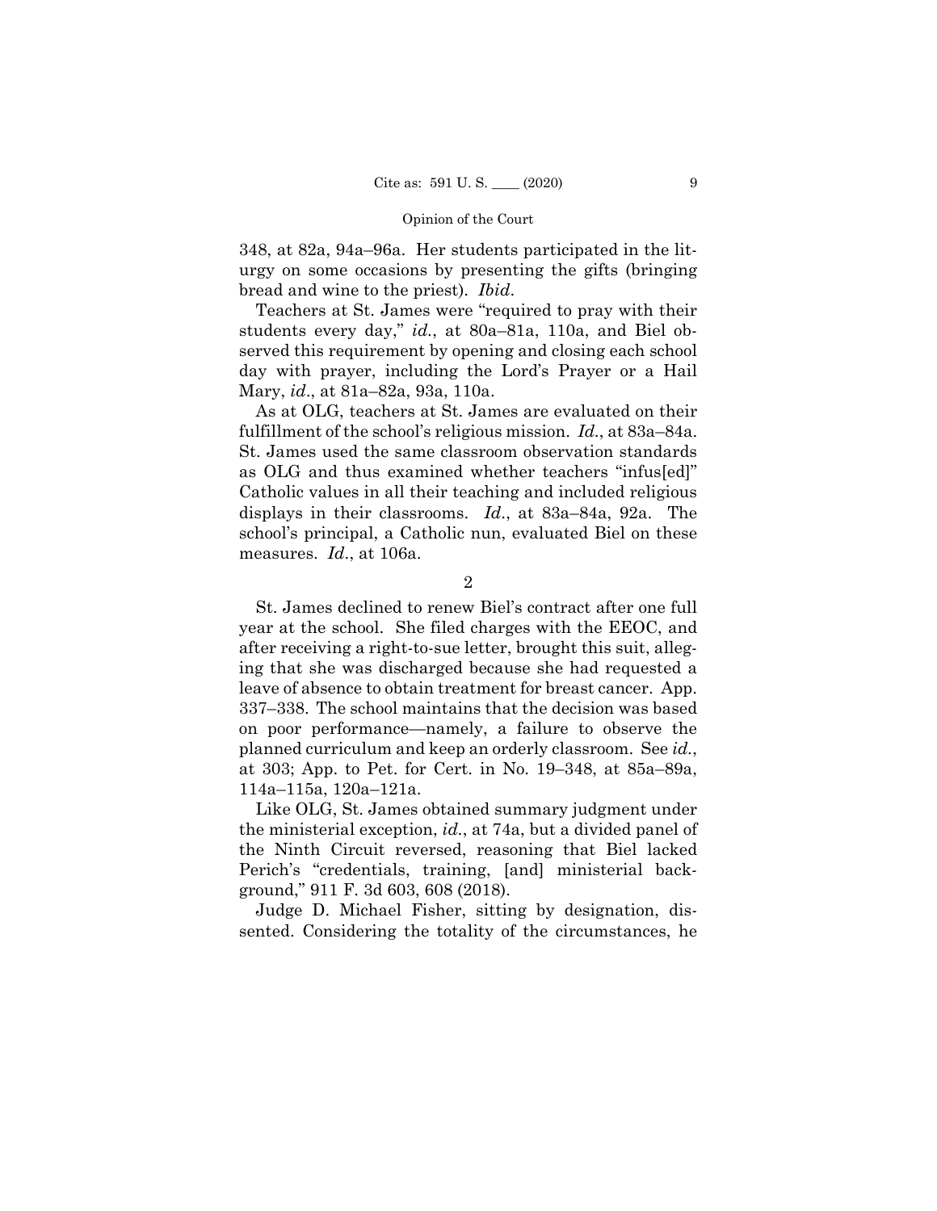348, at 82a, 94a–96a. Her students participated in the liturgy on some occasions by presenting the gifts (bringing bread and wine to the priest). *Ibid*.

Teachers at St. James were "required to pray with their students every day," *id.*, at 80a–81a, 110a, and Biel observed this requirement by opening and closing each school day with prayer, including the Lord's Prayer or a Hail Mary, *id*., at 81a–82a, 93a, 110a.

As at OLG, teachers at St. James are evaluated on their fulfillment of the school's religious mission. *Id.*, at 83a–84a. St. James used the same classroom observation standards as OLG and thus examined whether teachers "infus[ed]" Catholic values in all their teaching and included religious displays in their classrooms. *Id*., at 83a–84a, 92a. The school's principal, a Catholic nun, evaluated Biel on these measures. *Id*., at 106a.

2

St. James declined to renew Biel's contract after one full year at the school. She filed charges with the EEOC, and after receiving a right-to-sue letter, brought this suit, alleging that she was discharged because she had requested a leave of absence to obtain treatment for breast cancer. App. 337–338. The school maintains that the decision was based on poor performance—namely, a failure to observe the planned curriculum and keep an orderly classroom. See *id.*, at 303; App. to Pet. for Cert. in No. 19–348, at 85a–89a, 114a–115a, 120a–121a.

Like OLG, St. James obtained summary judgment under the ministerial exception, *id.*, at 74a, but a divided panel of the Ninth Circuit reversed, reasoning that Biel lacked Perich's "credentials, training, [and] ministerial background," 911 F. 3d 603, 608 (2018).

Judge D. Michael Fisher, sitting by designation, dissented. Considering the totality of the circumstances, he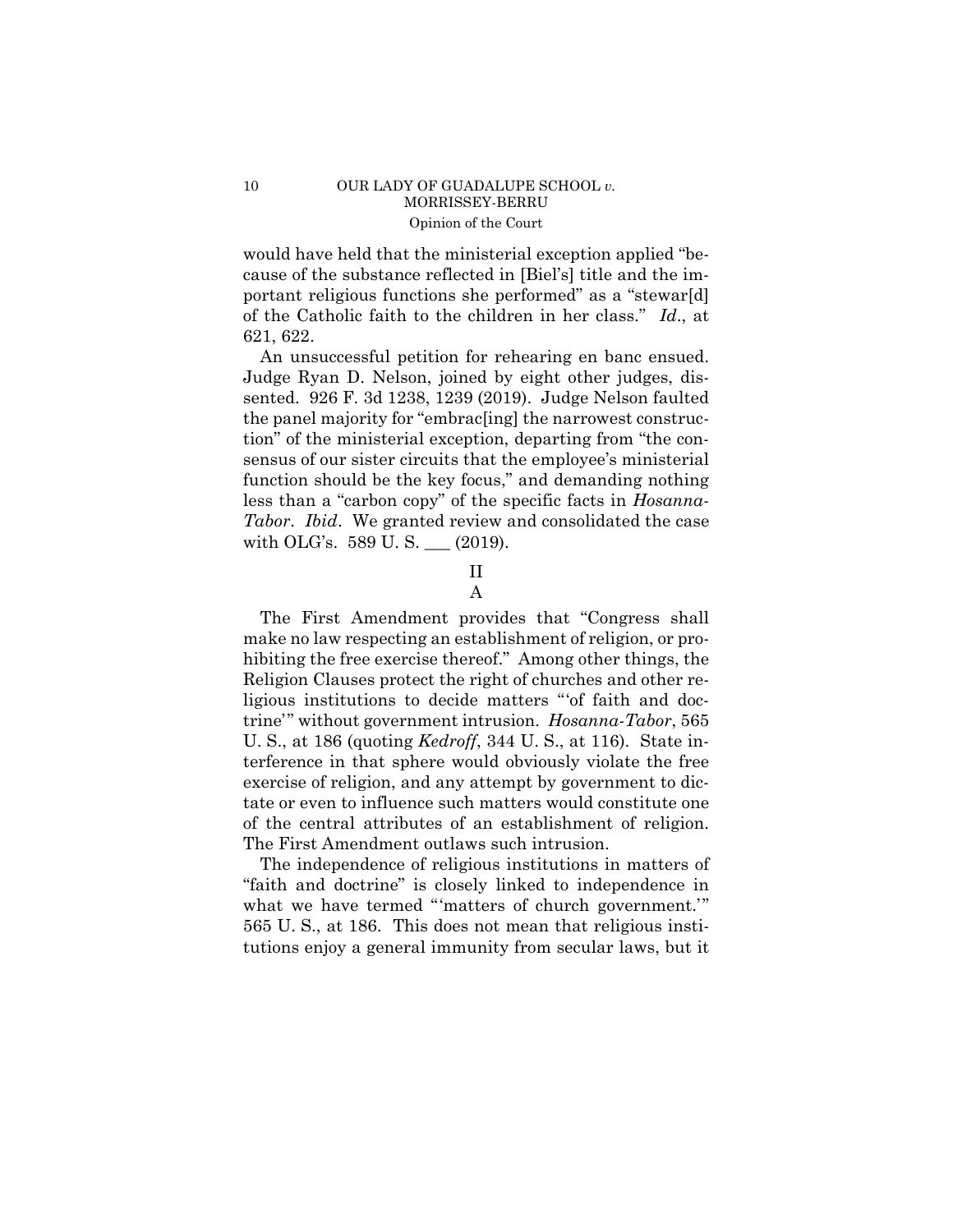would have held that the ministerial exception applied "because of the substance reflected in [Biel's] title and the important religious functions she performed" as a "stewar[d] of the Catholic faith to the children in her class." *Id*., at 621, 622.

An unsuccessful petition for rehearing en banc ensued. Judge Ryan D. Nelson, joined by eight other judges, dissented. 926 F. 3d 1238, 1239 (2019). Judge Nelson faulted the panel majority for "embrac[ing] the narrowest construction" of the ministerial exception, departing from "the consensus of our sister circuits that the employee's ministerial function should be the key focus," and demanding nothing less than a "carbon copy" of the specific facts in *Hosanna-Tabor*. *Ibid*. We granted review and consolidated the case with OLG's. 589 U. S. ___ (2019).

## II

### A

The First Amendment provides that "Congress shall make no law respecting an establishment of religion, or prohibiting the free exercise thereof." Among other things, the Religion Clauses protect the right of churches and other religious institutions to decide matters "'of faith and doctrine'" without government intrusion. *Hosanna-Tabor*, 565 U. S., at 186 (quoting *Kedroff*, 344 U. S., at 116). State interference in that sphere would obviously violate the free exercise of religion, and any attempt by government to dictate or even to influence such matters would constitute one of the central attributes of an establishment of religion. The First Amendment outlaws such intrusion.

The independence of religious institutions in matters of "faith and doctrine" is closely linked to independence in what we have termed "'matters of church government.'" 565 U. S., at 186. This does not mean that religious institutions enjoy a general immunity from secular laws, but it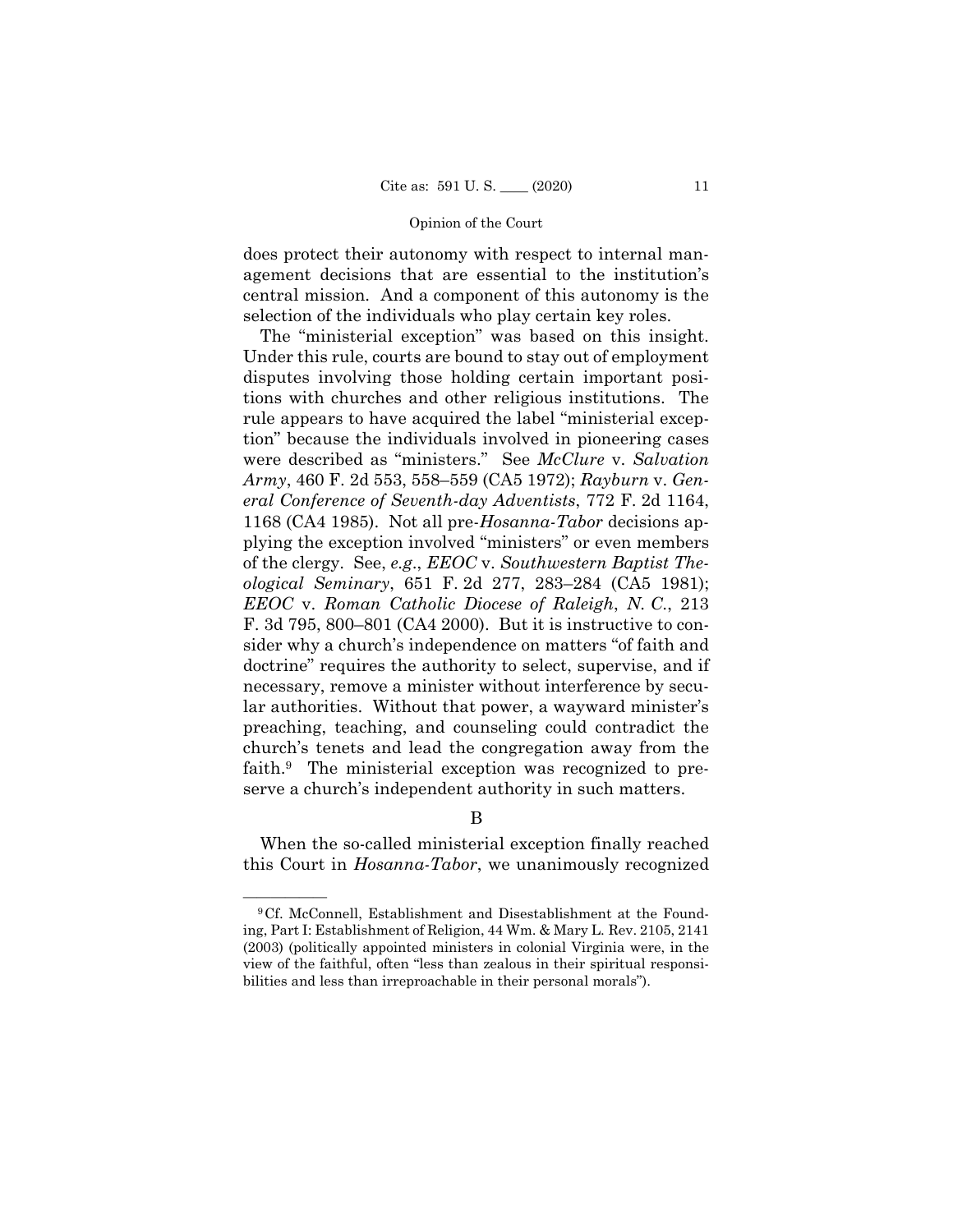does protect their autonomy with respect to internal management decisions that are essential to the institution's central mission. And a component of this autonomy is the selection of the individuals who play certain key roles.

The "ministerial exception" was based on this insight. Under this rule, courts are bound to stay out of employment disputes involving those holding certain important positions with churches and other religious institutions. The rule appears to have acquired the label "ministerial exception" because the individuals involved in pioneering cases were described as "ministers." See *McClure* v. *Salvation Army*, 460 F. 2d 553, 558–559 (CA5 1972); *Rayburn* v. *General Conference of Seventh-day Adventists*, 772 F. 2d 1164, 1168 (CA4 1985). Not all pre-*Hosanna-Tabor* decisions applying the exception involved "ministers" or even members of the clergy. See, *e.g.*, *EEOC* v. *Southwestern Baptist Theological Seminary*, 651 F. 2d 277, 283–284 (CA5 1981); *EEOC* v. *Roman Catholic Diocese of Raleigh*, *N. C.*, 213 F. 3d 795, 800–801 (CA4 2000). But it is instructive to consider why a church's independence on matters "of faith and doctrine" requires the authority to select, supervise, and if necessary, remove a minister without interference by secular authorities. Without that power, a wayward minister's preaching, teaching, and counseling could contradict the church's tenets and lead the congregation away from the faith.[9] The ministerial exception was recognized to preserve a church's independent authority in such matters.

## B

When the so-called ministerial exception finally reached this Court in *Hosanna-Tabor*, we unanimously recognized

---

[9] Cf. McConnell, Establishment and Disestablishment at the Founding, Part I: Establishment of Religion, 44 Wm. & Mary L. Rev. 2105, 2141 (2003) (politically appointed ministers in colonial Virginia were, in the view of the faithful, often "less than zealous in their spiritual responsibilities and less than irreproachable in their personal morals").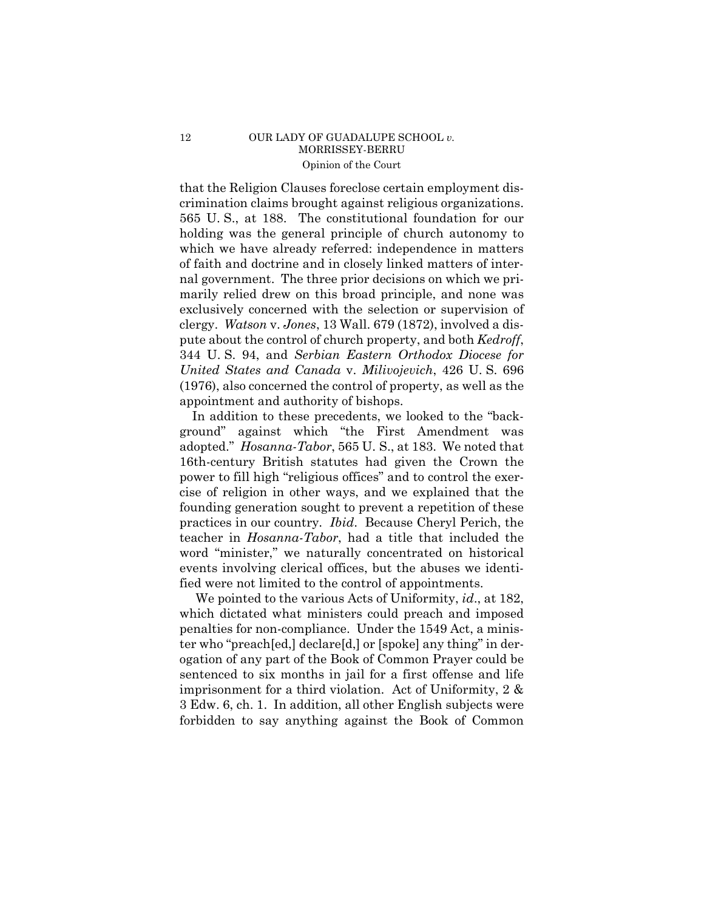that the Religion Clauses foreclose certain employment discrimination claims brought against religious organizations. 565 U. S., at 188. The constitutional foundation for our holding was the general principle of church autonomy to which we have already referred: independence in matters of faith and doctrine and in closely linked matters of internal government. The three prior decisions on which we primarily relied drew on this broad principle, and none was exclusively concerned with the selection or supervision of clergy. *Watson* v. *Jones*, 13 Wall. 679 (1872), involved a dispute about the control of church property, and both *Kedroff*, 344 U. S. 94, and *Serbian Eastern Orthodox Diocese for United States and Canada* v. *Milivojevich*, 426 U. S. 696 (1976), also concerned the control of property, as well as the appointment and authority of bishops.

In addition to these precedents, we looked to the "background" against which "the First Amendment was adopted." *Hosanna-Tabor*, 565 U. S., at 183. We noted that 16th-century British statutes had given the Crown the power to fill high "religious offices" and to control the exercise of religion in other ways, and we explained that the founding generation sought to prevent a repetition of these practices in our country. *Ibid*. Because Cheryl Perich, the teacher in *Hosanna-Tabor*, had a title that included the word "minister," we naturally concentrated on historical events involving clerical offices, but the abuses we identified were not limited to the control of appointments.

We pointed to the various Acts of Uniformity, *id*., at 182, which dictated what ministers could preach and imposed penalties for non-compliance. Under the 1549 Act, a minister who "preach[ed,] declare[d,] or [spoke] any thing" in derogation of any part of the Book of Common Prayer could be sentenced to six months in jail for a first offense and life imprisonment for a third violation. Act of Uniformity, 2 & 3 Edw. 6, ch. 1. In addition, all other English subjects were forbidden to say anything against the Book of Common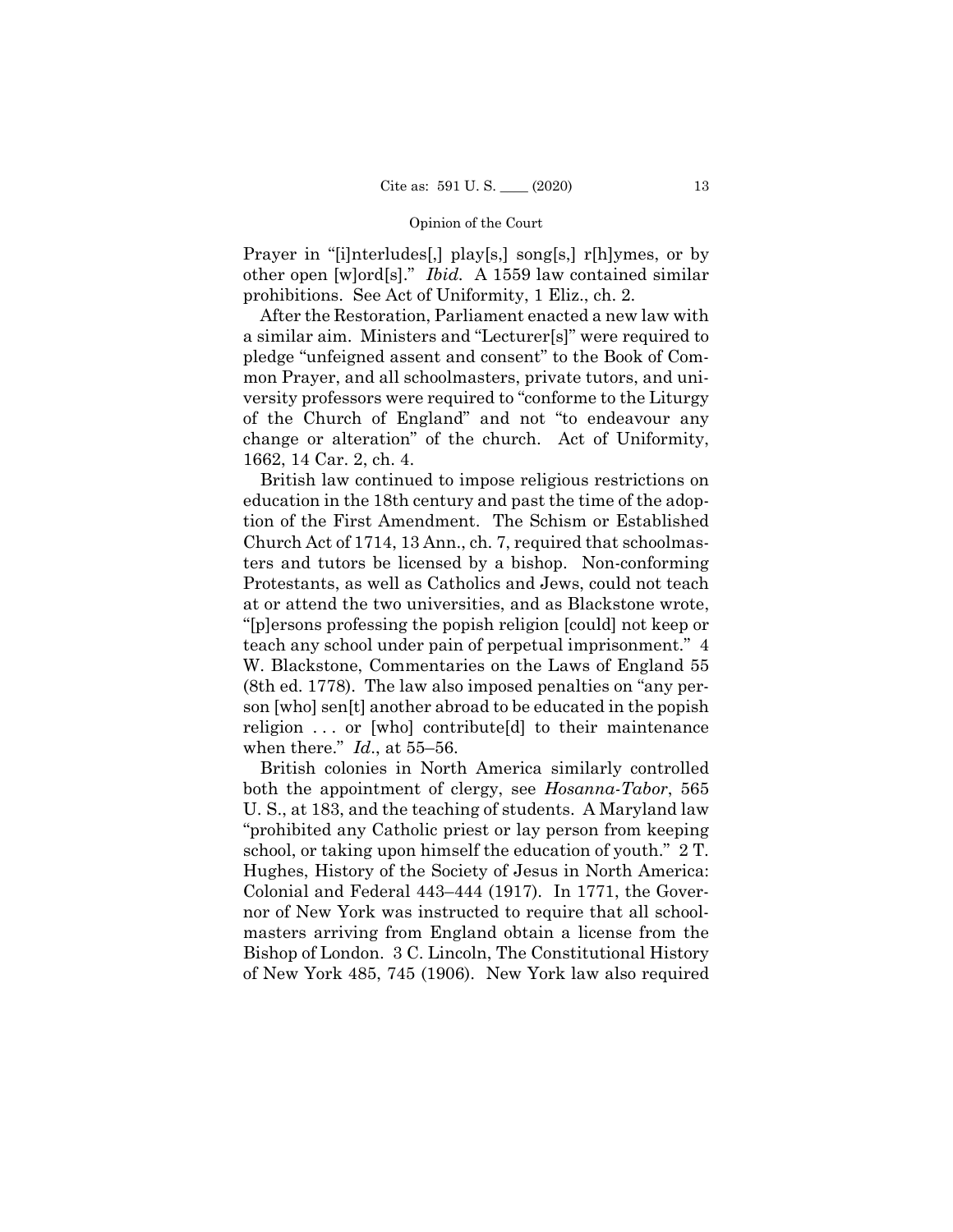Prayer in "[i]nterludes[,] play[s,] song[s,] r[h]ymes, or by other open [w]ord[s]." *Ibid.* A 1559 law contained similar prohibitions. See Act of Uniformity, 1 Eliz., ch. 2.

After the Restoration, Parliament enacted a new law with a similar aim. Ministers and "Lecturer[s]" were required to pledge "unfeigned assent and consent" to the Book of Common Prayer, and all schoolmasters, private tutors, and university professors were required to "conforme to the Liturgy of the Church of England" and not "to endeavour any change or alteration" of the church. Act of Uniformity, 1662, 14 Car. 2, ch. 4.

British law continued to impose religious restrictions on education in the 18th century and past the time of the adoption of the First Amendment. The Schism or Established Church Act of 1714, 13 Ann., ch. 7, required that schoolmasters and tutors be licensed by a bishop. Non-conforming Protestants, as well as Catholics and Jews, could not teach at or attend the two universities, and as Blackstone wrote, "[p]ersons professing the popish religion [could] not keep or teach any school under pain of perpetual imprisonment." 4 W. Blackstone, Commentaries on the Laws of England 55 (8th ed. 1778). The law also imposed penalties on "any person [who] sen[t] another abroad to be educated in the popish religion . . . or [who] contribute[d] to their maintenance when there." *Id.*, at 55–56.

British colonies in North America similarly controlled both the appointment of clergy, see *Hosanna-Tabor*, 565 U. S., at 183, and the teaching of students. A Maryland law "prohibited any Catholic priest or lay person from keeping school, or taking upon himself the education of youth." 2 T. Hughes, History of the Society of Jesus in North America: Colonial and Federal 443–444 (1917). In 1771, the Governor of New York was instructed to require that all schoolmasters arriving from England obtain a license from the Bishop of London. 3 C. Lincoln, The Constitutional History of New York 485, 745 (1906). New York law also required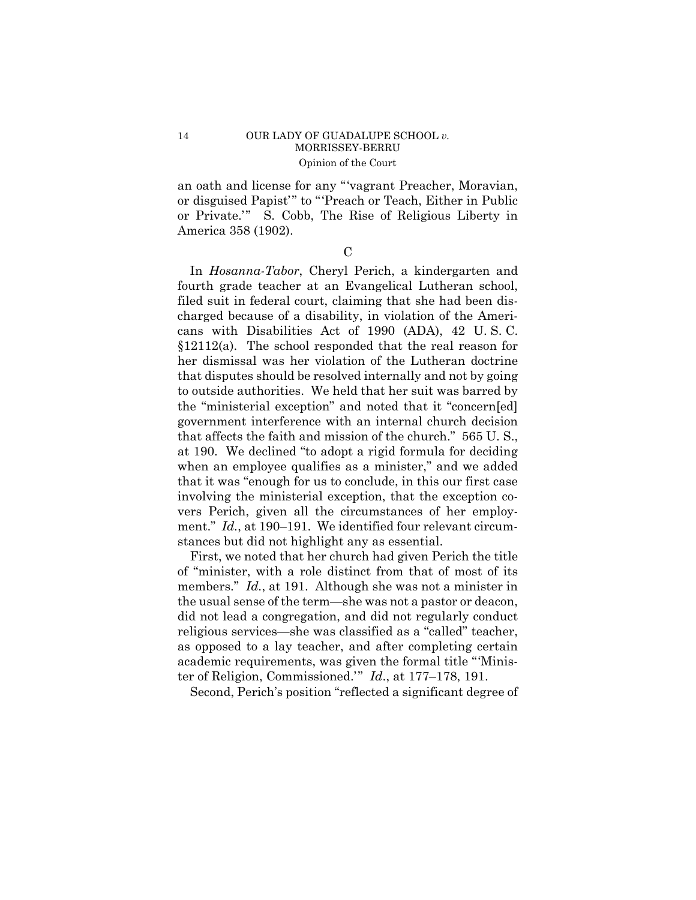an oath and license for any "'vagrant Preacher, Moravian, or disguised Papist'" to "'Preach or Teach, Either in Public or Private.'" S. Cobb, The Rise of Religious Liberty in America 358 (1902).

C

In *Hosanna-Tabor*, Cheryl Perich, a kindergarten and fourth grade teacher at an Evangelical Lutheran school, filed suit in federal court, claiming that she had been discharged because of a disability, in violation of the Americans with Disabilities Act of 1990 (ADA), 42 U. S. C. §12112(a). The school responded that the real reason for her dismissal was her violation of the Lutheran doctrine that disputes should be resolved internally and not by going to outside authorities. We held that her suit was barred by the "ministerial exception" and noted that it "concern[ed] government interference with an internal church decision that affects the faith and mission of the church." 565 U. S., at 190. We declined "to adopt a rigid formula for deciding when an employee qualifies as a minister," and we added that it was "enough for us to conclude, in this our first case involving the ministerial exception, that the exception covers Perich, given all the circumstances of her employment." *Id.*, at 190–191. We identified four relevant circumstances but did not highlight any as essential.

First, we noted that her church had given Perich the title of "minister, with a role distinct from that of most of its members." *Id.*, at 191. Although she was not a minister in the usual sense of the term—she was not a pastor or deacon, did not lead a congregation, and did not regularly conduct religious services—she was classified as a "called" teacher, as opposed to a lay teacher, and after completing certain academic requirements, was given the formal title "'Minister of Religion, Commissioned.'" *Id.*, at 177–178, 191.

Second, Perich's position "reflected a significant degree of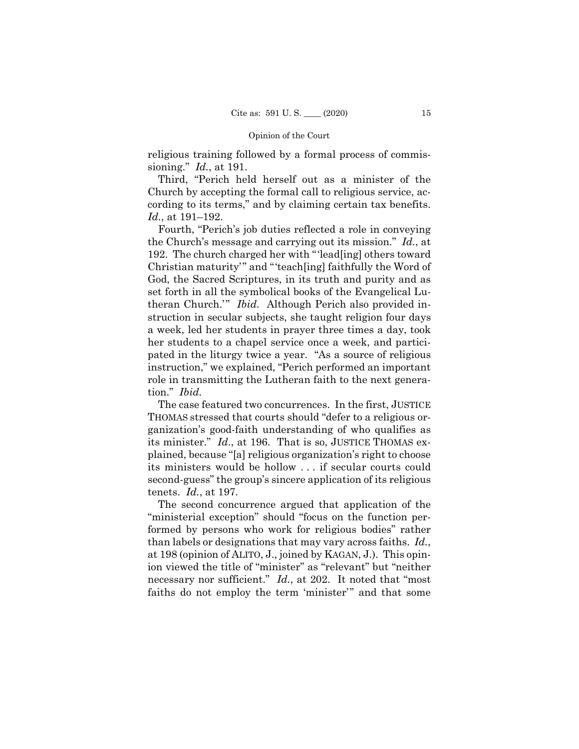religious training followed by a formal process of commissioning." *Id.*, at 191.

Third, "Perich held herself out as a minister of the Church by accepting the formal call to religious service, according to its terms," and by claiming certain tax benefits. *Id.*, at 191–192.

Fourth, "Perich's job duties reflected a role in conveying the Church's message and carrying out its mission." *Id.*, at 192. The church charged her with "'lead[ing] others toward Christian maturity'" and "'teach[ing] faithfully the Word of God, the Sacred Scriptures, in its truth and purity and as set forth in all the symbolical books of the Evangelical Lutheran Church.'" *Ibid.* Although Perich also provided instruction in secular subjects, she taught religion four days a week, led her students in prayer three times a day, took her students to a chapel service once a week, and participated in the liturgy twice a year. "As a source of religious instruction," we explained, "Perich performed an important role in transmitting the Lutheran faith to the next generation." *Ibid.*

The case featured two concurrences. In the first, JUSTICE THOMAS stressed that courts should "defer to a religious organization's good-faith understanding of who qualifies as its minister." *Id.*, at 196. That is so, JUSTICE THOMAS explained, because "[a] religious organization's right to choose its ministers would be hollow . . . if secular courts could second-guess" the group's sincere application of its religious tenets. *Id.*, at 197.

The second concurrence argued that application of the "ministerial exception" should "focus on the function performed by persons who work for religious bodies" rather than labels or designations that may vary across faiths. *Id.*, at 198 (opinion of ALITO, J., joined by KAGAN, J.). This opinion viewed the title of "minister" as "relevant" but "neither necessary nor sufficient." *Id.*, at 202. It noted that "most faiths do not employ the term 'minister'" and that some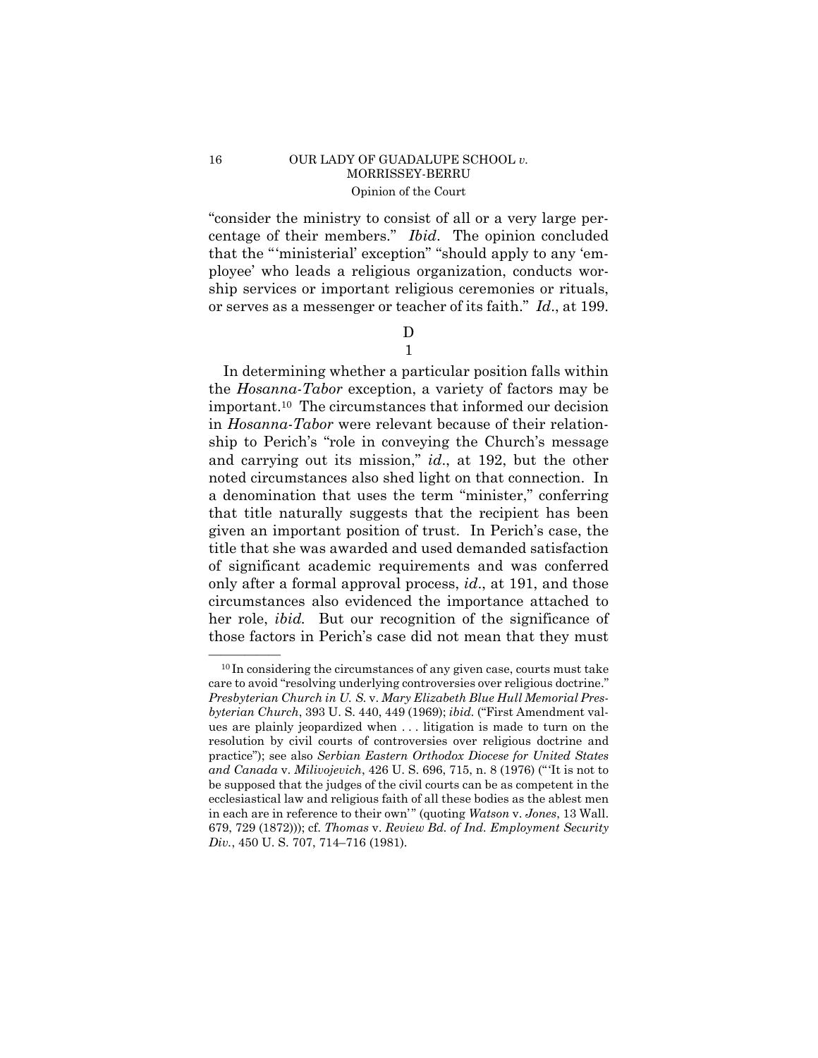"consider the ministry to consist of all or a very large percentage of their members." *Ibid*. The opinion concluded that the "'ministerial' exception" "should apply to any 'employee' who leads a religious organization, conducts worship services or important religious ceremonies or rituals, or serves as a messenger or teacher of its faith." *Id*., at 199.

## D

### 1

In determining whether a particular position falls within the *Hosanna-Tabor* exception, a variety of factors may be important.[10] The circumstances that informed our decision in *Hosanna-Tabor* were relevant because of their relationship to Perich's "role in conveying the Church's message and carrying out its mission," *id*., at 192, but the other noted circumstances also shed light on that connection. In a denomination that uses the term "minister," conferring that title naturally suggests that the recipient has been given an important position of trust. In Perich's case, the title that she was awarded and used demanded satisfaction of significant academic requirements and was conferred only after a formal approval process, *id*., at 191, and those circumstances also evidenced the importance attached to her role, *ibid.* But our recognition of the significance of those factors in Perich's case did not mean that they must

---

[10] In considering the circumstances of any given case, courts must take care to avoid "resolving underlying controversies over religious doctrine." *Presbyterian Church in U. S.* v. *Mary Elizabeth Blue Hull Memorial Presbyterian Church*, 393 U. S. 440, 449 (1969); *ibid.* ("First Amendment values are plainly jeopardized when . . . litigation is made to turn on the resolution by civil courts of controversies over religious doctrine and practice"); see also *Serbian Eastern Orthodox Diocese for United States and Canada* v. *Milivojevich*, 426 U. S. 696, 715, n. 8 (1976) ("'It is not to be supposed that the judges of the civil courts can be as competent in the ecclesiastical law and religious faith of all these bodies as the ablest men in each are in reference to their own'" (quoting *Watson* v. *Jones*, 13 Wall. 679, 729 (1872))); cf. *Thomas* v. *Review Bd. of Ind. Employment Security Div.*, 450 U. S. 707, 714–716 (1981).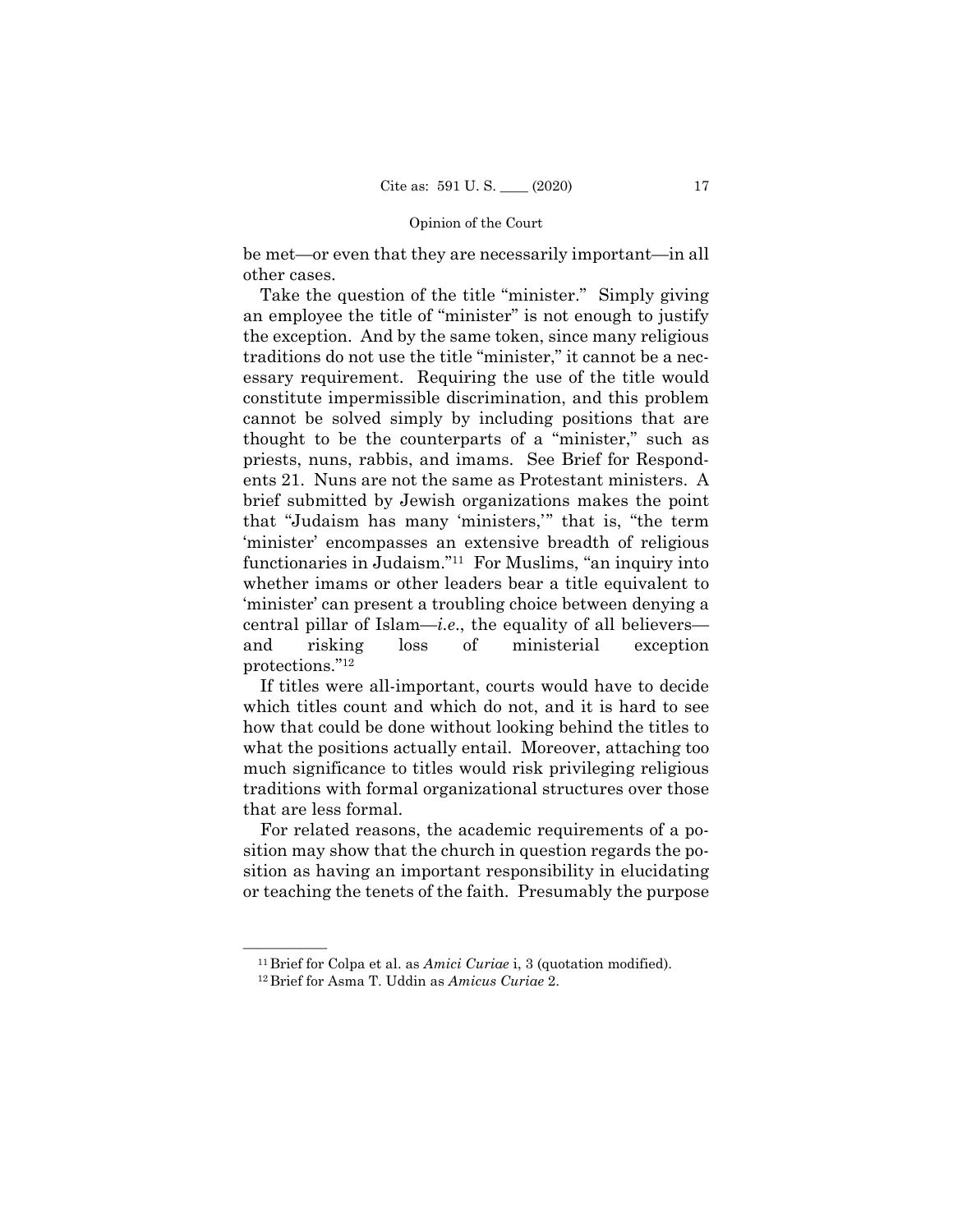be met—or even that they are necessarily important—in all other cases.

Take the question of the title "minister." Simply giving an employee the title of "minister" is not enough to justify the exception. And by the same token, since many religious traditions do not use the title "minister," it cannot be a necessary requirement. Requiring the use of the title would constitute impermissible discrimination, and this problem cannot be solved simply by including positions that are thought to be the counterparts of a "minister," such as priests, nuns, rabbis, and imams. See Brief for Respondents 21. Nuns are not the same as Protestant ministers. A brief submitted by Jewish organizations makes the point that "Judaism has many 'ministers,'" that is, "the term 'minister' encompasses an extensive breadth of religious functionaries in Judaism."[11] For Muslims, "an inquiry into whether imams or other leaders bear a title equivalent to 'minister' can present a troubling choice between denying a central pillar of Islam—*i.e.*, the equality of all believers—and risking loss of ministerial exception protections."[12]

If titles were all-important, courts would have to decide which titles count and which do not, and it is hard to see how that could be done without looking behind the titles to what the positions actually entail. Moreover, attaching too much significance to titles would risk privileging religious traditions with formal organizational structures over those that are less formal.

For related reasons, the academic requirements of a position may show that the church in question regards the position as having an important responsibility in elucidating or teaching the tenets of the faith. Presumably the purpose

---

[11] Brief for Colpa et al. as *Amici Curiae* i, 3 (quotation modified).

[12] Brief for Asma T. Uddin as *Amicus Curiae* 2.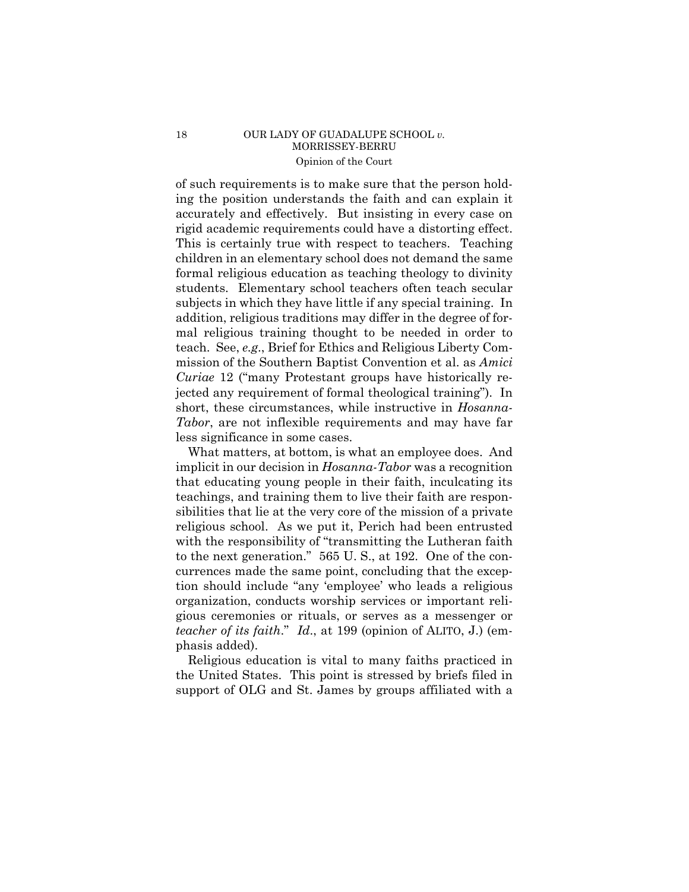of such requirements is to make sure that the person holding the position understands the faith and can explain it accurately and effectively. But insisting in every case on rigid academic requirements could have a distorting effect. This is certainly true with respect to teachers. Teaching children in an elementary school does not demand the same formal religious education as teaching theology to divinity students. Elementary school teachers often teach secular subjects in which they have little if any special training. In addition, religious traditions may differ in the degree of formal religious training thought to be needed in order to teach. See, *e.g.*, Brief for Ethics and Religious Liberty Commission of the Southern Baptist Convention et al. as *Amici Curiae* 12 ("many Protestant groups have historically rejected any requirement of formal theological training"). In short, these circumstances, while instructive in *Hosanna-Tabor*, are not inflexible requirements and may have far less significance in some cases.

What matters, at bottom, is what an employee does. And implicit in our decision in *Hosanna-Tabor* was a recognition that educating young people in their faith, inculcating its teachings, and training them to live their faith are responsibilities that lie at the very core of the mission of a private religious school. As we put it, Perich had been entrusted with the responsibility of "transmitting the Lutheran faith to the next generation." 565 U. S., at 192. One of the concurrences made the same point, concluding that the exception should include "any 'employee' who leads a religious organization, conducts worship services or important religious ceremonies or rituals, or serves as a messenger or *teacher of its faith*." *Id*., at 199 (opinion of ALITO, J.) (emphasis added).

Religious education is vital to many faiths practiced in the United States. This point is stressed by briefs filed in support of OLG and St. James by groups affiliated with a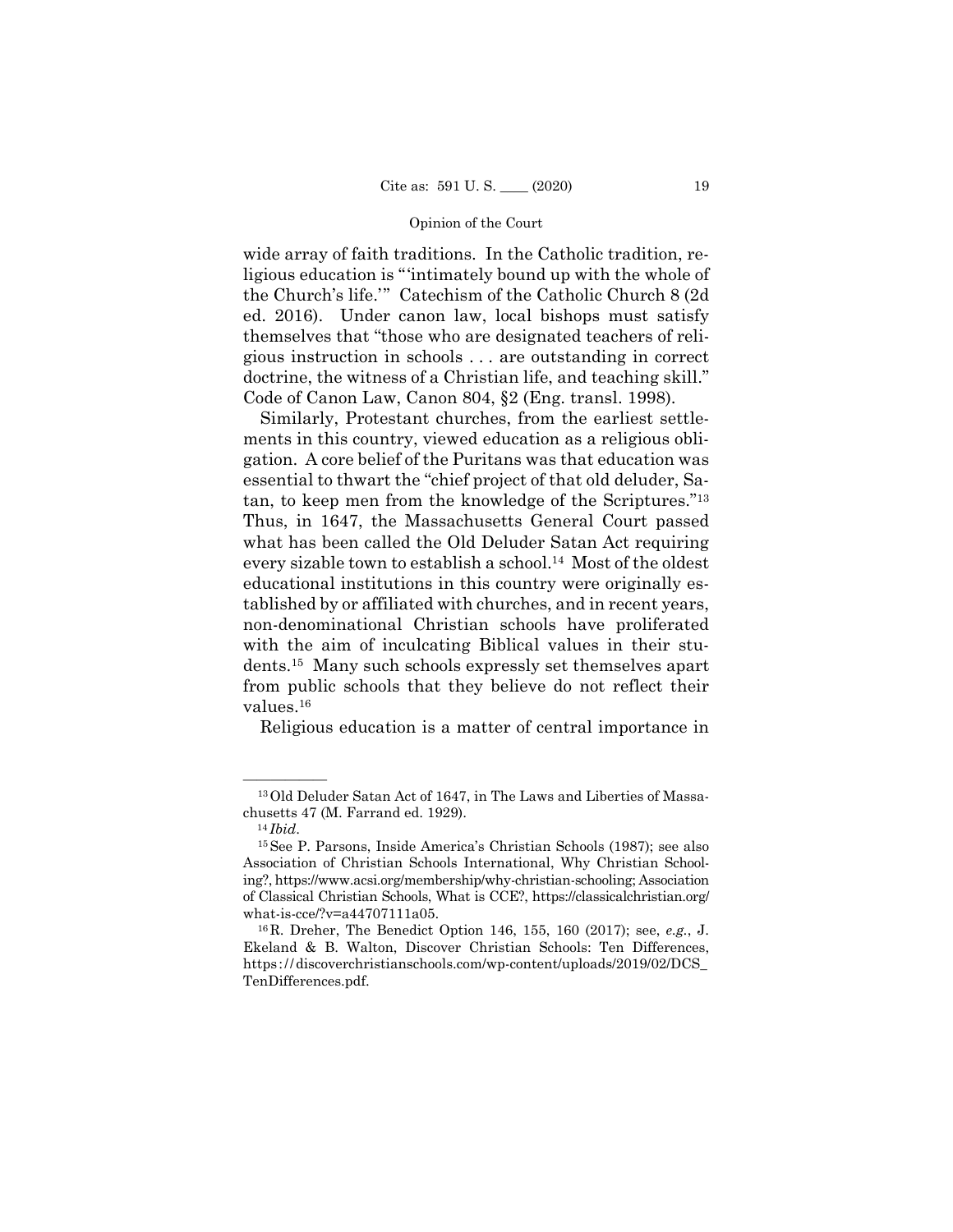wide array of faith traditions. In the Catholic tradition, religious education is "'intimately bound up with the whole of the Church's life.'" Catechism of the Catholic Church 8 (2d ed. 2016). Under canon law, local bishops must satisfy themselves that "those who are designated teachers of religious instruction in schools . . . are outstanding in correct doctrine, the witness of a Christian life, and teaching skill." Code of Canon Law, Canon 804, §2 (Eng. transl. 1998).

Similarly, Protestant churches, from the earliest settlements in this country, viewed education as a religious obligation. A core belief of the Puritans was that education was essential to thwart the "chief project of that old deluder, Satan, to keep men from the knowledge of the Scriptures."[13] Thus, in 1647, the Massachusetts General Court passed what has been called the Old Deluder Satan Act requiring every sizable town to establish a school.[14] Most of the oldest educational institutions in this country were originally established by or affiliated with churches, and in recent years, non-denominational Christian schools have proliferated with the aim of inculcating Biblical values in their students.[15] Many such schools expressly set themselves apart from public schools that they believe do not reflect their values.[16]

Religious education is a matter of central importance in

---

[13] Old Deluder Satan Act of 1647, in The Laws and Liberties of Massachusetts 47 (M. Farrand ed. 1929).

[14] *Ibid*.

[15] See P. Parsons, Inside America's Christian Schools (1987); see also Association of Christian Schools International, Why Christian Schooling?, https://www.acsi.org/membership/why-christian-schooling; Association of Classical Christian Schools, What is CCE?, https://classicalchristian.org/what-is-cce/?v=a44707111a05.

[16] R. Dreher, The Benedict Option 146, 155, 160 (2017); see, *e.g.*, J. Ekeland & B. Walton, Discover Christian Schools: Ten Differences, https://discoverchristianschools.com/wp-content/uploads/2019/02/DCS_TenDifferences.pdf.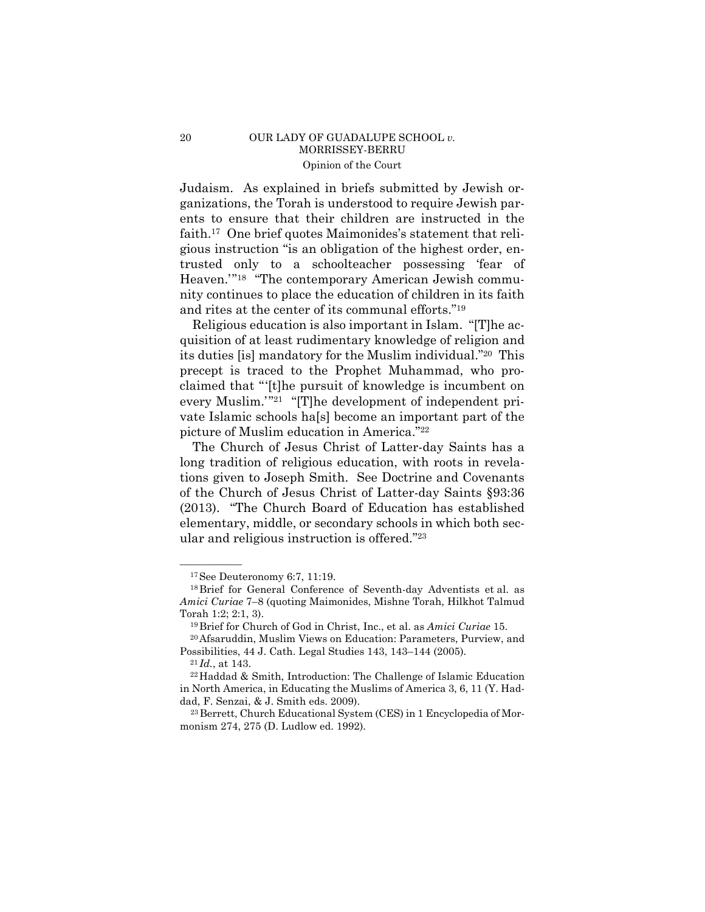Judaism. As explained in briefs submitted by Jewish organizations, the Torah is understood to require Jewish parents to ensure that their children are instructed in the faith.[17] One brief quotes Maimonides's statement that religious instruction "is an obligation of the highest order, entrusted only to a schoolteacher possessing 'fear of Heaven.'"[18] "The contemporary American Jewish community continues to place the education of children in its faith and rites at the center of its communal efforts."[19]

Religious education is also important in Islam. "[T]he acquisition of at least rudimentary knowledge of religion and its duties [is] mandatory for the Muslim individual."[20] This precept is traced to the Prophet Muhammad, who proclaimed that "'[t]he pursuit of knowledge is incumbent on every Muslim.'"[21] "[T]he development of independent private Islamic schools ha[s] become an important part of the picture of Muslim education in America."[22]

The Church of Jesus Christ of Latter-day Saints has a long tradition of religious education, with roots in revelations given to Joseph Smith. See Doctrine and Covenants of the Church of Jesus Christ of Latter-day Saints §93:36 (2013). "The Church Board of Education has established elementary, middle, or secondary schools in which both secular and religious instruction is offered."[23]

---

[17] See Deuteronomy 6:7, 11:19.

[18] Brief for General Conference of Seventh-day Adventists et al. as *Amici Curiae* 7–8 (quoting Maimonides, Mishne Torah, Hilkhot Talmud Torah 1:2; 2:1, 3).

[19] Brief for Church of God in Christ, Inc., et al. as *Amici Curiae* 15.

[20] Afsaruddin, Muslim Views on Education: Parameters, Purview, and Possibilities, 44 J. Cath. Legal Studies 143, 143–144 (2005).

[21] *Id.*, at 143.

[22] Haddad & Smith, Introduction: The Challenge of Islamic Education in North America, in Educating the Muslims of America 3, 6, 11 (Y. Haddad, F. Senzai, & J. Smith eds. 2009).

[23] Berrett, Church Educational System (CES) in 1 Encyclopedia of Mormonism 274, 275 (D. Ludlow ed. 1992).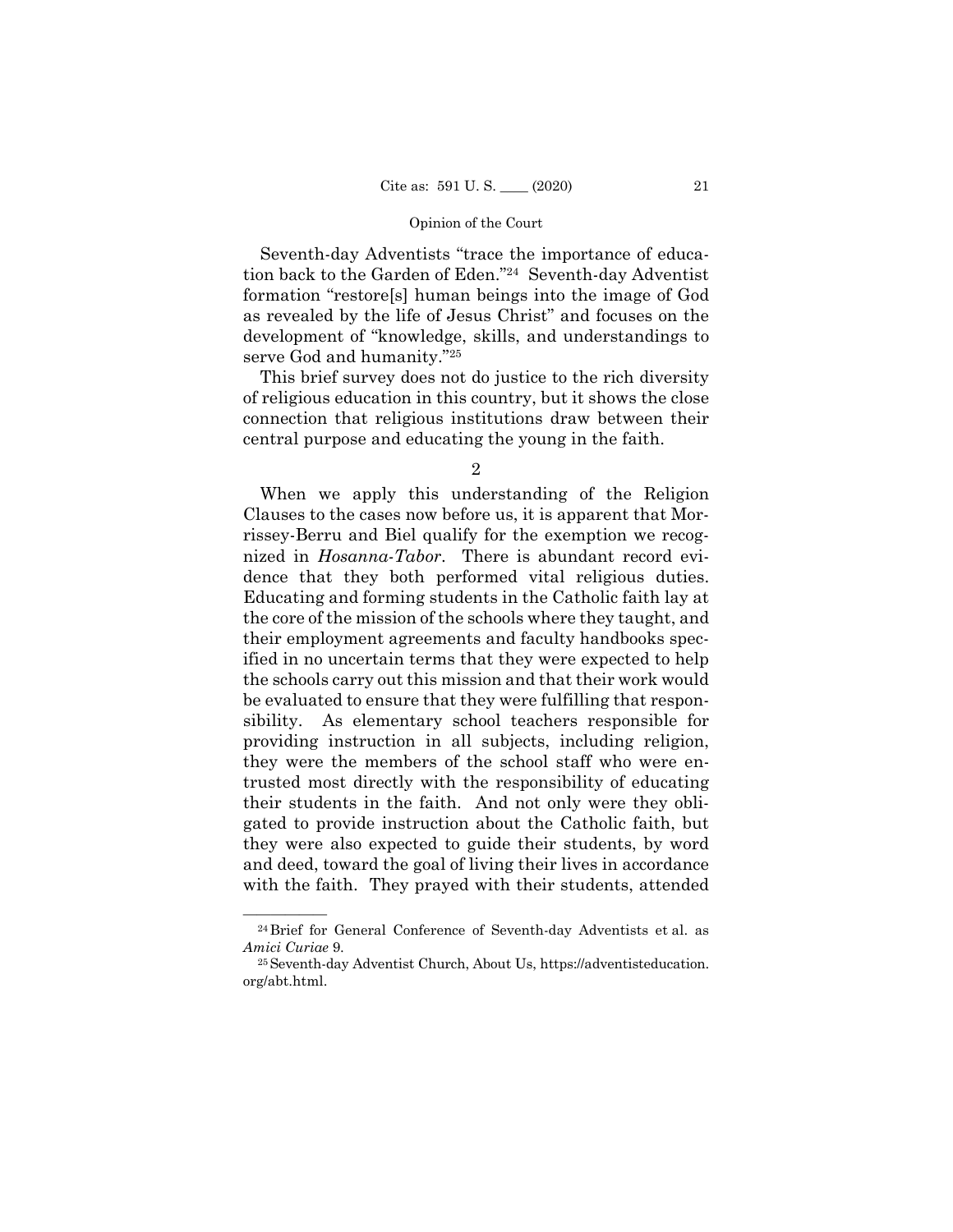Seventh-day Adventists "trace the importance of education back to the Garden of Eden."[24] Seventh-day Adventist formation "restore[s] human beings into the image of God as revealed by the life of Jesus Christ" and focuses on the development of "knowledge, skills, and understandings to serve God and humanity."[25]

This brief survey does not do justice to the rich diversity of religious education in this country, but it shows the close connection that religious institutions draw between their central purpose and educating the young in the faith.

2

When we apply this understanding of the Religion Clauses to the cases now before us, it is apparent that Morrissey-Berru and Biel qualify for the exemption we recognized in *Hosanna-Tabor*. There is abundant record evidence that they both performed vital religious duties. Educating and forming students in the Catholic faith lay at the core of the mission of the schools where they taught, and their employment agreements and faculty handbooks specified in no uncertain terms that they were expected to help the schools carry out this mission and that their work would be evaluated to ensure that they were fulfilling that responsibility. As elementary school teachers responsible for providing instruction in all subjects, including religion, they were the members of the school staff who were entrusted most directly with the responsibility of educating their students in the faith. And not only were they obligated to provide instruction about the Catholic faith, but they were also expected to guide their students, by word and deed, toward the goal of living their lives in accordance with the faith. They prayed with their students, attended

---

[24] Brief for General Conference of Seventh-day Adventists et al. as *Amici Curiae* 9.

[25] Seventh-day Adventist Church, About Us, https://adventisteducation.org/abt.html.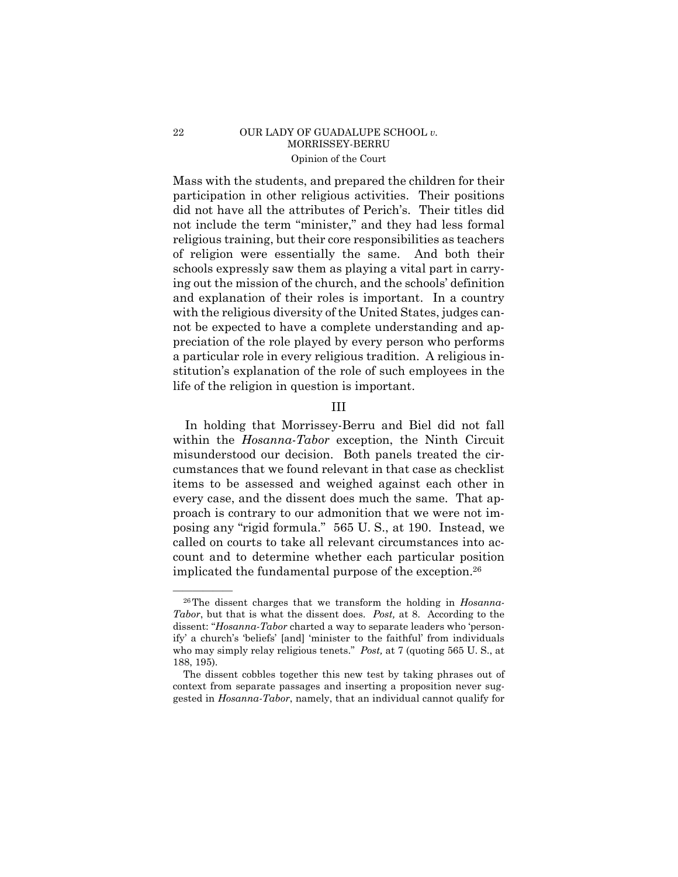Mass with the students, and prepared the children for their participation in other religious activities. Their positions did not have all the attributes of Perich's. Their titles did not include the term "minister," and they had less formal religious training, but their core responsibilities as teachers of religion were essentially the same. And both their schools expressly saw them as playing a vital part in carrying out the mission of the church, and the schools' definition and explanation of their roles is important. In a country with the religious diversity of the United States, judges cannot be expected to have a complete understanding and appreciation of the role played by every person who performs a particular role in every religious tradition. A religious institution's explanation of the role of such employees in the life of the religion in question is important.

## III

In holding that Morrissey-Berru and Biel did not fall within the *Hosanna-Tabor* exception, the Ninth Circuit misunderstood our decision. Both panels treated the circumstances that we found relevant in that case as checklist items to be assessed and weighed against each other in every case, and the dissent does much the same. That approach is contrary to our admonition that we were not imposing any "rigid formula." 565 U. S., at 190. Instead, we called on courts to take all relevant circumstances into account and to determine whether each particular position implicated the fundamental purpose of the exception.[26]

---

[26] The dissent charges that we transform the holding in *Hosanna-Tabor*, but that is what the dissent does. *Post,* at 8. According to the dissent: "*Hosanna-Tabor* charted a way to separate leaders who 'personify' a church's 'beliefs' [and] 'minister to the faithful' from individuals who may simply relay religious tenets." *Post,* at 7 (quoting 565 U. S., at 188, 195).

The dissent cobbles together this new test by taking phrases out of context from separate passages and inserting a proposition never suggested in *Hosanna-Tabor*, namely, that an individual cannot qualify for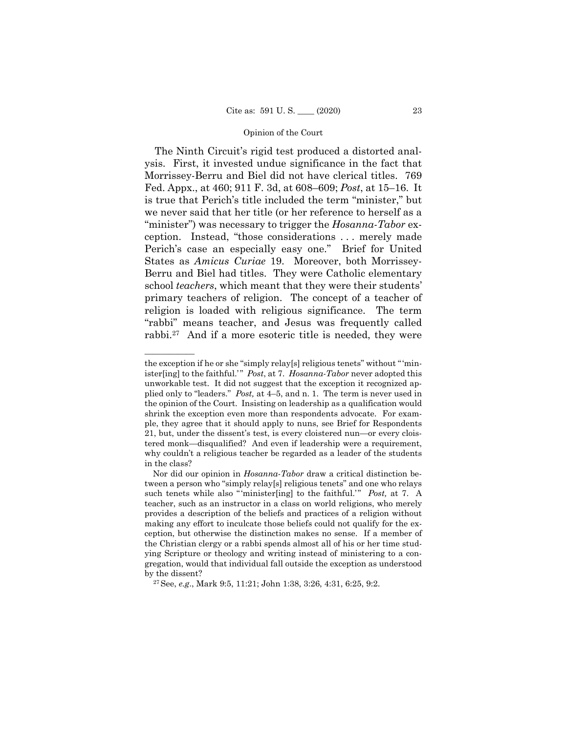The Ninth Circuit's rigid test produced a distorted analysis. First, it invested undue significance in the fact that Morrissey-Berru and Biel did not have clerical titles. 769 Fed. Appx., at 460; 911 F. 3d, at 608–609; *Post*, at 15–16. It is true that Perich's title included the term "minister," but we never said that her title (or her reference to herself as a "minister") was necessary to trigger the *Hosanna-Tabor* exception. Instead, "those considerations . . . merely made Perich's case an especially easy one." Brief for United States as *Amicus Curiae* 19. Moreover, both Morrissey-Berru and Biel had titles. They were Catholic elementary school *teachers*, which meant that they were their students' primary teachers of religion. The concept of a teacher of religion is loaded with religious significance. The term "rabbi" means teacher, and Jesus was frequently called rabbi.[27] And if a more esoteric title is needed, they were

---

the exception if he or she "simply relay[s] religious tenets" without "'minister[ing] to the faithful.'" *Post*, at 7. *Hosanna-Tabor* never adopted this unworkable test. It did not suggest that the exception it recognized applied only to "leaders." *Post,* at 4–5, and n. 1. The term is never used in the opinion of the Court. Insisting on leadership as a qualification would shrink the exception even more than respondents advocate. For example, they agree that it should apply to nuns, see Brief for Respondents 21, but, under the dissent's test, is every cloistered nun—or every cloistered monk—disqualified? And even if leadership were a requirement, why couldn't a religious teacher be regarded as a leader of the students in the class?

Nor did our opinion in *Hosanna-Tabor* draw a critical distinction between a person who "simply relay[s] religious tenets" and one who relays such tenets while also "'minister[ing] to the faithful.'" *Post,* at 7. A teacher, such as an instructor in a class on world religions, who merely provides a description of the beliefs and practices of a religion without making any effort to inculcate those beliefs could not qualify for the exception, but otherwise the distinction makes no sense. If a member of the Christian clergy or a rabbi spends almost all of his or her time studying Scripture or theology and writing instead of ministering to a congregation, would that individual fall outside the exception as understood by the dissent?

[27] See, *e.g*., Mark 9:5, 11:21; John 1:38, 3:26, 4:31, 6:25, 9:2.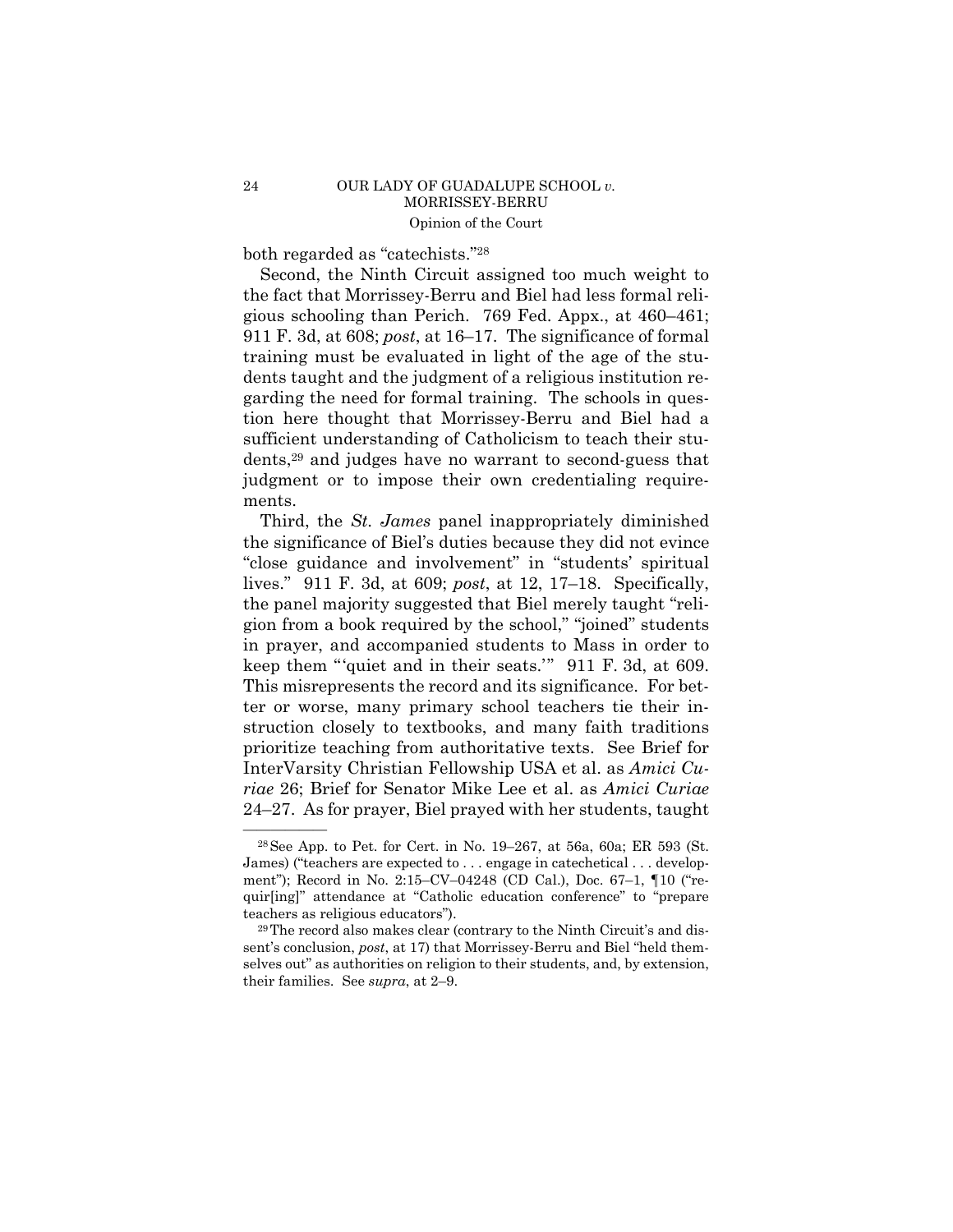both regarded as "catechists."[28]

Second, the Ninth Circuit assigned too much weight to the fact that Morrissey-Berru and Biel had less formal religious schooling than Perich. 769 Fed. Appx., at 460–461; 911 F. 3d, at 608; *post*, at 16–17. The significance of formal training must be evaluated in light of the age of the students taught and the judgment of a religious institution regarding the need for formal training. The schools in question here thought that Morrissey-Berru and Biel had a sufficient understanding of Catholicism to teach their students,[29] and judges have no warrant to second-guess that judgment or to impose their own credentialing requirements.

Third, the *St. James* panel inappropriately diminished the significance of Biel's duties because they did not evince "close guidance and involvement" in "students' spiritual lives." 911 F. 3d, at 609; *post*, at 12, 17–18. Specifically, the panel majority suggested that Biel merely taught "religion from a book required by the school," "joined" students in prayer, and accompanied students to Mass in order to keep them "'quiet and in their seats.'" 911 F. 3d, at 609. This misrepresents the record and its significance. For better or worse, many primary school teachers tie their instruction closely to textbooks, and many faith traditions prioritize teaching from authoritative texts. See Brief for InterVarsity Christian Fellowship USA et al. as *Amici Curiae* 26; Brief for Senator Mike Lee et al. as *Amici Curiae* 24–27. As for prayer, Biel prayed with her students, taught

---

[28] See App. to Pet. for Cert. in No. 19–267, at 56a, 60a; ER 593 (St. James) ("teachers are expected to . . . engage in catechetical . . . development"); Record in No. 2:15–CV–04248 (CD Cal.), Doc. 67–1, ¶10 ("requir[ing]" attendance at "Catholic education conference" to "prepare teachers as religious educators").

[29] The record also makes clear (contrary to the Ninth Circuit's and dissent's conclusion, *post*, at 17) that Morrissey-Berru and Biel "held themselves out" as authorities on religion to their students, and, by extension, their families. See *supra*, at 2–9.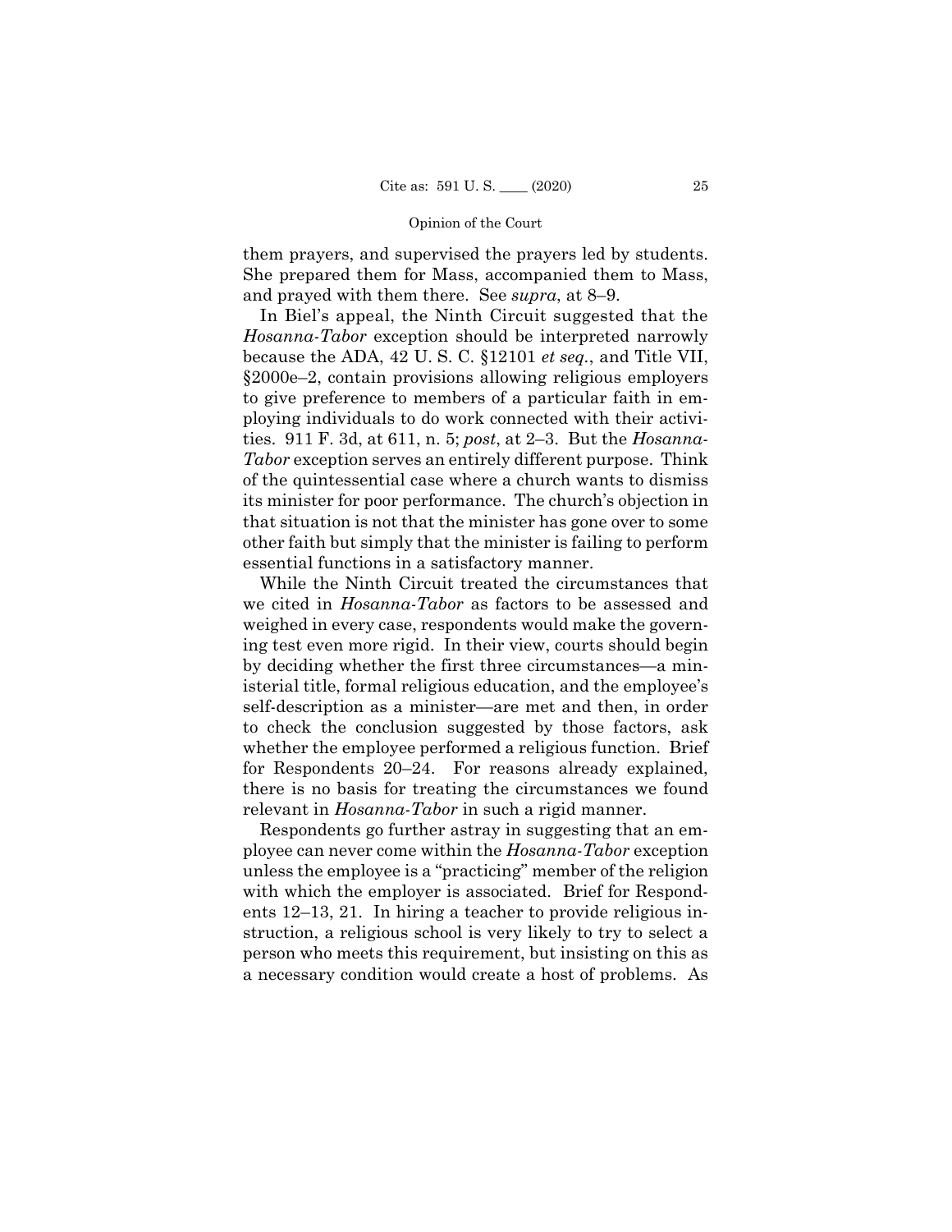them prayers, and supervised the prayers led by students. She prepared them for Mass, accompanied them to Mass, and prayed with them there. See *supra*, at 8–9.

In Biel's appeal, the Ninth Circuit suggested that the *Hosanna-Tabor* exception should be interpreted narrowly because the ADA, 42 U. S. C. §12101 *et seq.*, and Title VII, §2000e–2, contain provisions allowing religious employers to give preference to members of a particular faith in employing individuals to do work connected with their activities. 911 F. 3d, at 611, n. 5; *post*, at 2–3. But the *Hosanna-Tabor* exception serves an entirely different purpose. Think of the quintessential case where a church wants to dismiss its minister for poor performance. The church's objection in that situation is not that the minister has gone over to some other faith but simply that the minister is failing to perform essential functions in a satisfactory manner.

While the Ninth Circuit treated the circumstances that we cited in *Hosanna-Tabor* as factors to be assessed and weighed in every case, respondents would make the governing test even more rigid. In their view, courts should begin by deciding whether the first three circumstances—a ministerial title, formal religious education, and the employee's self-description as a minister—are met and then, in order to check the conclusion suggested by those factors, ask whether the employee performed a religious function. Brief for Respondents 20–24. For reasons already explained, there is no basis for treating the circumstances we found relevant in *Hosanna-Tabor* in such a rigid manner.

Respondents go further astray in suggesting that an employee can never come within the *Hosanna-Tabor* exception unless the employee is a "practicing" member of the religion with which the employer is associated. Brief for Respondents 12–13, 21. In hiring a teacher to provide religious instruction, a religious school is very likely to try to select a person who meets this requirement, but insisting on this as a necessary condition would create a host of problems. As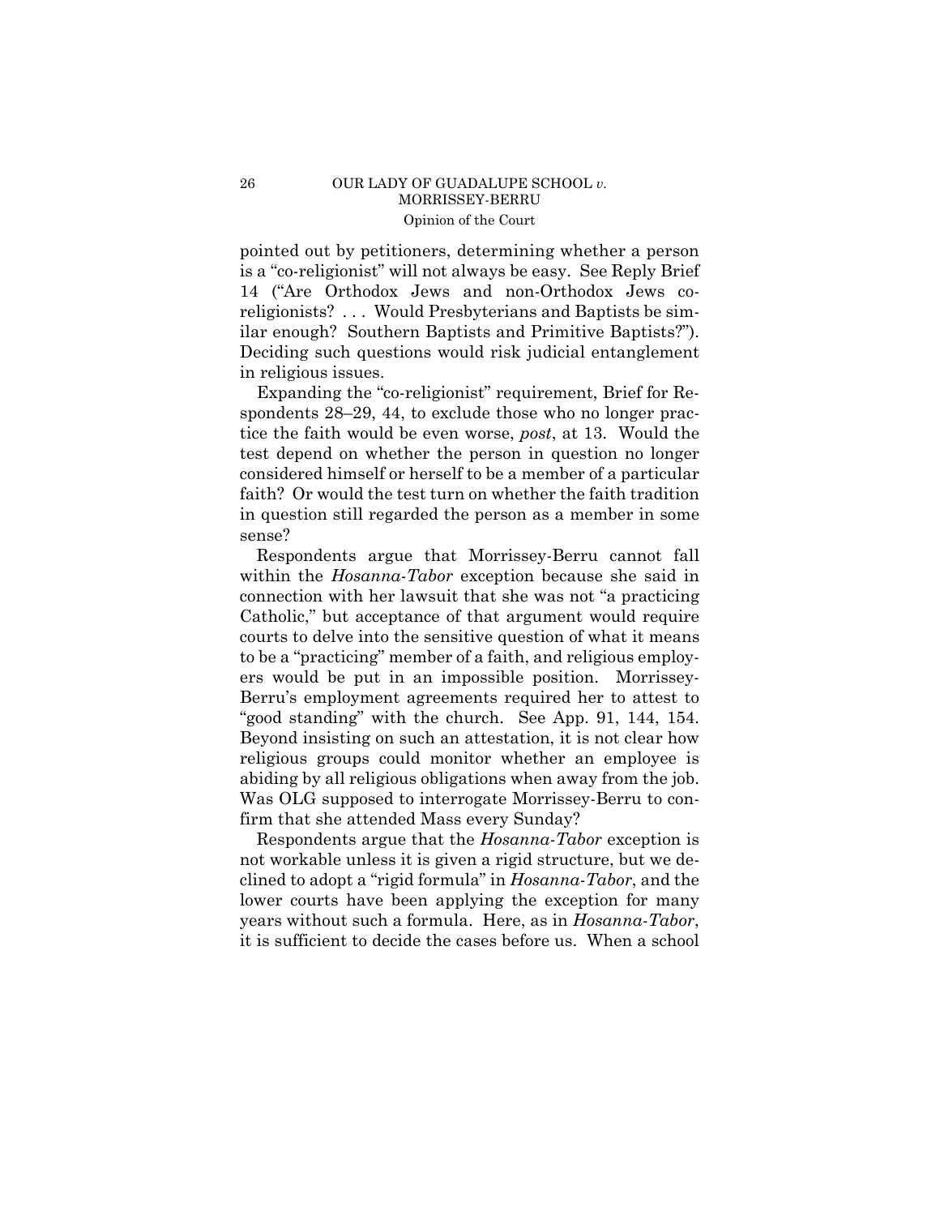pointed out by petitioners, determining whether a person is a "co-religionist" will not always be easy. See Reply Brief 14 ("Are Orthodox Jews and non-Orthodox Jews co-religionists? . . . Would Presbyterians and Baptists be similar enough? Southern Baptists and Primitive Baptists?"). Deciding such questions would risk judicial entanglement in religious issues.

Expanding the "co-religionist" requirement, Brief for Respondents 28–29, 44, to exclude those who no longer practice the faith would be even worse, *post*, at 13. Would the test depend on whether the person in question no longer considered himself or herself to be a member of a particular faith? Or would the test turn on whether the faith tradition in question still regarded the person as a member in some sense?

Respondents argue that Morrissey-Berru cannot fall within the *Hosanna-Tabor* exception because she said in connection with her lawsuit that she was not "a practicing Catholic," but acceptance of that argument would require courts to delve into the sensitive question of what it means to be a "practicing" member of a faith, and religious employers would be put in an impossible position. Morrissey-Berru's employment agreements required her to attest to "good standing" with the church. See App. 91, 144, 154. Beyond insisting on such an attestation, it is not clear how religious groups could monitor whether an employee is abiding by all religious obligations when away from the job. Was OLG supposed to interrogate Morrissey-Berru to confirm that she attended Mass every Sunday?

Respondents argue that the *Hosanna-Tabor* exception is not workable unless it is given a rigid structure, but we declined to adopt a "rigid formula" in *Hosanna-Tabor*, and the lower courts have been applying the exception for many years without such a formula. Here, as in *Hosanna-Tabor*, it is sufficient to decide the cases before us. When a school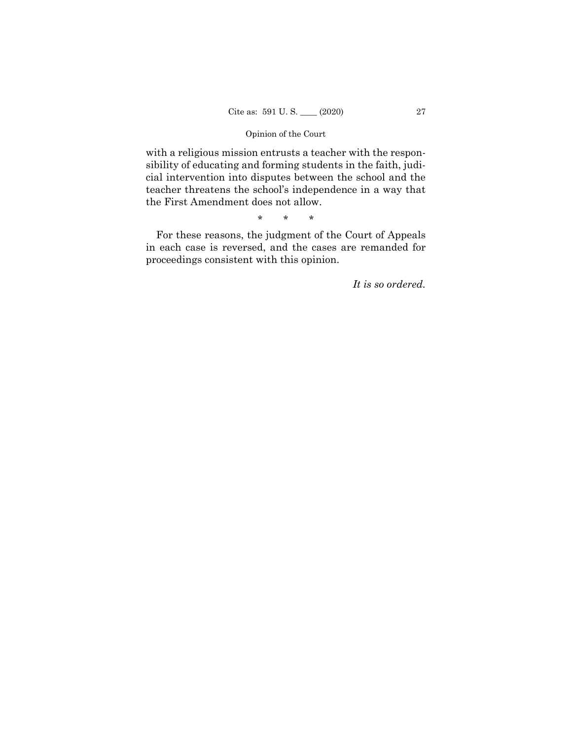with a religious mission entrusts a teacher with the responsibility of educating and forming students in the faith, judicial intervention into disputes between the school and the teacher threatens the school's independence in a way that the First Amendment does not allow.

\* \* \*

For these reasons, the judgment of the Court of Appeals in each case is reversed, and the cases are remanded for proceedings consistent with this opinion.

*It is so ordered.*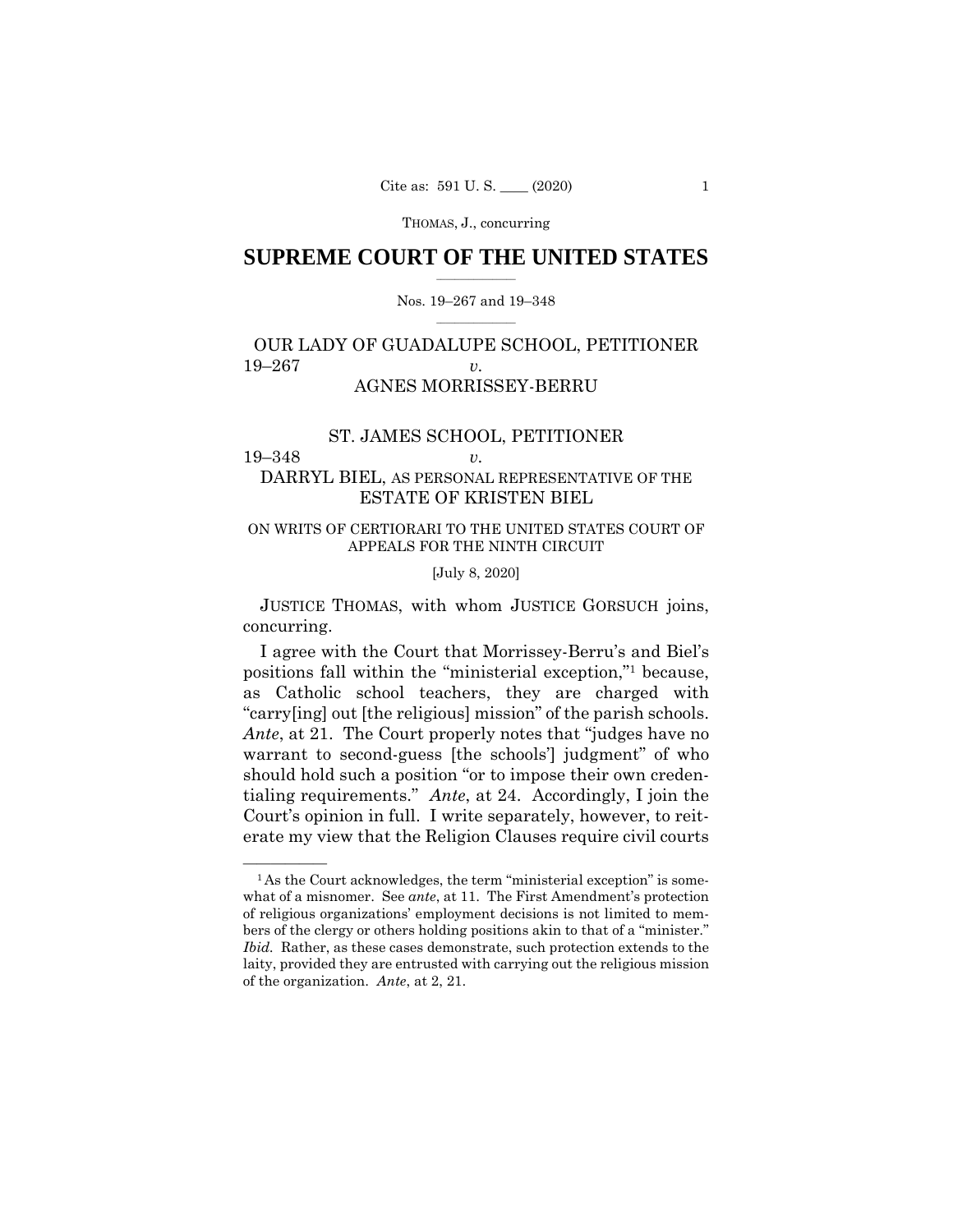THOMAS, J., concurring

# SUPREME COURT OF THE UNITED STATES

Nos. 19–267 and 19–348

OUR LADY OF GUADALUPE SCHOOL, PETITIONER
19–267 *v.*
AGNES MORRISSEY-BERRU

ST. JAMES SCHOOL, PETITIONER
19–348 *v.*
DARRYL BIEL, AS PERSONAL REPRESENTATIVE OF THE ESTATE OF KRISTEN BIEL

ON WRITS OF CERTIORARI TO THE UNITED STATES COURT OF APPEALS FOR THE NINTH CIRCUIT

[July 8, 2020]

JUSTICE THOMAS, with whom JUSTICE GORSUCH joins, concurring.

I agree with the Court that Morrissey-Berru's and Biel's positions fall within the "ministerial exception,"[1] because, as Catholic school teachers, they are charged with "carry[ing] out [the religious] mission" of the parish schools. *Ante*, at 21. The Court properly notes that "judges have no warrant to second-guess [the schools'] judgment" of who should hold such a position "or to impose their own credentialing requirements." *Ante*, at 24. Accordingly, I join the Court's opinion in full. I write separately, however, to reiterate my view that the Religion Clauses require civil courts

---

[1] As the Court acknowledges, the term "ministerial exception" is somewhat of a misnomer. See *ante*, at 11. The First Amendment's protection of religious organizations' employment decisions is not limited to members of the clergy or others holding positions akin to that of a "minister." *Ibid.* Rather, as these cases demonstrate, such protection extends to the laity, provided they are entrusted with carrying out the religious mission of the organization. *Ante*, at 2, 21.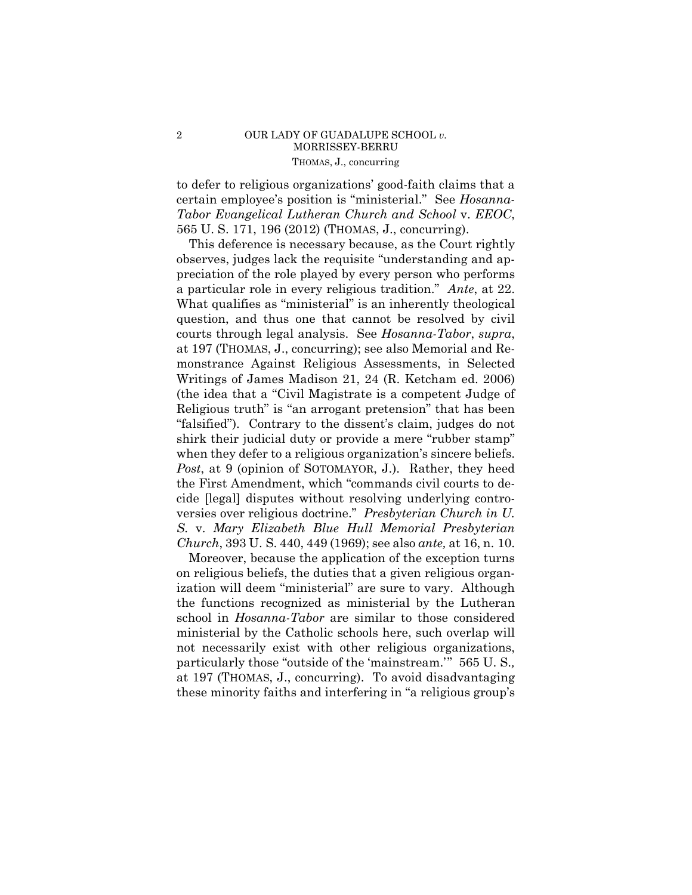to defer to religious organizations' good-faith claims that a certain employee's position is "ministerial." See *Hosanna-Tabor Evangelical Lutheran Church and School* v. *EEOC*, 565 U. S. 171, 196 (2012) (THOMAS, J., concurring).

This deference is necessary because, as the Court rightly observes, judges lack the requisite "understanding and appreciation of the role played by every person who performs a particular role in every religious tradition." *Ante*, at 22. What qualifies as "ministerial" is an inherently theological question, and thus one that cannot be resolved by civil courts through legal analysis. See *Hosanna-Tabor*, *supra*, at 197 (THOMAS, J., concurring); see also Memorial and Remonstrance Against Religious Assessments, in Selected Writings of James Madison 21, 24 (R. Ketcham ed. 2006) (the idea that a "Civil Magistrate is a competent Judge of Religious truth" is "an arrogant pretension" that has been "falsified"). Contrary to the dissent's claim, judges do not shirk their judicial duty or provide a mere "rubber stamp" when they defer to a religious organization's sincere beliefs. *Post*, at 9 (opinion of SOTOMAYOR, J.). Rather, they heed the First Amendment, which "commands civil courts to decide [legal] disputes without resolving underlying controversies over religious doctrine." *Presbyterian Church in U. S.* v. *Mary Elizabeth Blue Hull Memorial Presbyterian Church*, 393 U. S. 440, 449 (1969); see also *ante,* at 16, n. 10.

Moreover, because the application of the exception turns on religious beliefs, the duties that a given religious organization will deem "ministerial" are sure to vary. Although the functions recognized as ministerial by the Lutheran school in *Hosanna-Tabor* are similar to those considered ministerial by the Catholic schools here, such overlap will not necessarily exist with other religious organizations, particularly those "outside of the 'mainstream.'" 565 U. S.*,* at 197 (THOMAS, J., concurring). To avoid disadvantaging these minority faiths and interfering in "a religious group's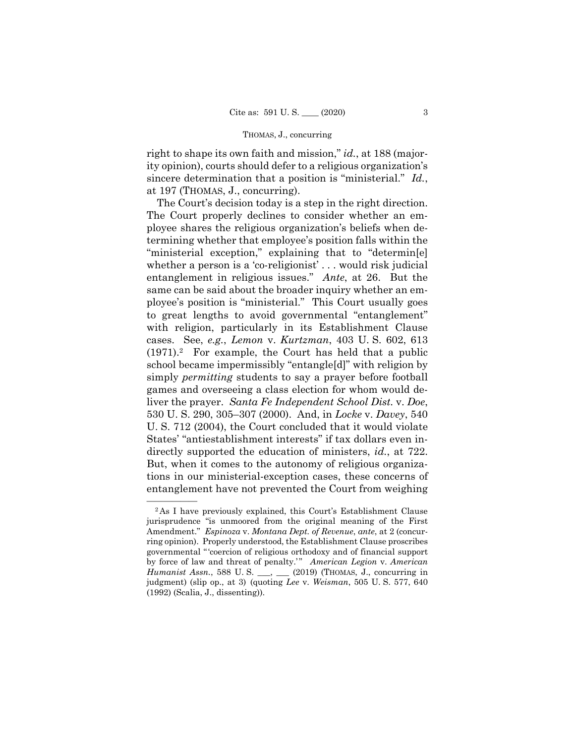right to shape its own faith and mission," *id.*, at 188 (majority opinion), courts should defer to a religious organization's sincere determination that a position is "ministerial." *Id.*, at 197 (THOMAS, J., concurring).

The Court's decision today is a step in the right direction. The Court properly declines to consider whether an employee shares the religious organization's beliefs when determining whether that employee's position falls within the "ministerial exception," explaining that to "determin[e] whether a person is a 'co-religionist' . . . would risk judicial entanglement in religious issues." *Ante*, at 26. But the same can be said about the broader inquiry whether an employee's position is "ministerial." This Court usually goes to great lengths to avoid governmental "entanglement" with religion, particularly in its Establishment Clause cases. See, *e.g.*, *Lemon* v. *Kurtzman*, 403 U. S. 602, 613 (1971).[2] For example, the Court has held that a public school became impermissibly "entangle[d]" with religion by simply *permitting* students to say a prayer before football games and overseeing a class election for whom would deliver the prayer. *Santa Fe Independent School Dist.* v. *Doe*, 530 U. S. 290, 305–307 (2000). And, in *Locke* v. *Davey*, 540 U. S. 712 (2004), the Court concluded that it would violate States' "antiestablishment interests" if tax dollars even indirectly supported the education of ministers, *id.*, at 722. But, when it comes to the autonomy of religious organizations in our ministerial-exception cases, these concerns of entanglement have not prevented the Court from weighing

---

[2] As I have previously explained, this Court's Establishment Clause jurisprudence "is unmoored from the original meaning of the First Amendment." *Espinoza* v. *Montana Dept. of Revenue*, *ante*, at 2 (concurring opinion). Properly understood, the Establishment Clause proscribes governmental "'coercion of religious orthodoxy and of financial support by force of law and threat of penalty.'" *American Legion* v. *American Humanist Assn.*, 588 U. S. ___, ___ (2019) (THOMAS, J., concurring in judgment) (slip op., at 3) (quoting *Lee* v. *Weisman*, 505 U. S. 577, 640 (1992) (Scalia, J., dissenting)).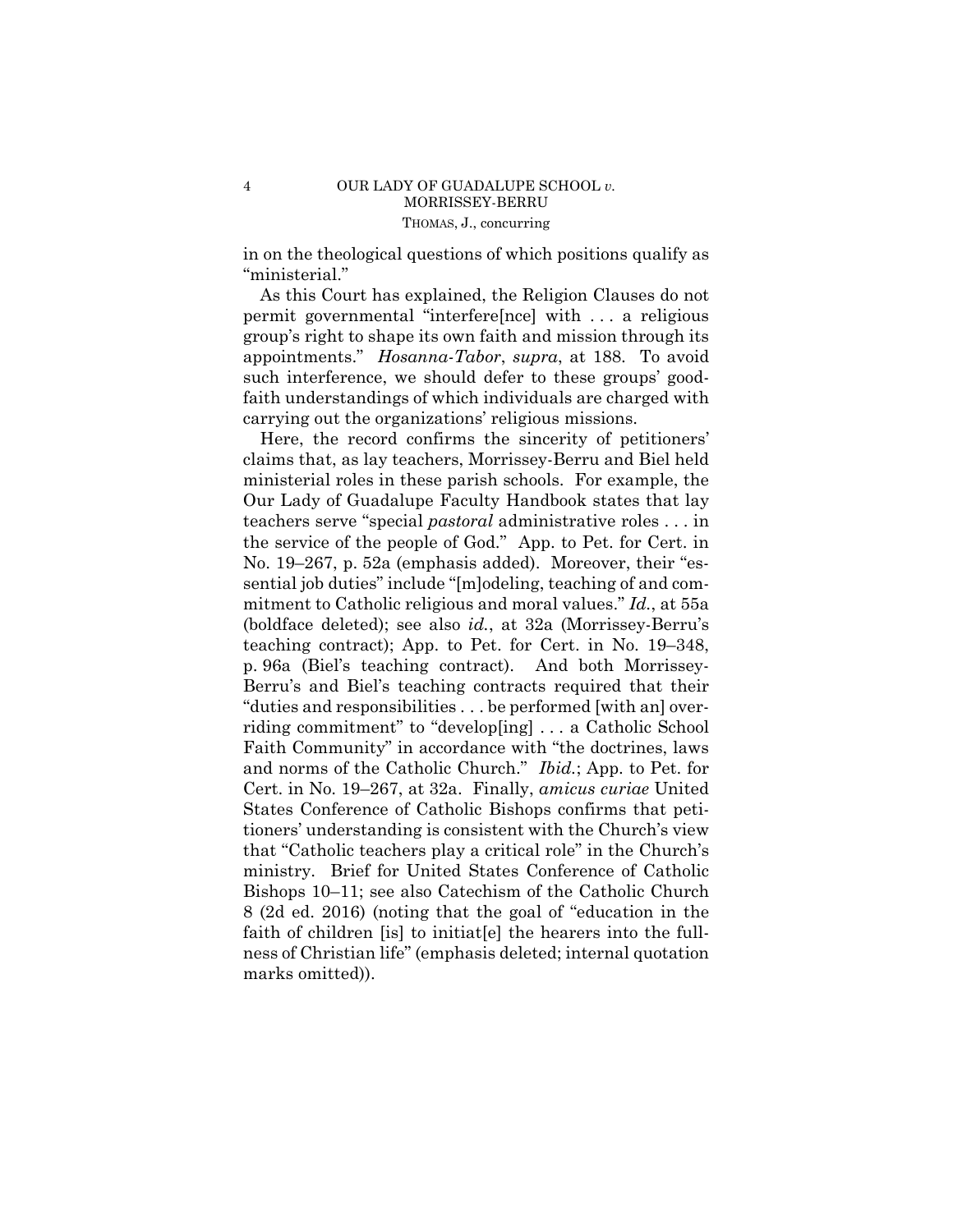in on the theological questions of which positions qualify as "ministerial."

As this Court has explained, the Religion Clauses do not permit governmental "interfere[nce] with . . . a religious group's right to shape its own faith and mission through its appointments." *Hosanna-Tabor*, *supra*, at 188. To avoid such interference, we should defer to these groups' good-faith understandings of which individuals are charged with carrying out the organizations' religious missions.

Here, the record confirms the sincerity of petitioners' claims that, as lay teachers, Morrissey-Berru and Biel held ministerial roles in these parish schools. For example, the Our Lady of Guadalupe Faculty Handbook states that lay teachers serve "special *pastoral* administrative roles . . . in the service of the people of God." App. to Pet. for Cert. in No. 19–267, p. 52a (emphasis added). Moreover, their "essential job duties" include "[m]odeling, teaching of and commitment to Catholic religious and moral values." *Id.*, at 55a (boldface deleted); see also *id.*, at 32a (Morrissey-Berru's teaching contract); App. to Pet. for Cert. in No. 19–348, p. 96a (Biel's teaching contract). And both Morrissey-Berru's and Biel's teaching contracts required that their "duties and responsibilities . . . be performed [with an] overriding commitment" to "develop[ing] . . . a Catholic School Faith Community" in accordance with "the doctrines, laws and norms of the Catholic Church." *Ibid.*; App. to Pet. for Cert. in No. 19–267, at 32a. Finally, *amicus curiae* United States Conference of Catholic Bishops confirms that petitioners' understanding is consistent with the Church's view that "Catholic teachers play a critical role" in the Church's ministry. Brief for United States Conference of Catholic Bishops 10–11; see also Catechism of the Catholic Church 8 (2d ed. 2016) (noting that the goal of "education in the faith of children [is] to initiat[e] the hearers into the fullness of Christian life" (emphasis deleted; internal quotation marks omitted)).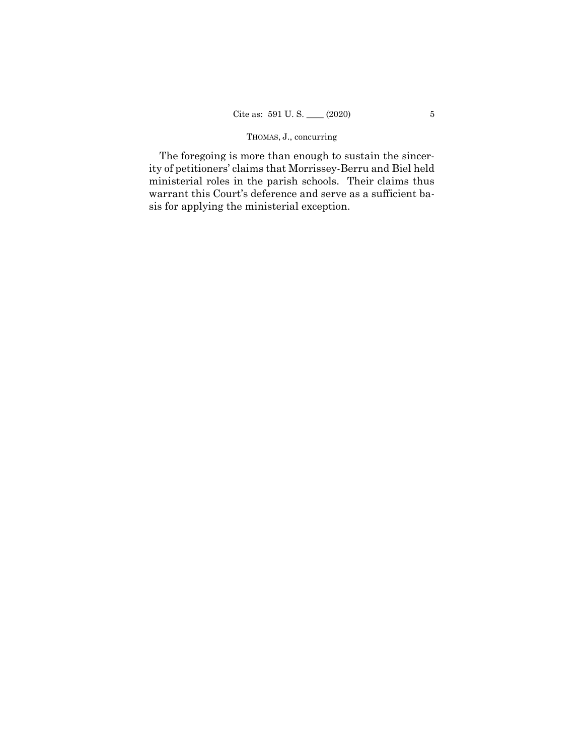The foregoing is more than enough to sustain the sincerity of petitioners' claims that Morrissey-Berru and Biel held ministerial roles in the parish schools. Their claims thus warrant this Court's deference and serve as a sufficient basis for applying the ministerial exception.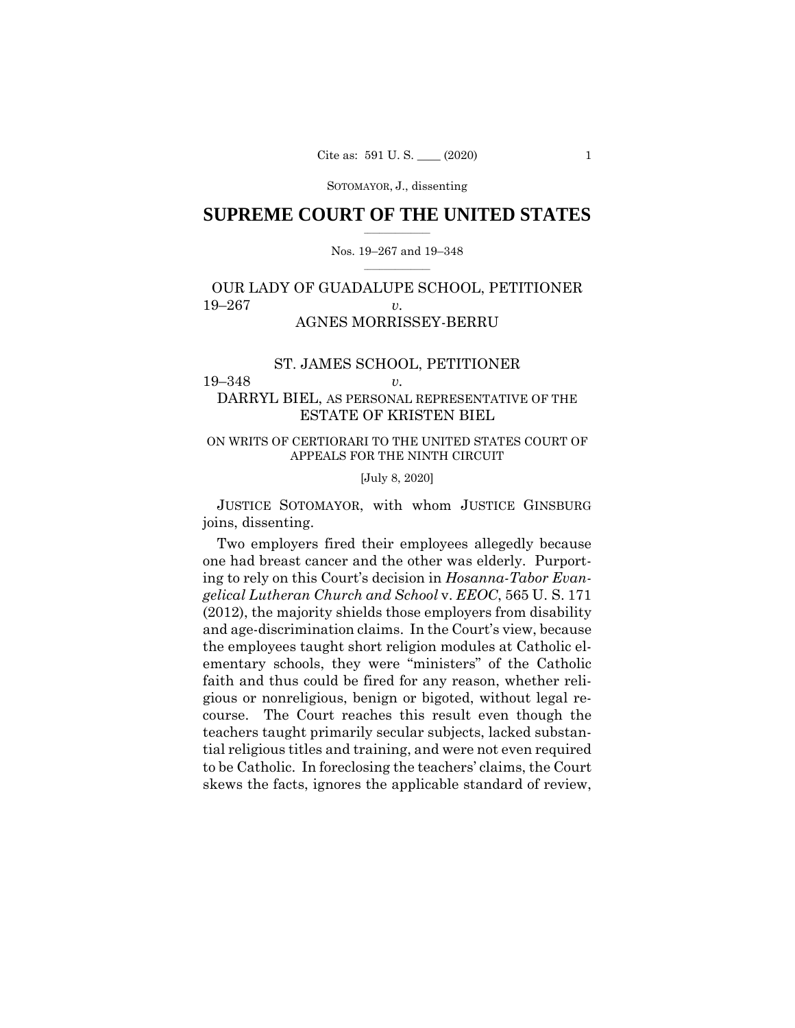# SUPREME COURT OF THE UNITED STATES

Nos. 19–267 and 19–348

OUR LADY OF GUADALUPE SCHOOL, PETITIONER

19–267 *v.*

AGNES MORRISSEY-BERRU

ST. JAMES SCHOOL, PETITIONER

19–348 *v.*

DARRYL BIEL, AS PERSONAL REPRESENTATIVE OF THE ESTATE OF KRISTEN BIEL

ON WRITS OF CERTIORARI TO THE UNITED STATES COURT OF APPEALS FOR THE NINTH CIRCUIT

[July 8, 2020]

JUSTICE SOTOMAYOR, with whom JUSTICE GINSBURG joins, dissenting.

Two employers fired their employees allegedly because one had breast cancer and the other was elderly. Purporting to rely on this Court's decision in *Hosanna-Tabor Evangelical Lutheran Church and School* v. *EEOC*, 565 U. S. 171 (2012), the majority shields those employers from disability and age-discrimination claims. In the Court's view, because the employees taught short religion modules at Catholic elementary schools, they were "ministers" of the Catholic faith and thus could be fired for any reason, whether religious or nonreligious, benign or bigoted, without legal recourse. The Court reaches this result even though the teachers taught primarily secular subjects, lacked substantial religious titles and training, and were not even required to be Catholic. In foreclosing the teachers' claims, the Court skews the facts, ignores the applicable standard of review,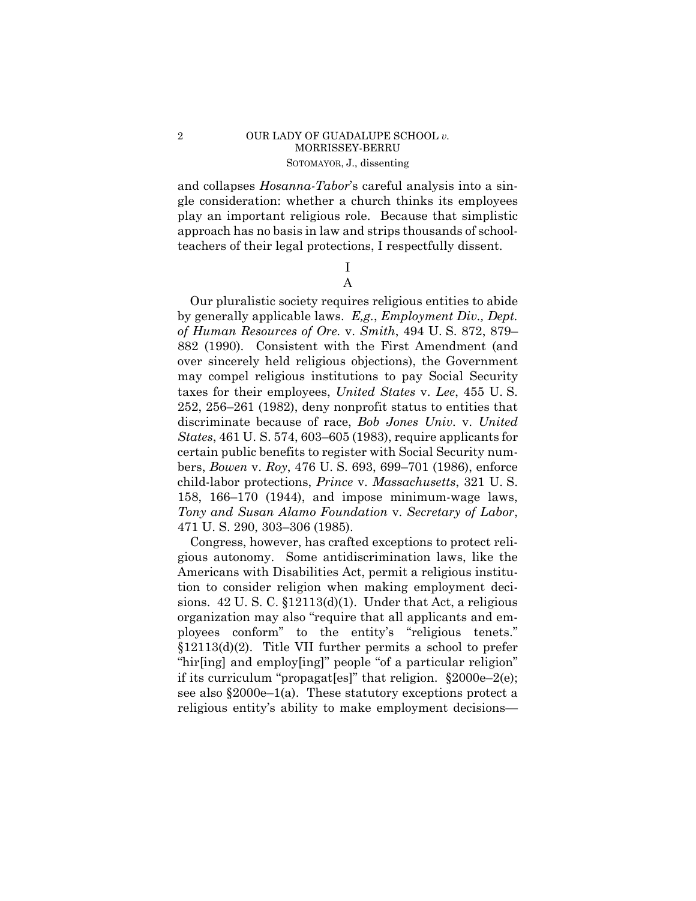and collapses *Hosanna-Tabor*'s careful analysis into a single consideration: whether a church thinks its employees play an important religious role. Because that simplistic approach has no basis in law and strips thousands of schoolteachers of their legal protections, I respectfully dissent.

## I

### A

Our pluralistic society requires religious entities to abide by generally applicable laws. *E.g.*, *Employment Div., Dept. of Human Resources of Ore.* v. *Smith*, 494 U. S. 872, 879–882 (1990). Consistent with the First Amendment (and over sincerely held religious objections), the Government may compel religious institutions to pay Social Security taxes for their employees, *United States* v. *Lee*, 455 U. S. 252, 256–261 (1982), deny nonprofit status to entities that discriminate because of race, *Bob Jones Univ.* v. *United States*, 461 U. S. 574, 603–605 (1983), require applicants for certain public benefits to register with Social Security numbers, *Bowen* v. *Roy*, 476 U. S. 693, 699–701 (1986), enforce child-labor protections, *Prince* v. *Massachusetts*, 321 U. S. 158, 166–170 (1944), and impose minimum-wage laws, *Tony and Susan Alamo Foundation* v. *Secretary of Labor*, 471 U. S. 290, 303–306 (1985).

Congress, however, has crafted exceptions to protect religious autonomy. Some antidiscrimination laws, like the Americans with Disabilities Act, permit a religious institution to consider religion when making employment decisions. 42 U. S. C. §12113(d)(1). Under that Act, a religious organization may also "require that all applicants and employees conform" to the entity's "religious tenets." §12113(d)(2). Title VII further permits a school to prefer "hir[ing] and employ[ing]" people "of a particular religion" if its curriculum "propagat[es]" that religion. §2000e–2(e); see also §2000e–1(a). These statutory exceptions protect a religious entity's ability to make employment decisions—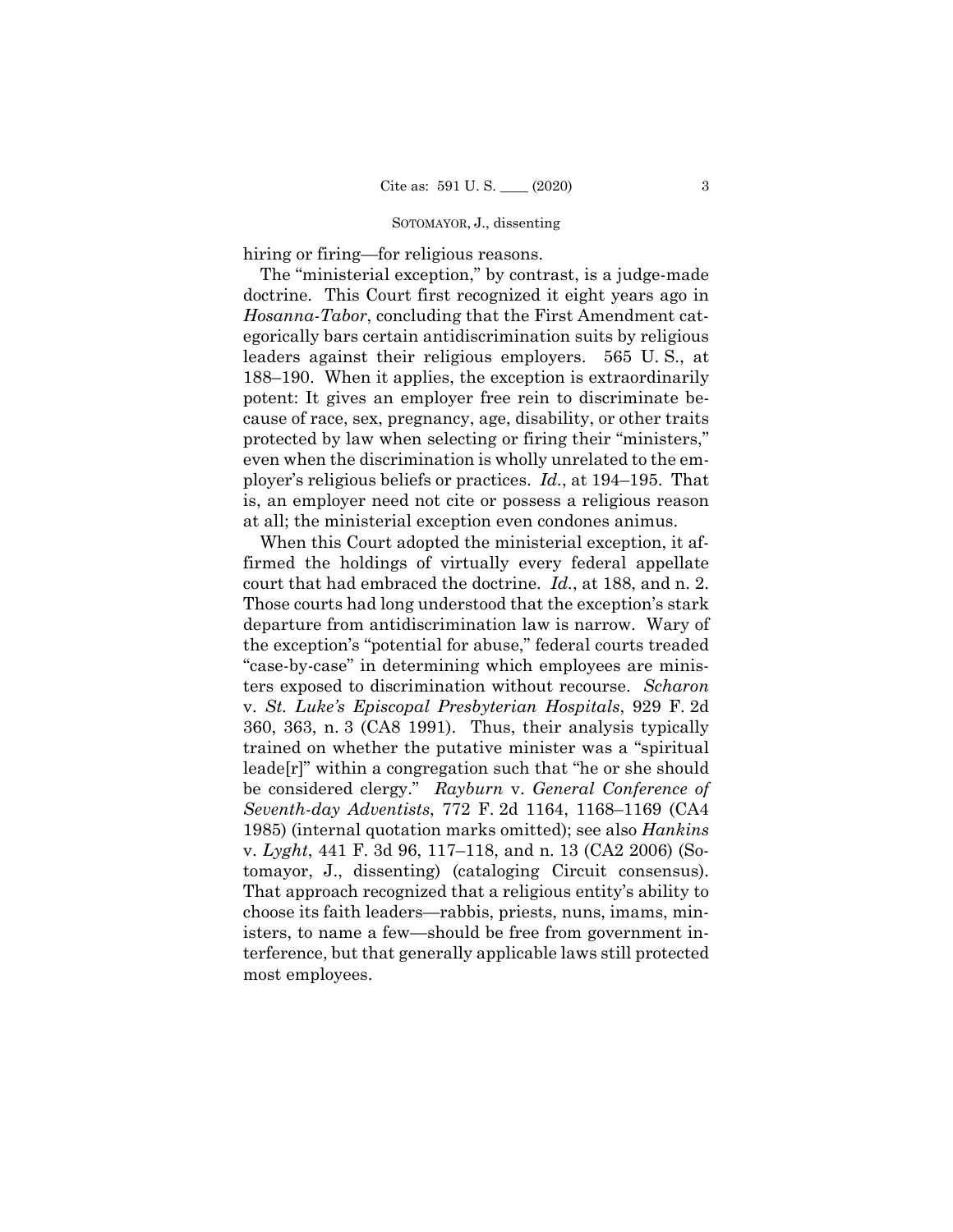hiring or firing—for religious reasons.

The "ministerial exception," by contrast, is a judge-made doctrine. This Court first recognized it eight years ago in *Hosanna-Tabor*, concluding that the First Amendment categorically bars certain antidiscrimination suits by religious leaders against their religious employers. 565 U. S., at 188–190. When it applies, the exception is extraordinarily potent: It gives an employer free rein to discriminate because of race, sex, pregnancy, age, disability, or other traits protected by law when selecting or firing their "ministers," even when the discrimination is wholly unrelated to the employer's religious beliefs or practices. *Id.*, at 194–195. That is, an employer need not cite or possess a religious reason at all; the ministerial exception even condones animus.

When this Court adopted the ministerial exception, it affirmed the holdings of virtually every federal appellate court that had embraced the doctrine. *Id.*, at 188, and n. 2. Those courts had long understood that the exception's stark departure from antidiscrimination law is narrow. Wary of the exception's "potential for abuse," federal courts treaded "case-by-case" in determining which employees are ministers exposed to discrimination without recourse. *Scharon* v. *St. Luke's Episcopal Presbyterian Hospitals*, 929 F. 2d 360, 363, n. 3 (CA8 1991). Thus, their analysis typically trained on whether the putative minister was a "spiritual leade[r]" within a congregation such that "he or she should be considered clergy." *Rayburn* v. *General Conference of Seventh-day Adventists*, 772 F. 2d 1164, 1168–1169 (CA4 1985) (internal quotation marks omitted); see also *Hankins* v. *Lyght*, 441 F. 3d 96, 117–118, and n. 13 (CA2 2006) (Sotomayor, J., dissenting) (cataloging Circuit consensus). That approach recognized that a religious entity's ability to choose its faith leaders—rabbis, priests, nuns, imams, ministers, to name a few—should be free from government interference, but that generally applicable laws still protected most employees.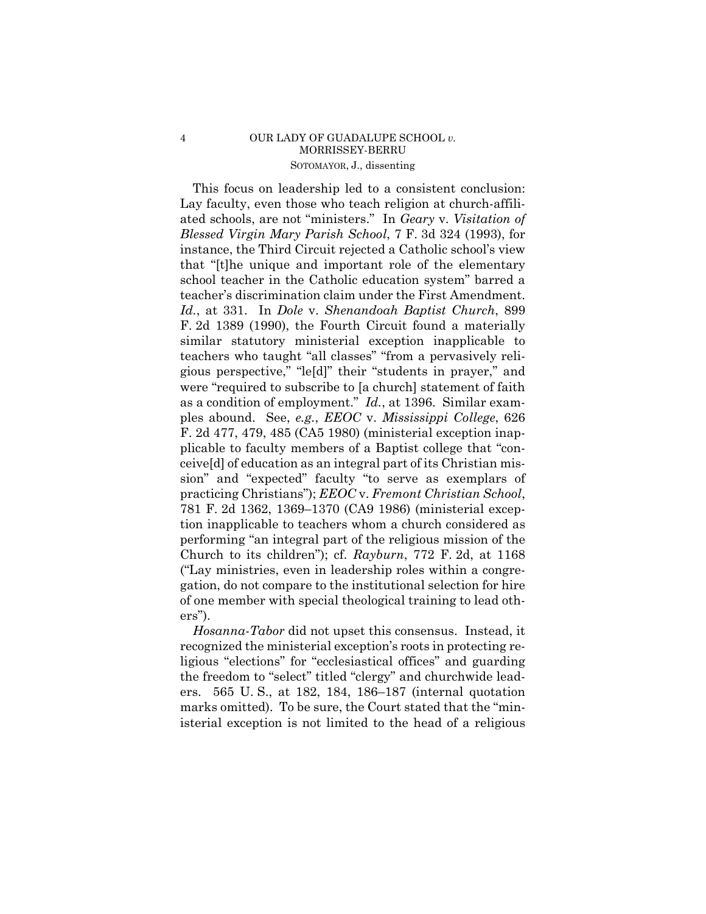This focus on leadership led to a consistent conclusion: Lay faculty, even those who teach religion at church-affiliated schools, are not "ministers." In *Geary* v. *Visitation of Blessed Virgin Mary Parish School*, 7 F. 3d 324 (1993), for instance, the Third Circuit rejected a Catholic school's view that "[t]he unique and important role of the elementary school teacher in the Catholic education system" barred a teacher's discrimination claim under the First Amendment. *Id.*, at 331. In *Dole* v. *Shenandoah Baptist Church*, 899 F. 2d 1389 (1990), the Fourth Circuit found a materially similar statutory ministerial exception inapplicable to teachers who taught "all classes" "from a pervasively religious perspective," "le[d]" their "students in prayer," and were "required to subscribe to [a church] statement of faith as a condition of employment." *Id.*, at 1396. Similar examples abound. See, *e.g.*, *EEOC* v. *Mississippi College*, 626 F. 2d 477, 479, 485 (CA5 1980) (ministerial exception inapplicable to faculty members of a Baptist college that "conceive[d] of education as an integral part of its Christian mission" and "expected" faculty "to serve as exemplars of practicing Christians"); *EEOC* v. *Fremont Christian School*, 781 F. 2d 1362, 1369–1370 (CA9 1986) (ministerial exception inapplicable to teachers whom a church considered as performing "an integral part of the religious mission of the Church to its children"); cf. *Rayburn*, 772 F. 2d, at 1168 ("Lay ministries, even in leadership roles within a congregation, do not compare to the institutional selection for hire of one member with special theological training to lead others").

*Hosanna-Tabor* did not upset this consensus. Instead, it recognized the ministerial exception's roots in protecting religious "elections" for "ecclesiastical offices" and guarding the freedom to "select" titled "clergy" and churchwide leaders. 565 U. S., at 182, 184, 186–187 (internal quotation marks omitted). To be sure, the Court stated that the "ministerial exception is not limited to the head of a religious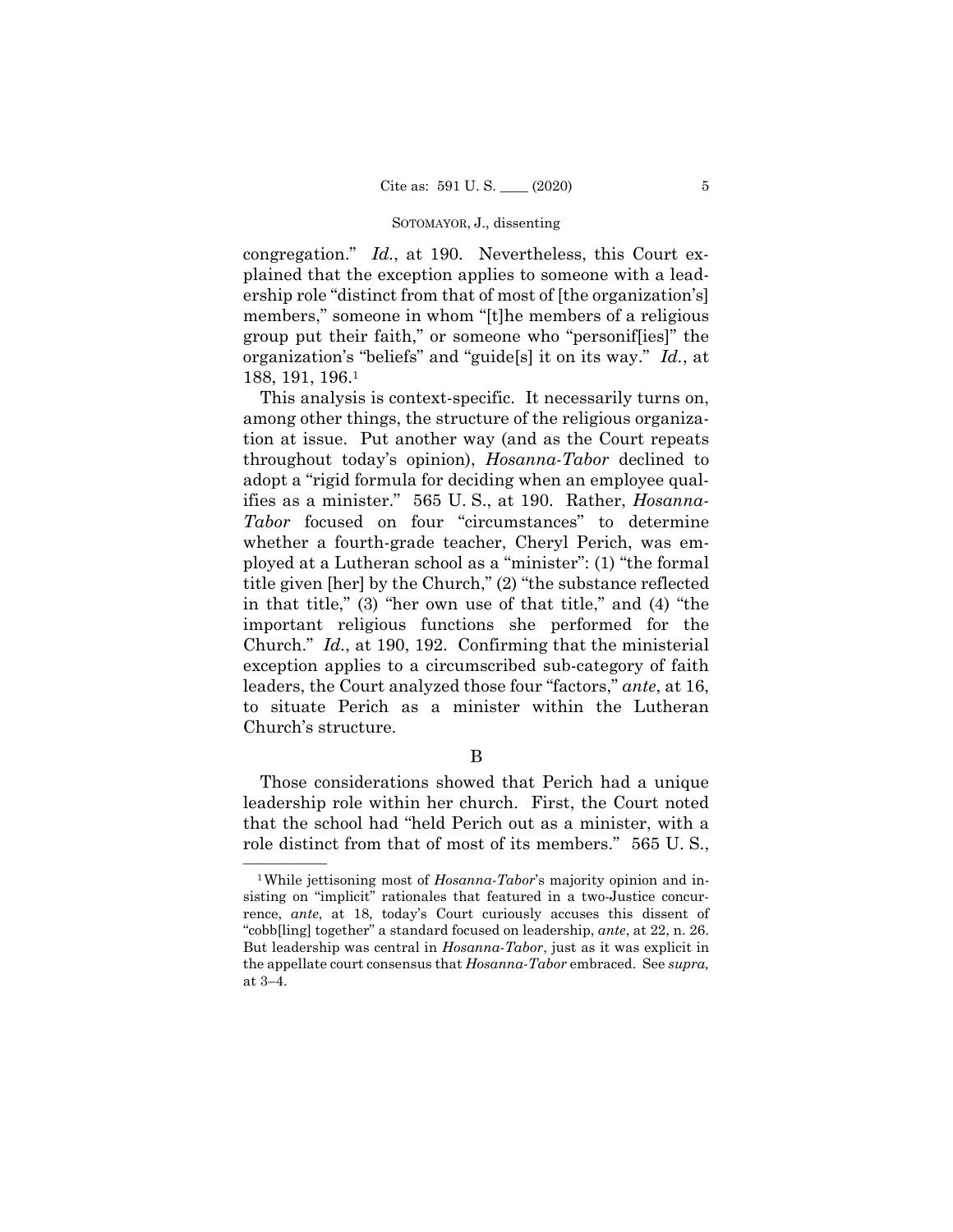congregation." *Id.*, at 190. Nevertheless, this Court explained that the exception applies to someone with a leadership role "distinct from that of most of [the organization's] members," someone in whom "[t]he members of a religious group put their faith," or someone who "personif[ies]" the organization's "beliefs" and "guide[s] it on its way." *Id.*, at 188, 191, 196.[1]

This analysis is context-specific. It necessarily turns on, among other things, the structure of the religious organization at issue. Put another way (and as the Court repeats throughout today's opinion), *Hosanna-Tabor* declined to adopt a "rigid formula for deciding when an employee qualifies as a minister." 565 U. S., at 190. Rather, *Hosanna-Tabor* focused on four "circumstances" to determine whether a fourth-grade teacher, Cheryl Perich, was employed at a Lutheran school as a "minister": (1) "the formal title given [her] by the Church," (2) "the substance reflected in that title," (3) "her own use of that title," and (4) "the important religious functions she performed for the Church." *Id.*, at 190, 192. Confirming that the ministerial exception applies to a circumscribed sub-category of faith leaders, the Court analyzed those four "factors," *ante*, at 16, to situate Perich as a minister within the Lutheran Church's structure.

B

Those considerations showed that Perich had a unique leadership role within her church. First, the Court noted that the school had "held Perich out as a minister, with a role distinct from that of most of its members." 565 U. S.,

[1] While jettisoning most of *Hosanna-Tabor*'s majority opinion and insisting on "implicit" rationales that featured in a two-Justice concurrence, *ante*, at 18, today's Court curiously accuses this dissent of "cobb[ling] together" a standard focused on leadership, *ante*, at 22, n. 26. But leadership was central in *Hosanna-Tabor*, just as it was explicit in the appellate court consensus that *Hosanna-Tabor* embraced. See *supra,* at 3–4.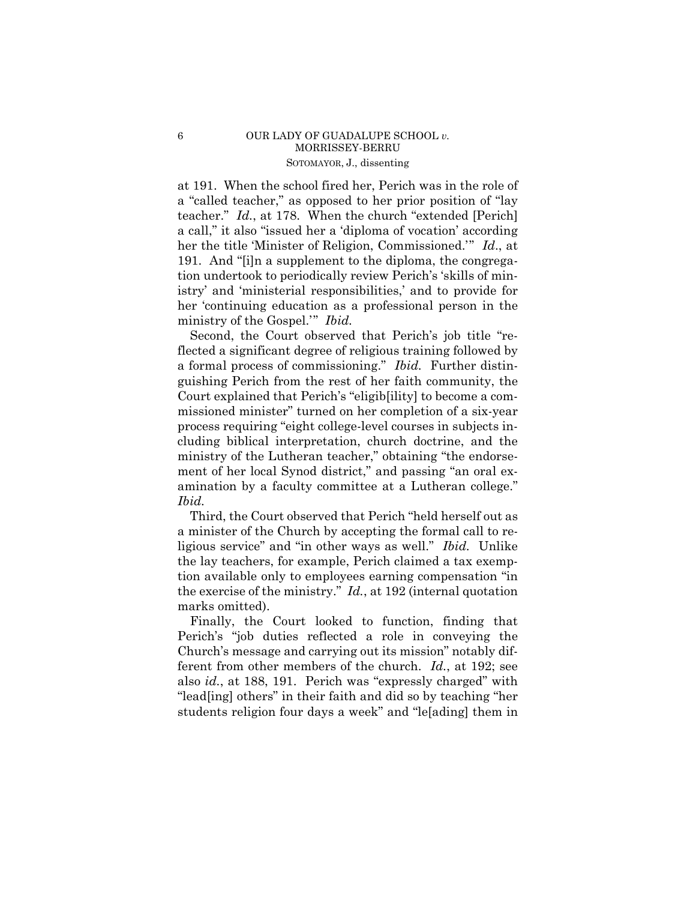at 191. When the school fired her, Perich was in the role of a "called teacher," as opposed to her prior position of "lay teacher." *Id.*, at 178. When the church "extended [Perich] a call," it also "issued her a 'diploma of vocation' according her the title 'Minister of Religion, Commissioned.'" *Id.*, at 191. And "[i]n a supplement to the diploma, the congregation undertook to periodically review Perich's 'skills of ministry' and 'ministerial responsibilities,' and to provide for her 'continuing education as a professional person in the ministry of the Gospel.'" *Ibid.*

Second, the Court observed that Perich's job title "reflected a significant degree of religious training followed by a formal process of commissioning." *Ibid.* Further distinguishing Perich from the rest of her faith community, the Court explained that Perich's "eligib[ility] to become a commissioned minister" turned on her completion of a six-year process requiring "eight college-level courses in subjects including biblical interpretation, church doctrine, and the ministry of the Lutheran teacher," obtaining "the endorsement of her local Synod district," and passing "an oral examination by a faculty committee at a Lutheran college." *Ibid.*

Third, the Court observed that Perich "held herself out as a minister of the Church by accepting the formal call to religious service" and "in other ways as well." *Ibid.* Unlike the lay teachers, for example, Perich claimed a tax exemption available only to employees earning compensation "in the exercise of the ministry." *Id.*, at 192 (internal quotation marks omitted).

Finally, the Court looked to function, finding that Perich's "job duties reflected a role in conveying the Church's message and carrying out its mission" notably different from other members of the church. *Id.*, at 192; see also *id.*, at 188, 191. Perich was "expressly charged" with "lead[ing] others" in their faith and did so by teaching "her students religion four days a week" and "le[ading] them in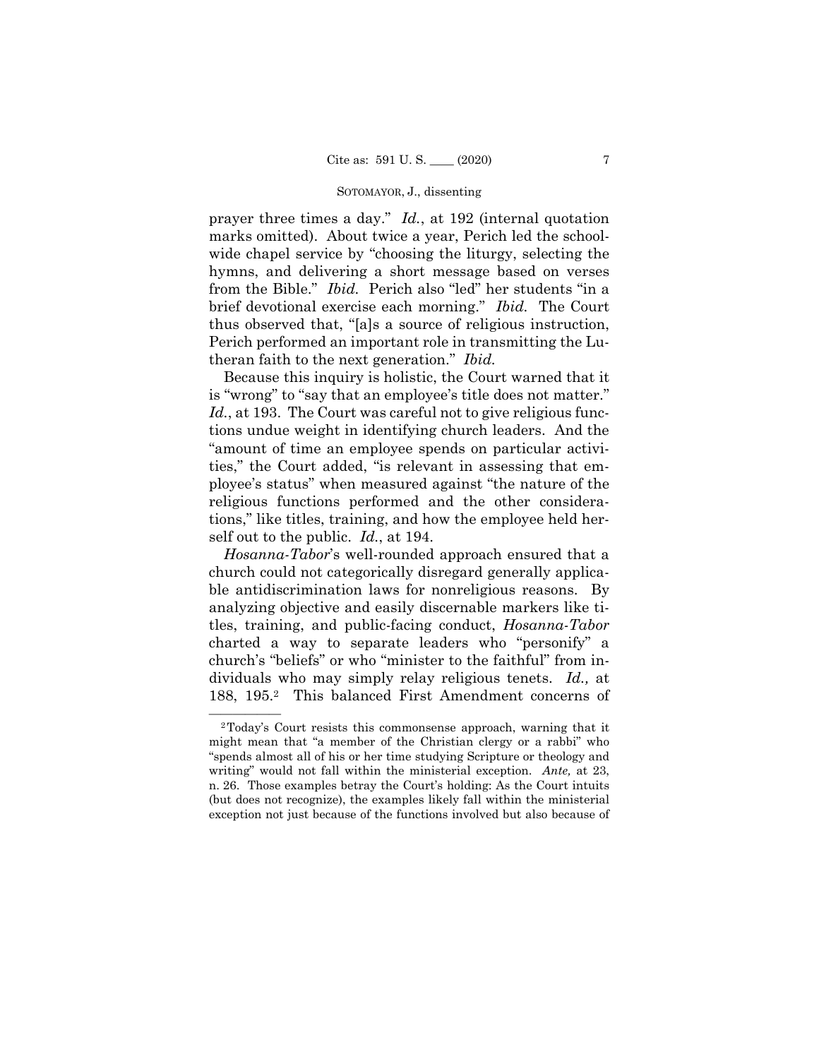prayer three times a day." *Id.*, at 192 (internal quotation marks omitted). About twice a year, Perich led the schoolwide chapel service by "choosing the liturgy, selecting the hymns, and delivering a short message based on verses from the Bible." *Ibid.* Perich also "led" her students "in a brief devotional exercise each morning." *Ibid.* The Court thus observed that, "[a]s a source of religious instruction, Perich performed an important role in transmitting the Lutheran faith to the next generation." *Ibid.*

Because this inquiry is holistic, the Court warned that it is "wrong" to "say that an employee's title does not matter." *Id.*, at 193. The Court was careful not to give religious functions undue weight in identifying church leaders. And the "amount of time an employee spends on particular activities," the Court added, "is relevant in assessing that employee's status" when measured against "the nature of the religious functions performed and the other considerations," like titles, training, and how the employee held herself out to the public. *Id.*, at 194.

*Hosanna-Tabor*'s well-rounded approach ensured that a church could not categorically disregard generally applicable antidiscrimination laws for nonreligious reasons. By analyzing objective and easily discernable markers like titles, training, and public-facing conduct, *Hosanna-Tabor* charted a way to separate leaders who "personify" a church's "beliefs" or who "minister to the faithful" from individuals who may simply relay religious tenets. *Id.,* at 188, 195.[2] This balanced First Amendment concerns of

[2] Today's Court resists this commonsense approach, warning that it might mean that "a member of the Christian clergy or a rabbi" who "spends almost all of his or her time studying Scripture or theology and writing" would not fall within the ministerial exception. *Ante,* at 23, n. 26. Those examples betray the Court's holding: As the Court intuits (but does not recognize), the examples likely fall within the ministerial exception not just because of the functions involved but also because of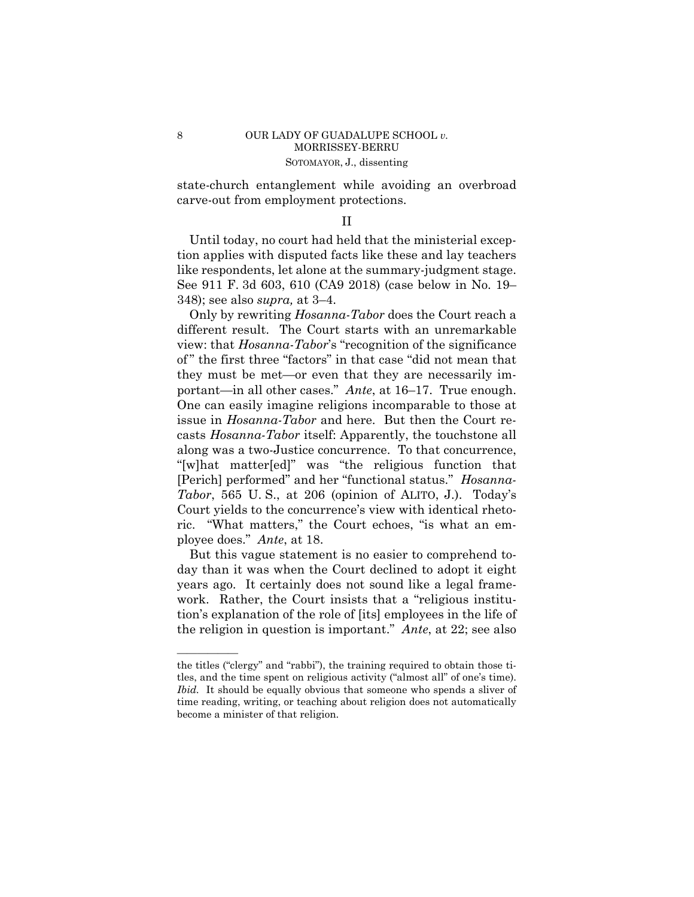state-church entanglement while avoiding an overbroad carve-out from employment protections.

## II

Until today, no court had held that the ministerial exception applies with disputed facts like these and lay teachers like respondents, let alone at the summary-judgment stage. See 911 F. 3d 603, 610 (CA9 2018) (case below in No. 19–348); see also *supra,* at 3–4.

Only by rewriting *Hosanna-Tabor* does the Court reach a different result. The Court starts with an unremarkable view: that *Hosanna-Tabor*'s "recognition of the significance of" the first three "factors" in that case "did not mean that they must be met—or even that they are necessarily important—in all other cases." *Ante*, at 16–17. True enough. One can easily imagine religions incomparable to those at issue in *Hosanna-Tabor* and here. But then the Court recasts *Hosanna-Tabor* itself: Apparently, the touchstone all along was a two-Justice concurrence. To that concurrence, "[w]hat matter[ed]" was "the religious function that [Perich] performed" and her "functional status." *Hosanna-Tabor*, 565 U. S., at 206 (opinion of ALITO, J.). Today's Court yields to the concurrence's view with identical rhetoric. "What matters," the Court echoes, "is what an employee does." *Ante*, at 18.

But this vague statement is no easier to comprehend today than it was when the Court declined to adopt it eight years ago. It certainly does not sound like a legal framework. Rather, the Court insists that a "religious institution's explanation of the role of [its] employees in the life of the religion in question is important." *Ante*, at 22; see also

---

the titles ("clergy" and "rabbi"), the training required to obtain those titles, and the time spent on religious activity ("almost all" of one's time). *Ibid.* It should be equally obvious that someone who spends a sliver of time reading, writing, or teaching about religion does not automatically become a minister of that religion.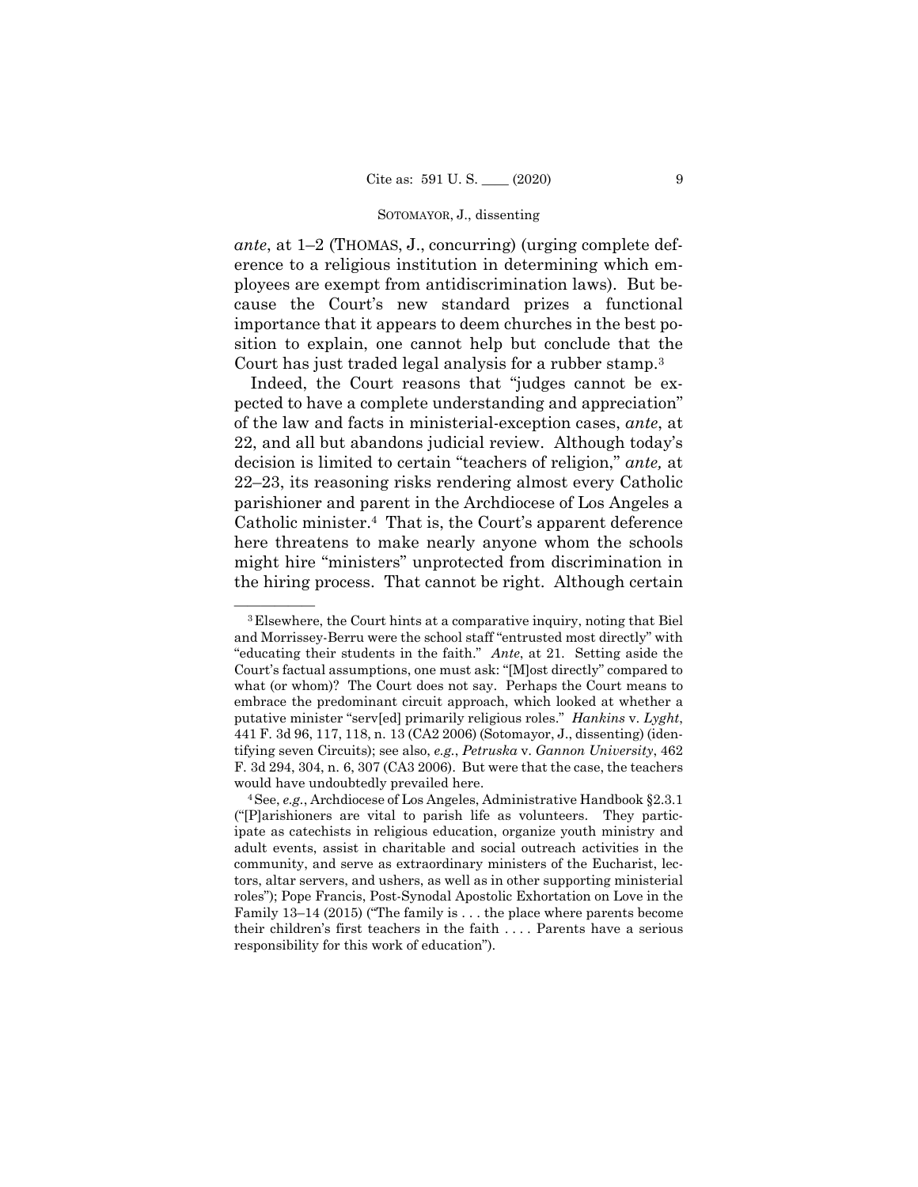*ante*, at 1–2 (THOMAS, J., concurring) (urging complete deference to a religious institution in determining which employees are exempt from antidiscrimination laws). But because the Court's new standard prizes a functional importance that it appears to deem churches in the best position to explain, one cannot help but conclude that the Court has just traded legal analysis for a rubber stamp.[3]

Indeed, the Court reasons that "judges cannot be expected to have a complete understanding and appreciation" of the law and facts in ministerial-exception cases, *ante*, at 22, and all but abandons judicial review. Although today's decision is limited to certain "teachers of religion," *ante,* at 22–23, its reasoning risks rendering almost every Catholic parishioner and parent in the Archdiocese of Los Angeles a Catholic minister.[4] That is, the Court's apparent deference here threatens to make nearly anyone whom the schools might hire "ministers" unprotected from discrimination in the hiring process. That cannot be right. Although certain

---

[3] Elsewhere, the Court hints at a comparative inquiry, noting that Biel and Morrissey-Berru were the school staff "entrusted most directly" with "educating their students in the faith." *Ante*, at 21. Setting aside the Court's factual assumptions, one must ask: "[M]ost directly" compared to what (or whom)? The Court does not say. Perhaps the Court means to embrace the predominant circuit approach, which looked at whether a putative minister "serv[ed] primarily religious roles." *Hankins* v. *Lyght*, 441 F. 3d 96, 117, 118, n. 13 (CA2 2006) (Sotomayor, J., dissenting) (identifying seven Circuits); see also, *e.g.*, *Petruska* v. *Gannon University*, 462 F. 3d 294, 304, n. 6, 307 (CA3 2006). But were that the case, the teachers would have undoubtedly prevailed here.

[4] See, *e.g.*, Archdiocese of Los Angeles, Administrative Handbook §2.3.1 ("[P]arishioners are vital to parish life as volunteers. They participate as catechists in religious education, organize youth ministry and adult events, assist in charitable and social outreach activities in the community, and serve as extraordinary ministers of the Eucharist, lectors, altar servers, and ushers, as well as in other supporting ministerial roles"); Pope Francis, Post-Synodal Apostolic Exhortation on Love in the Family 13–14 (2015) ("The family is . . . the place where parents become their children's first teachers in the faith . . . . Parents have a serious responsibility for this work of education").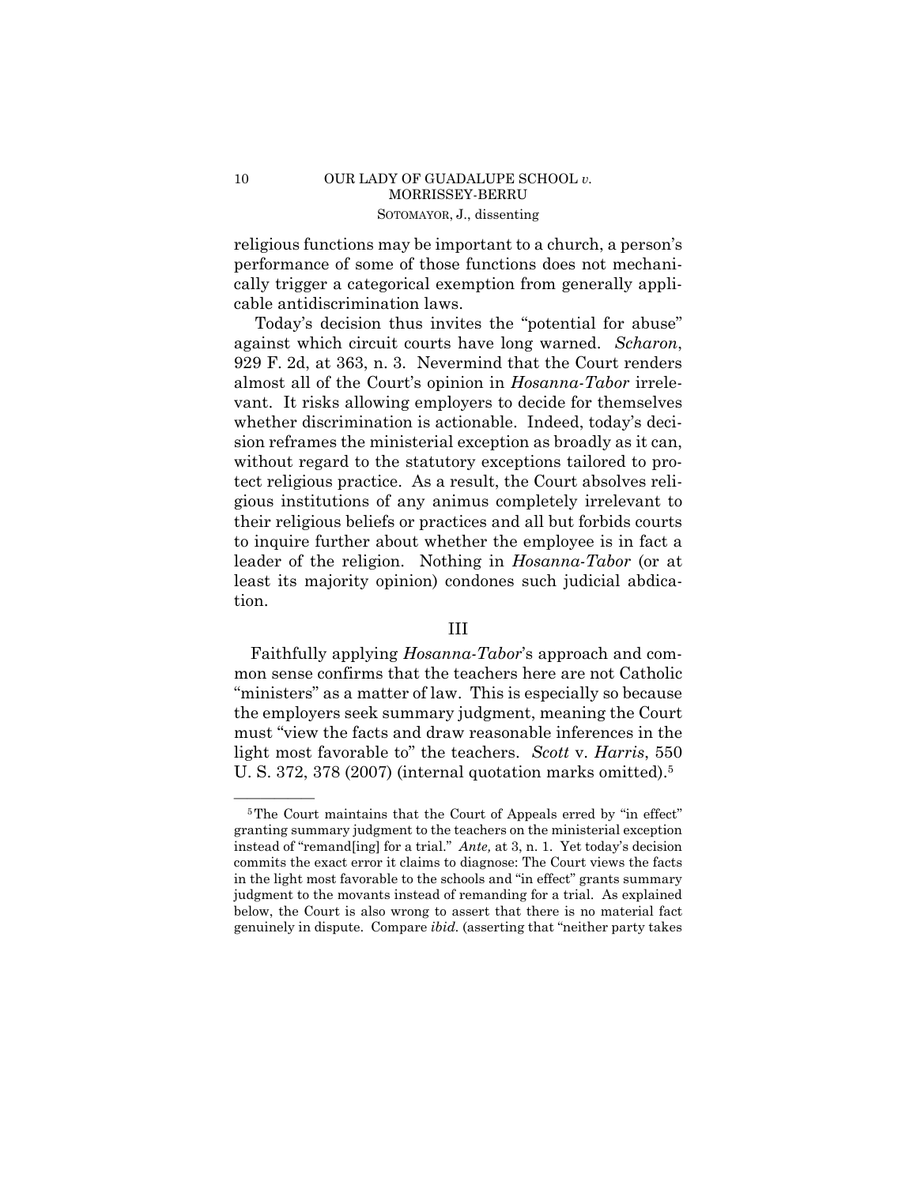religious functions may be important to a church, a person's performance of some of those functions does not mechanically trigger a categorical exemption from generally applicable antidiscrimination laws.

Today's decision thus invites the "potential for abuse" against which circuit courts have long warned. *Scharon*, 929 F. 2d, at 363, n. 3. Nevermind that the Court renders almost all of the Court's opinion in *Hosanna-Tabor* irrelevant. It risks allowing employers to decide for themselves whether discrimination is actionable. Indeed, today's decision reframes the ministerial exception as broadly as it can, without regard to the statutory exceptions tailored to protect religious practice. As a result, the Court absolves religious institutions of any animus completely irrelevant to their religious beliefs or practices and all but forbids courts to inquire further about whether the employee is in fact a leader of the religion. Nothing in *Hosanna-Tabor* (or at least its majority opinion) condones such judicial abdication.

## III

Faithfully applying *Hosanna-Tabor*'s approach and common sense confirms that the teachers here are not Catholic "ministers" as a matter of law. This is especially so because the employers seek summary judgment, meaning the Court must "view the facts and draw reasonable inferences in the light most favorable to" the teachers. *Scott* v. *Harris*, 550 U. S. 372, 378 (2007) (internal quotation marks omitted).[5]

---

[5] The Court maintains that the Court of Appeals erred by "in effect" granting summary judgment to the teachers on the ministerial exception instead of "remand[ing] for a trial." *Ante,* at 3, n. 1. Yet today's decision commits the exact error it claims to diagnose: The Court views the facts in the light most favorable to the schools and "in effect" grants summary judgment to the movants instead of remanding for a trial. As explained below, the Court is also wrong to assert that there is no material fact genuinely in dispute. Compare *ibid.* (asserting that "neither party takes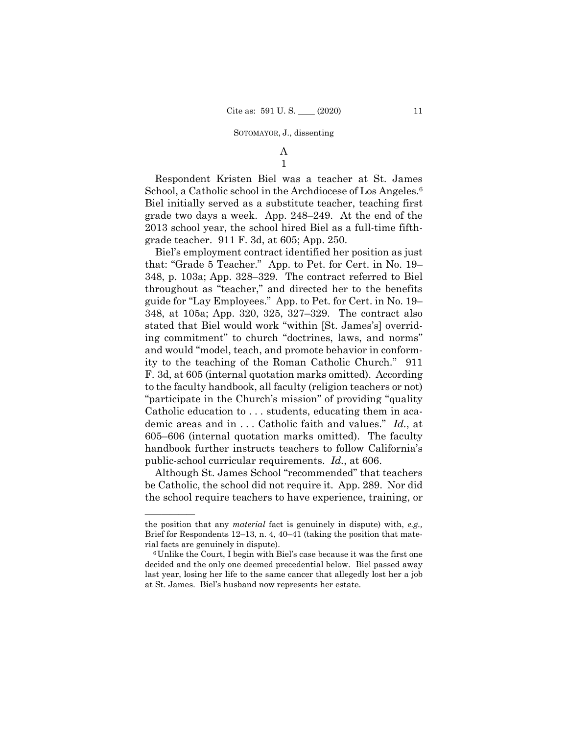### A

#### 1

Respondent Kristen Biel was a teacher at St. James School, a Catholic school in the Archdiocese of Los Angeles.[6] Biel initially served as a substitute teacher, teaching first grade two days a week. App. 248–249. At the end of the 2013 school year, the school hired Biel as a full-time fifth-grade teacher. 911 F. 3d, at 605; App. 250.

Biel's employment contract identified her position as just that: "Grade 5 Teacher." App. to Pet. for Cert. in No. 19–348, p. 103a; App. 328–329. The contract referred to Biel throughout as "teacher," and directed her to the benefits guide for "Lay Employees." App. to Pet. for Cert. in No. 19–348, at 105a; App. 320, 325, 327–329. The contract also stated that Biel would work "within [St. James's] overriding commitment" to church "doctrines, laws, and norms" and would "model, teach, and promote behavior in conformity to the teaching of the Roman Catholic Church." 911 F. 3d, at 605 (internal quotation marks omitted). According to the faculty handbook, all faculty (religion teachers or not) "participate in the Church's mission" of providing "quality Catholic education to . . . students, educating them in academic areas and in . . . Catholic faith and values." *Id.*, at 605–606 (internal quotation marks omitted). The faculty handbook further instructs teachers to follow California's public-school curricular requirements. *Id.*, at 606.

Although St. James School "recommended" that teachers be Catholic, the school did not require it. App. 289. Nor did the school require teachers to have experience, training, or

---

the position that any *material* fact is genuinely in dispute) with, *e.g.,* Brief for Respondents 12–13, n. 4, 40–41 (taking the position that material facts are genuinely in dispute).

[6] Unlike the Court, I begin with Biel's case because it was the first one decided and the only one deemed precedential below. Biel passed away last year, losing her life to the same cancer that allegedly lost her a job at St. James. Biel's husband now represents her estate.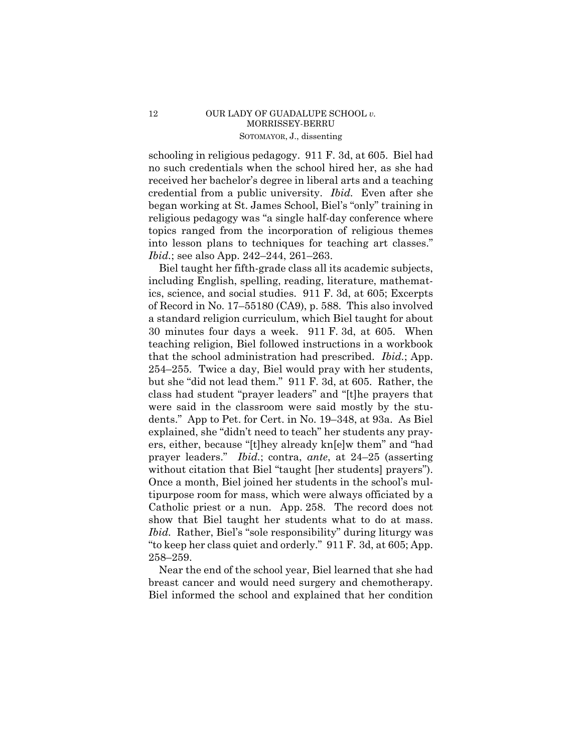schooling in religious pedagogy. 911 F. 3d, at 605. Biel had no such credentials when the school hired her, as she had received her bachelor's degree in liberal arts and a teaching credential from a public university. *Ibid.* Even after she began working at St. James School, Biel's "only" training in religious pedagogy was "a single half-day conference where topics ranged from the incorporation of religious themes into lesson plans to techniques for teaching art classes." *Ibid.*; see also App. 242–244, 261–263.

Biel taught her fifth-grade class all its academic subjects, including English, spelling, reading, literature, mathematics, science, and social studies. 911 F. 3d, at 605; Excerpts of Record in No. 17–55180 (CA9), p. 588. This also involved a standard religion curriculum, which Biel taught for about 30 minutes four days a week. 911 F. 3d, at 605. When teaching religion, Biel followed instructions in a workbook that the school administration had prescribed. *Ibid.*; App. 254–255. Twice a day, Biel would pray with her students, but she "did not lead them." 911 F. 3d, at 605. Rather, the class had student "prayer leaders" and "[t]he prayers that were said in the classroom were said mostly by the students." App to Pet. for Cert. in No. 19–348, at 93a. As Biel explained, she "didn't need to teach" her students any prayers, either, because "[t]hey already kn[e]w them" and "had prayer leaders." *Ibid.*; contra, *ante*, at 24–25 (asserting without citation that Biel "taught [her students] prayers"). Once a month, Biel joined her students in the school's multipurpose room for mass, which were always officiated by a Catholic priest or a nun. App. 258. The record does not show that Biel taught her students what to do at mass. *Ibid.* Rather, Biel's "sole responsibility" during liturgy was "to keep her class quiet and orderly." 911 F. 3d, at 605; App. 258–259.

Near the end of the school year, Biel learned that she had breast cancer and would need surgery and chemotherapy. Biel informed the school and explained that her condition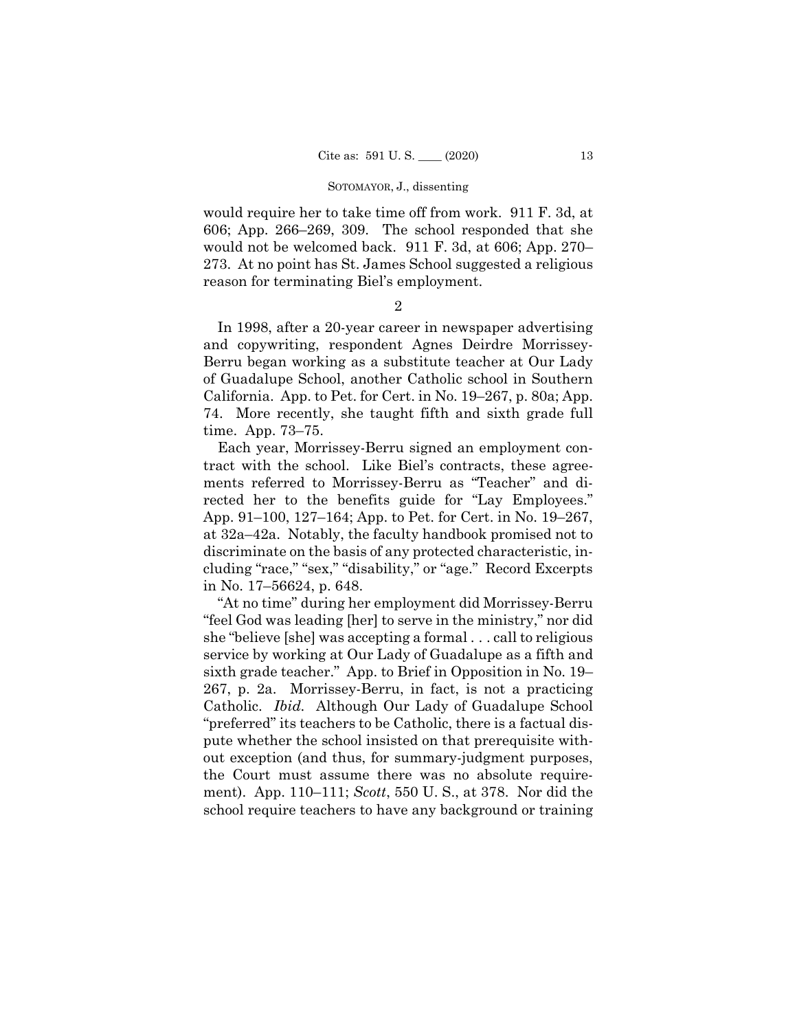would require her to take time off from work. 911 F. 3d, at 606; App. 266–269, 309. The school responded that she would not be welcomed back. 911 F. 3d, at 606; App. 270–273. At no point has St. James School suggested a religious reason for terminating Biel's employment.

2

In 1998, after a 20-year career in newspaper advertising and copywriting, respondent Agnes Deirdre Morrissey-Berru began working as a substitute teacher at Our Lady of Guadalupe School, another Catholic school in Southern California. App. to Pet. for Cert. in No. 19–267, p. 80a; App. 74. More recently, she taught fifth and sixth grade full time. App. 73–75.

Each year, Morrissey-Berru signed an employment contract with the school. Like Biel's contracts, these agreements referred to Morrissey-Berru as "Teacher" and directed her to the benefits guide for "Lay Employees." App. 91–100, 127–164; App. to Pet. for Cert. in No. 19–267, at 32a–42a. Notably, the faculty handbook promised not to discriminate on the basis of any protected characteristic, including "race," "sex," "disability," or "age." Record Excerpts in No. 17–56624, p. 648.

"At no time" during her employment did Morrissey-Berru "feel God was leading [her] to serve in the ministry," nor did she "believe [she] was accepting a formal . . . call to religious service by working at Our Lady of Guadalupe as a fifth and sixth grade teacher." App. to Brief in Opposition in No. 19–267, p. 2a. Morrissey-Berru, in fact, is not a practicing Catholic. *Ibid.* Although Our Lady of Guadalupe School "preferred" its teachers to be Catholic, there is a factual dispute whether the school insisted on that prerequisite without exception (and thus, for summary-judgment purposes, the Court must assume there was no absolute requirement). App. 110–111; *Scott*, 550 U. S., at 378. Nor did the school require teachers to have any background or training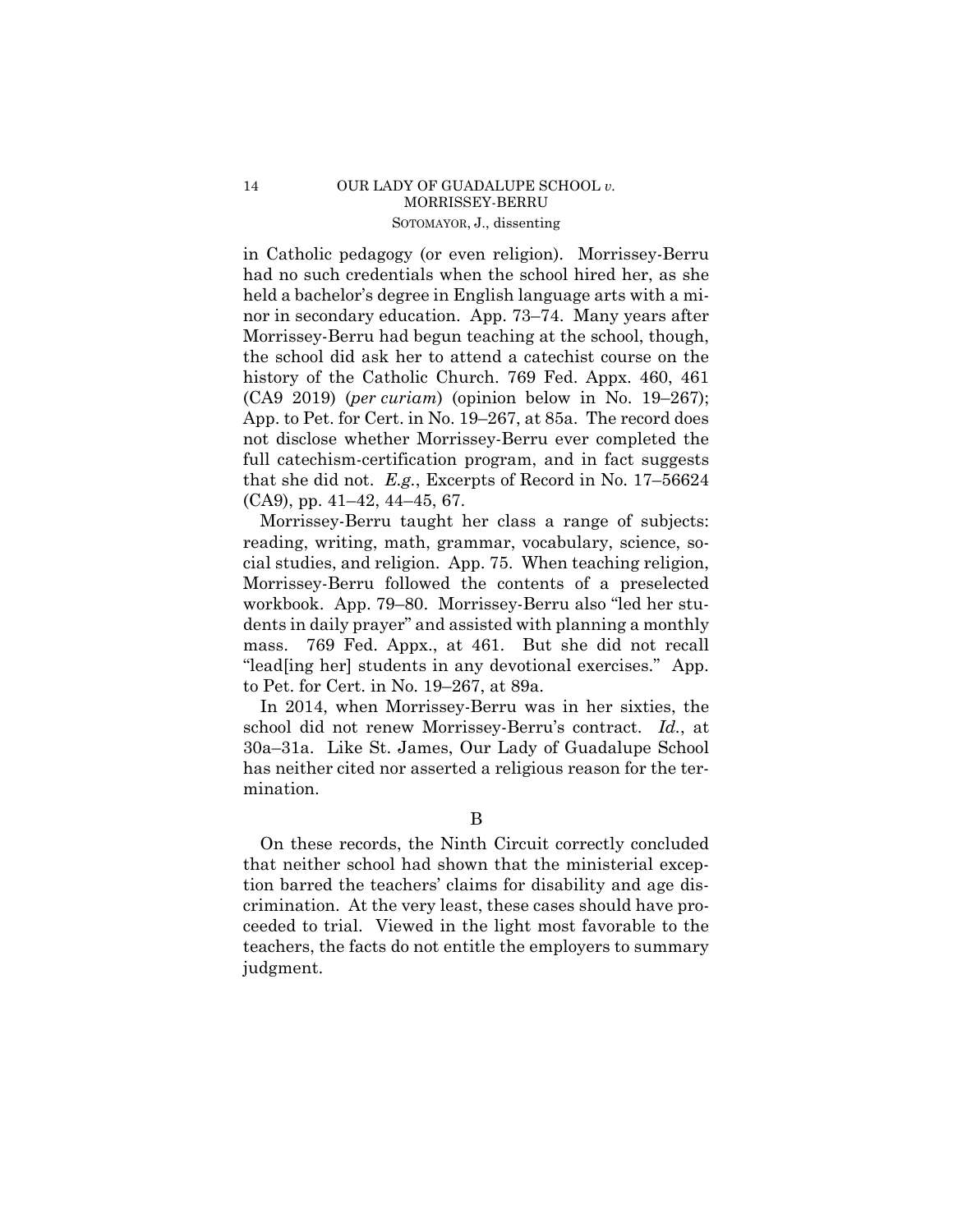in Catholic pedagogy (or even religion). Morrissey-Berru had no such credentials when the school hired her, as she held a bachelor's degree in English language arts with a minor in secondary education. App. 73–74. Many years after Morrissey-Berru had begun teaching at the school, though, the school did ask her to attend a catechist course on the history of the Catholic Church. 769 Fed. Appx. 460, 461 (CA9 2019) (*per curiam*) (opinion below in No. 19–267); App. to Pet. for Cert. in No. 19–267, at 85a. The record does not disclose whether Morrissey-Berru ever completed the full catechism-certification program, and in fact suggests that she did not. *E.g.*, Excerpts of Record in No. 17–56624 (CA9), pp. 41–42, 44–45, 67.

Morrissey-Berru taught her class a range of subjects: reading, writing, math, grammar, vocabulary, science, social studies, and religion. App. 75. When teaching religion, Morrissey-Berru followed the contents of a preselected workbook. App. 79–80. Morrissey-Berru also "led her students in daily prayer" and assisted with planning a monthly mass. 769 Fed. Appx., at 461. But she did not recall "lead[ing her] students in any devotional exercises." App. to Pet. for Cert. in No. 19–267, at 89a.

In 2014, when Morrissey-Berru was in her sixties, the school did not renew Morrissey-Berru's contract. *Id.*, at 30a–31a. Like St. James, Our Lady of Guadalupe School has neither cited nor asserted a religious reason for the termination.

B

On these records, the Ninth Circuit correctly concluded that neither school had shown that the ministerial exception barred the teachers' claims for disability and age discrimination. At the very least, these cases should have proceeded to trial. Viewed in the light most favorable to the teachers, the facts do not entitle the employers to summary judgment.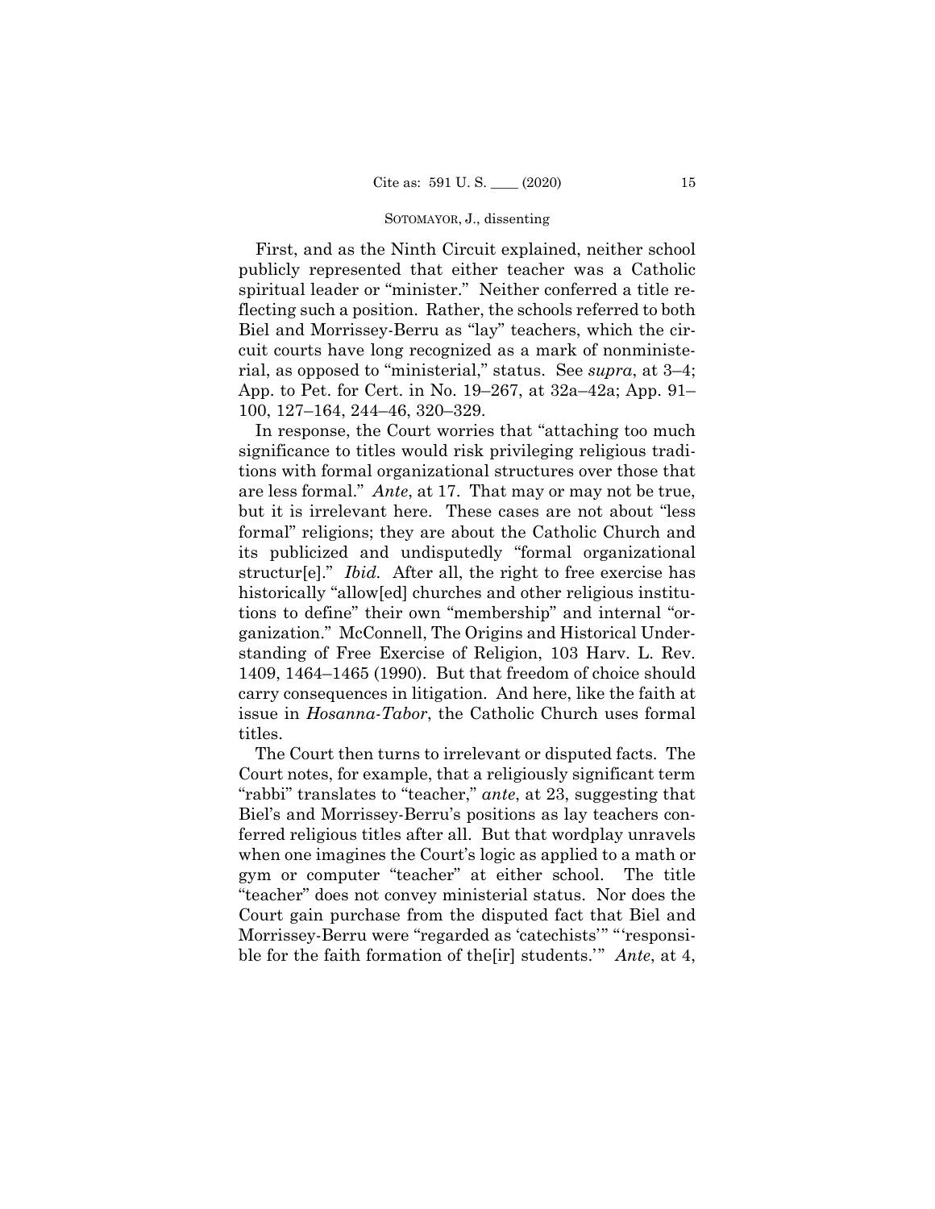First, and as the Ninth Circuit explained, neither school publicly represented that either teacher was a Catholic spiritual leader or "minister." Neither conferred a title reflecting such a position. Rather, the schools referred to both Biel and Morrissey-Berru as "lay" teachers, which the circuit courts have long recognized as a mark of nonministerial, as opposed to "ministerial," status. See *supra*, at 3–4; App. to Pet. for Cert. in No. 19–267, at 32a–42a; App. 91–100, 127–164, 244–46, 320–329.

In response, the Court worries that "attaching too much significance to titles would risk privileging religious traditions with formal organizational structures over those that are less formal." *Ante*, at 17. That may or may not be true, but it is irrelevant here. These cases are not about "less formal" religions; they are about the Catholic Church and its publicized and undisputedly "formal organizational structur[e]." *Ibid.* After all, the right to free exercise has historically "allow[ed] churches and other religious institutions to define" their own "membership" and internal "organization." McConnell, The Origins and Historical Understanding of Free Exercise of Religion, 103 Harv. L. Rev. 1409, 1464–1465 (1990). But that freedom of choice should carry consequences in litigation. And here, like the faith at issue in *Hosanna-Tabor*, the Catholic Church uses formal titles.

The Court then turns to irrelevant or disputed facts. The Court notes, for example, that a religiously significant term "rabbi" translates to "teacher," *ante*, at 23, suggesting that Biel's and Morrissey-Berru's positions as lay teachers conferred religious titles after all. But that wordplay unravels when one imagines the Court's logic as applied to a math or gym or computer "teacher" at either school. The title "teacher" does not convey ministerial status. Nor does the Court gain purchase from the disputed fact that Biel and Morrissey-Berru were "regarded as 'catechists'" "'responsible for the faith formation of the[ir] students.'" *Ante*, at 4,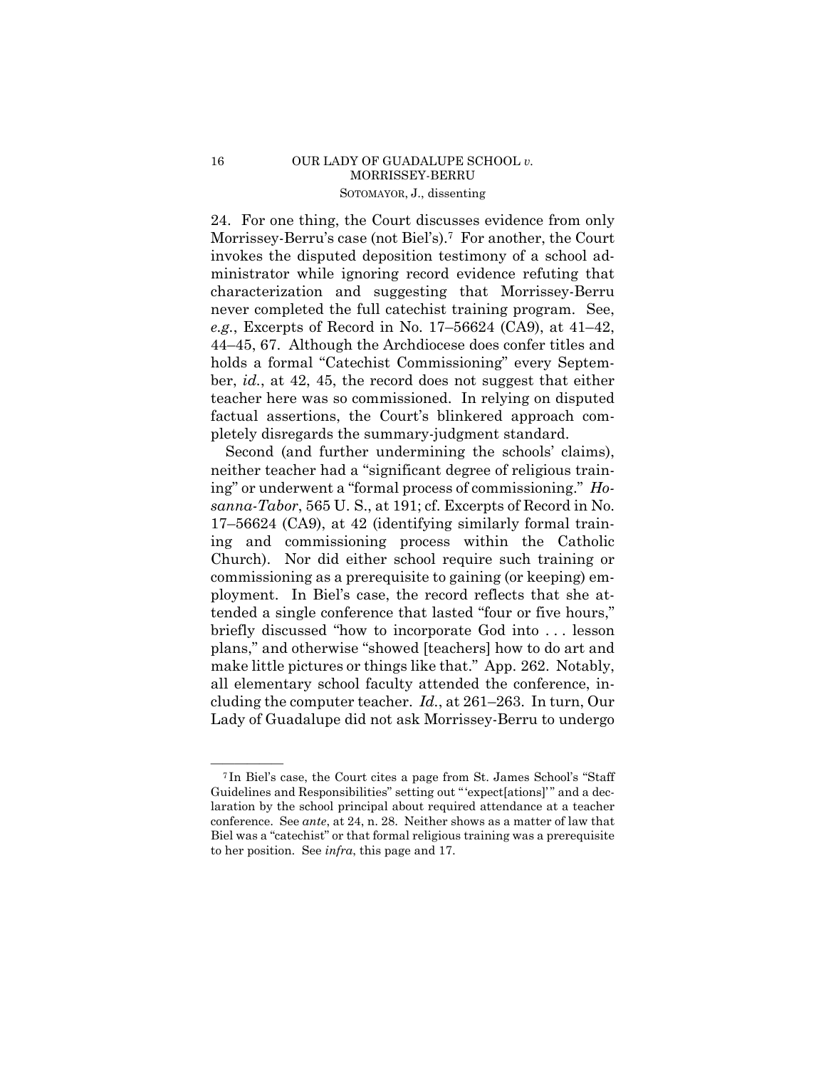24. For one thing, the Court discusses evidence from only Morrissey-Berru's case (not Biel's).[7] For another, the Court invokes the disputed deposition testimony of a school administrator while ignoring record evidence refuting that characterization and suggesting that Morrissey-Berru never completed the full catechist training program. See, *e.g.*, Excerpts of Record in No. 17–56624 (CA9), at 41–42, 44–45, 67. Although the Archdiocese does confer titles and holds a formal "Catechist Commissioning" every September, *id.*, at 42, 45, the record does not suggest that either teacher here was so commissioned. In relying on disputed factual assertions, the Court's blinkered approach completely disregards the summary-judgment standard.

Second (and further undermining the schools' claims), neither teacher had a "significant degree of religious training" or underwent a "formal process of commissioning." *Hosanna-Tabor*, 565 U. S., at 191; cf. Excerpts of Record in No. 17–56624 (CA9), at 42 (identifying similarly formal training and commissioning process within the Catholic Church). Nor did either school require such training or commissioning as a prerequisite to gaining (or keeping) employment. In Biel's case, the record reflects that she attended a single conference that lasted "four or five hours," briefly discussed "how to incorporate God into . . . lesson plans," and otherwise "showed [teachers] how to do art and make little pictures or things like that." App. 262. Notably, all elementary school faculty attended the conference, including the computer teacher. *Id.*, at 261–263. In turn, Our Lady of Guadalupe did not ask Morrissey-Berru to undergo

---

[7] In Biel's case, the Court cites a page from St. James School's "Staff Guidelines and Responsibilities" setting out "'expect[ations]'" and a declaration by the school principal about required attendance at a teacher conference. See *ante*, at 24, n. 28. Neither shows as a matter of law that Biel was a "catechist" or that formal religious training was a prerequisite to her position. See *infra*, this page and 17.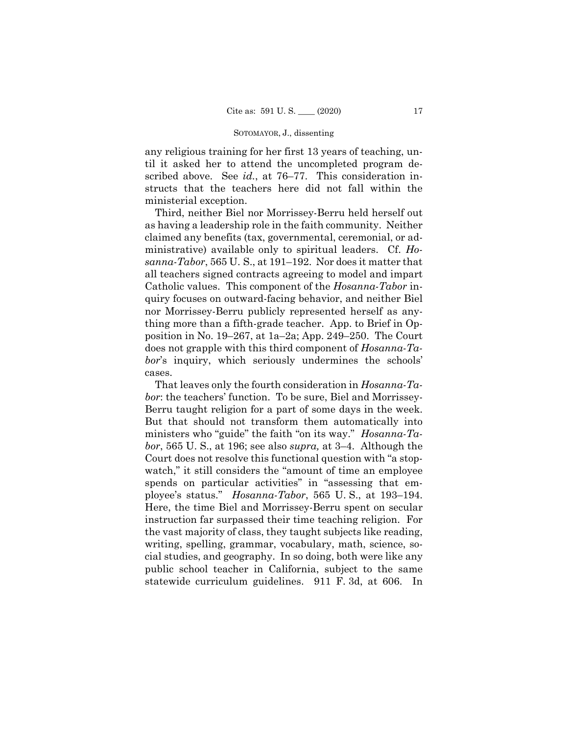any religious training for her first 13 years of teaching, until it asked her to attend the uncompleted program described above. See *id.*, at 76–77. This consideration instructs that the teachers here did not fall within the ministerial exception.

Third, neither Biel nor Morrissey-Berru held herself out as having a leadership role in the faith community. Neither claimed any benefits (tax, governmental, ceremonial, or administrative) available only to spiritual leaders. Cf. *Hosanna-Tabor*, 565 U. S., at 191–192. Nor does it matter that all teachers signed contracts agreeing to model and impart Catholic values. This component of the *Hosanna-Tabor* inquiry focuses on outward-facing behavior, and neither Biel nor Morrissey-Berru publicly represented herself as anything more than a fifth-grade teacher. App. to Brief in Opposition in No. 19–267, at 1a–2a; App. 249–250. The Court does not grapple with this third component of *Hosanna-Tabor*'s inquiry, which seriously undermines the schools' cases.

That leaves only the fourth consideration in *Hosanna-Tabor*: the teachers' function. To be sure, Biel and Morrissey-Berru taught religion for a part of some days in the week. But that should not transform them automatically into ministers who "guide" the faith "on its way." *Hosanna-Tabor*, 565 U. S., at 196; see also *supra,* at 3–4. Although the Court does not resolve this functional question with "a stopwatch," it still considers the "amount of time an employee spends on particular activities" in "assessing that employee's status." *Hosanna-Tabor*, 565 U. S., at 193–194. Here, the time Biel and Morrissey-Berru spent on secular instruction far surpassed their time teaching religion. For the vast majority of class, they taught subjects like reading, writing, spelling, grammar, vocabulary, math, science, social studies, and geography. In so doing, both were like any public school teacher in California, subject to the same statewide curriculum guidelines. 911 F. 3d, at 606. In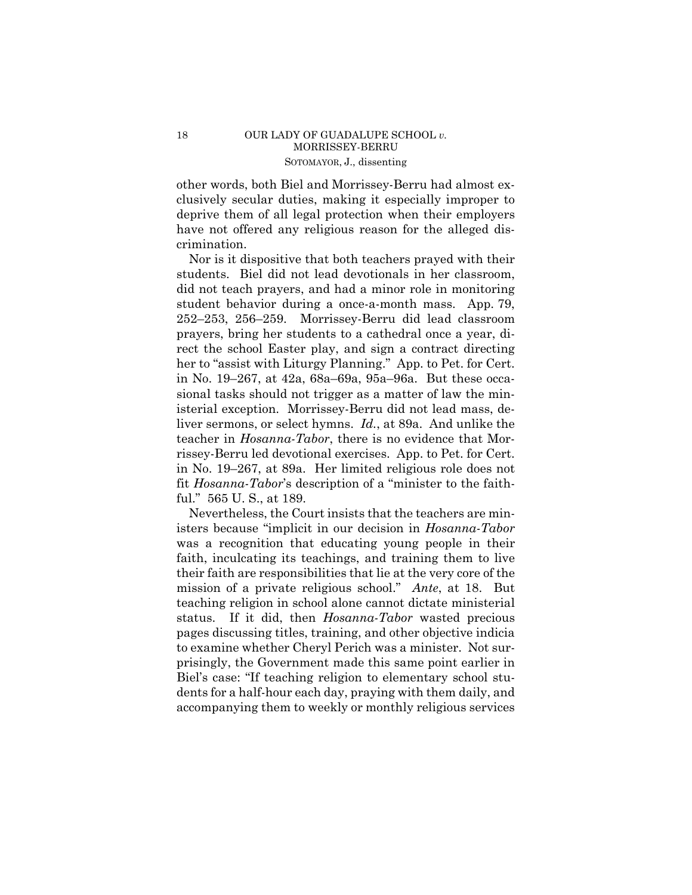other words, both Biel and Morrissey-Berru had almost exclusively secular duties, making it especially improper to deprive them of all legal protection when their employers have not offered any religious reason for the alleged discrimination.

Nor is it dispositive that both teachers prayed with their students. Biel did not lead devotionals in her classroom, did not teach prayers, and had a minor role in monitoring student behavior during a once-a-month mass. App. 79, 252–253, 256–259. Morrissey-Berru did lead classroom prayers, bring her students to a cathedral once a year, direct the school Easter play, and sign a contract directing her to "assist with Liturgy Planning." App. to Pet. for Cert. in No. 19–267, at 42a, 68a–69a, 95a–96a. But these occasional tasks should not trigger as a matter of law the ministerial exception. Morrissey-Berru did not lead mass, deliver sermons, or select hymns. *Id.*, at 89a. And unlike the teacher in *Hosanna-Tabor*, there is no evidence that Morrissey-Berru led devotional exercises. App. to Pet. for Cert. in No. 19–267, at 89a. Her limited religious role does not fit *Hosanna-Tabor*'s description of a "minister to the faithful." 565 U. S., at 189.

Nevertheless, the Court insists that the teachers are ministers because "implicit in our decision in *Hosanna-Tabor* was a recognition that educating young people in their faith, inculcating its teachings, and training them to live their faith are responsibilities that lie at the very core of the mission of a private religious school." *Ante*, at 18. But teaching religion in school alone cannot dictate ministerial status. If it did, then *Hosanna-Tabor* wasted precious pages discussing titles, training, and other objective indicia to examine whether Cheryl Perich was a minister. Not surprisingly, the Government made this same point earlier in Biel's case: "If teaching religion to elementary school students for a half-hour each day, praying with them daily, and accompanying them to weekly or monthly religious services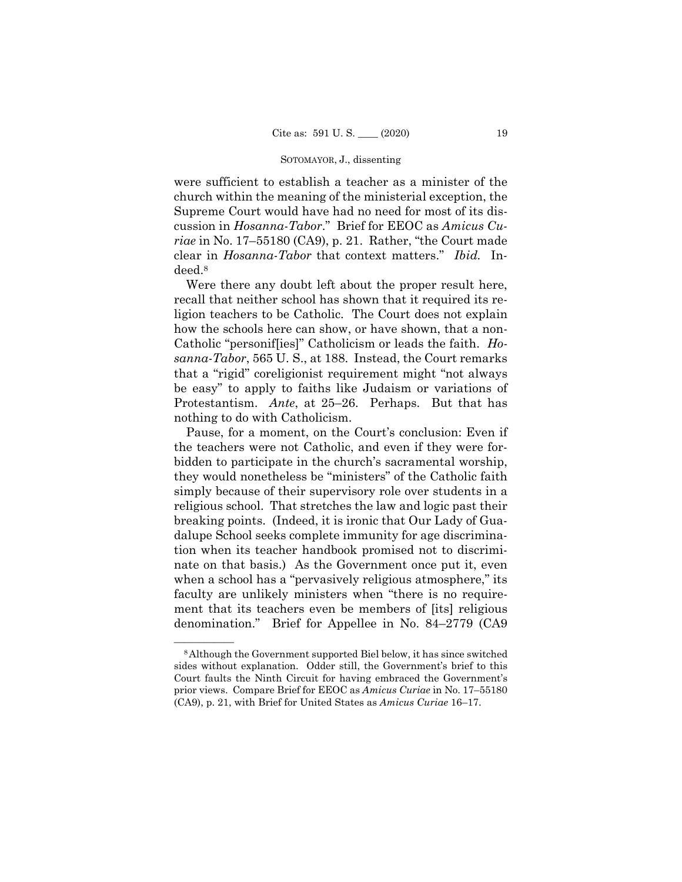were sufficient to establish a teacher as a minister of the church within the meaning of the ministerial exception, the Supreme Court would have had no need for most of its discussion in *Hosanna-Tabor*." Brief for EEOC as *Amicus Curiae* in No. 17–55180 (CA9), p. 21. Rather, "the Court made clear in *Hosanna-Tabor* that context matters." *Ibid.* Indeed.[8]

Were there any doubt left about the proper result here, recall that neither school has shown that it required its religion teachers to be Catholic. The Court does not explain how the schools here can show, or have shown, that a non-Catholic "personif[ies]" Catholicism or leads the faith. *Hosanna-Tabor*, 565 U. S., at 188. Instead, the Court remarks that a "rigid" coreligionist requirement might "not always be easy" to apply to faiths like Judaism or variations of Protestantism. *Ante*, at 25–26. Perhaps. But that has nothing to do with Catholicism.

Pause, for a moment, on the Court's conclusion: Even if the teachers were not Catholic, and even if they were forbidden to participate in the church's sacramental worship, they would nonetheless be "ministers" of the Catholic faith simply because of their supervisory role over students in a religious school. That stretches the law and logic past their breaking points. (Indeed, it is ironic that Our Lady of Guadalupe School seeks complete immunity for age discrimination when its teacher handbook promised not to discriminate on that basis.) As the Government once put it, even when a school has a "pervasively religious atmosphere," its faculty are unlikely ministers when "there is no requirement that its teachers even be members of [its] religious denomination." Brief for Appellee in No. 84–2779 (CA9

---

[8] Although the Government supported Biel below, it has since switched sides without explanation. Odder still, the Government's brief to this Court faults the Ninth Circuit for having embraced the Government's prior views. Compare Brief for EEOC as *Amicus Curiae* in No. 17–55180 (CA9), p. 21, with Brief for United States as *Amicus Curiae* 16–17.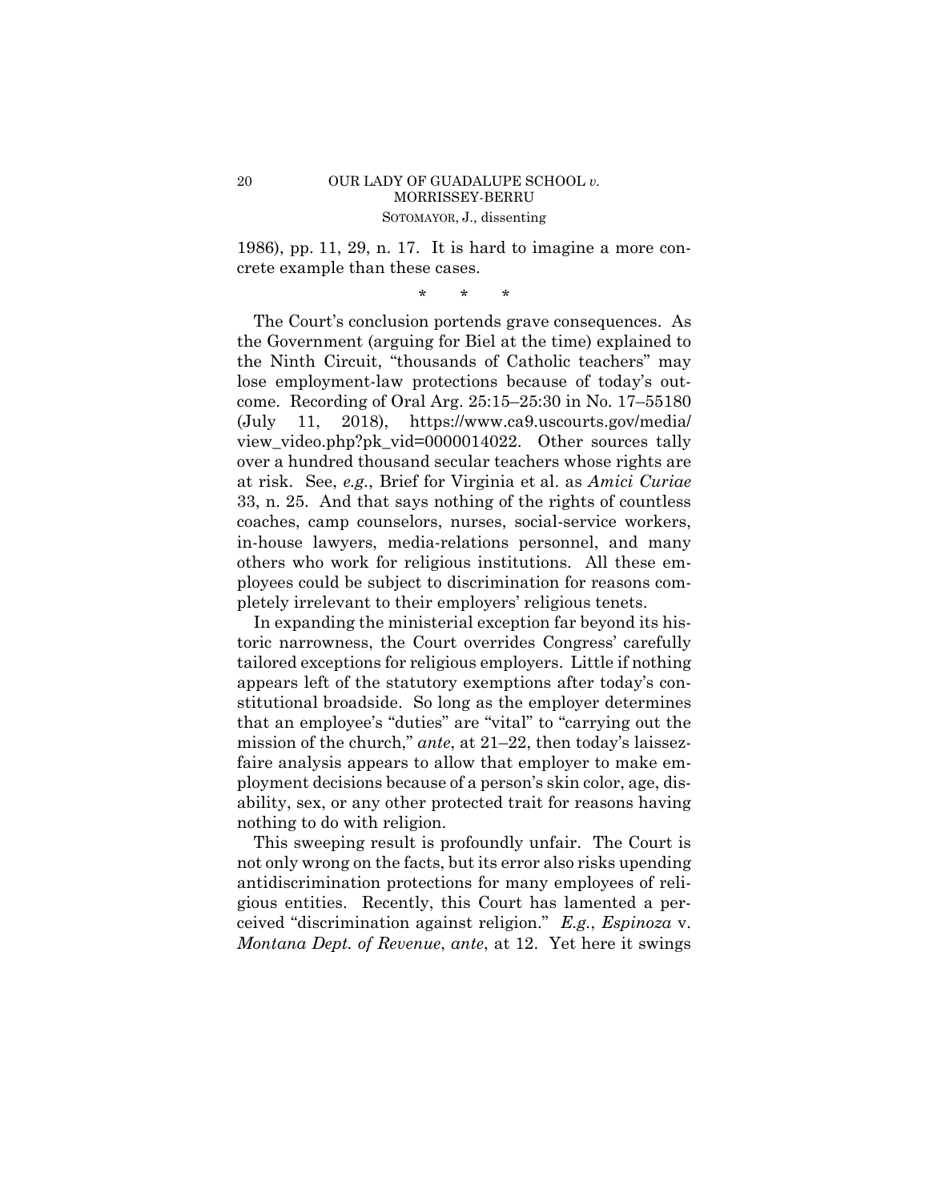1986), pp. 11, 29, n. 17. It is hard to imagine a more concrete example than these cases.

\* \* \*

The Court's conclusion portends grave consequences. As the Government (arguing for Biel at the time) explained to the Ninth Circuit, "thousands of Catholic teachers" may lose employment-law protections because of today's outcome. Recording of Oral Arg. 25:15–25:30 in No. 17–55180 (July 11, 2018), https://www.ca9.uscourts.gov/media/view_video.php?pk_vid=0000014022. Other sources tally over a hundred thousand secular teachers whose rights are at risk. See, *e.g.*, Brief for Virginia et al. as *Amici Curiae* 33, n. 25. And that says nothing of the rights of countless coaches, camp counselors, nurses, social-service workers, in-house lawyers, media-relations personnel, and many others who work for religious institutions. All these employees could be subject to discrimination for reasons completely irrelevant to their employers' religious tenets.

In expanding the ministerial exception far beyond its historic narrowness, the Court overrides Congress' carefully tailored exceptions for religious employers. Little if nothing appears left of the statutory exemptions after today's constitutional broadside. So long as the employer determines that an employee's "duties" are "vital" to "carrying out the mission of the church," *ante*, at 21–22, then today's laissez-faire analysis appears to allow that employer to make employment decisions because of a person's skin color, age, disability, sex, or any other protected trait for reasons having nothing to do with religion.

This sweeping result is profoundly unfair. The Court is not only wrong on the facts, but its error also risks upending antidiscrimination protections for many employees of religious entities. Recently, this Court has lamented a perceived "discrimination against religion." *E.g.*, *Espinoza* v. *Montana Dept. of Revenue*, *ante*, at 12. Yet here it swings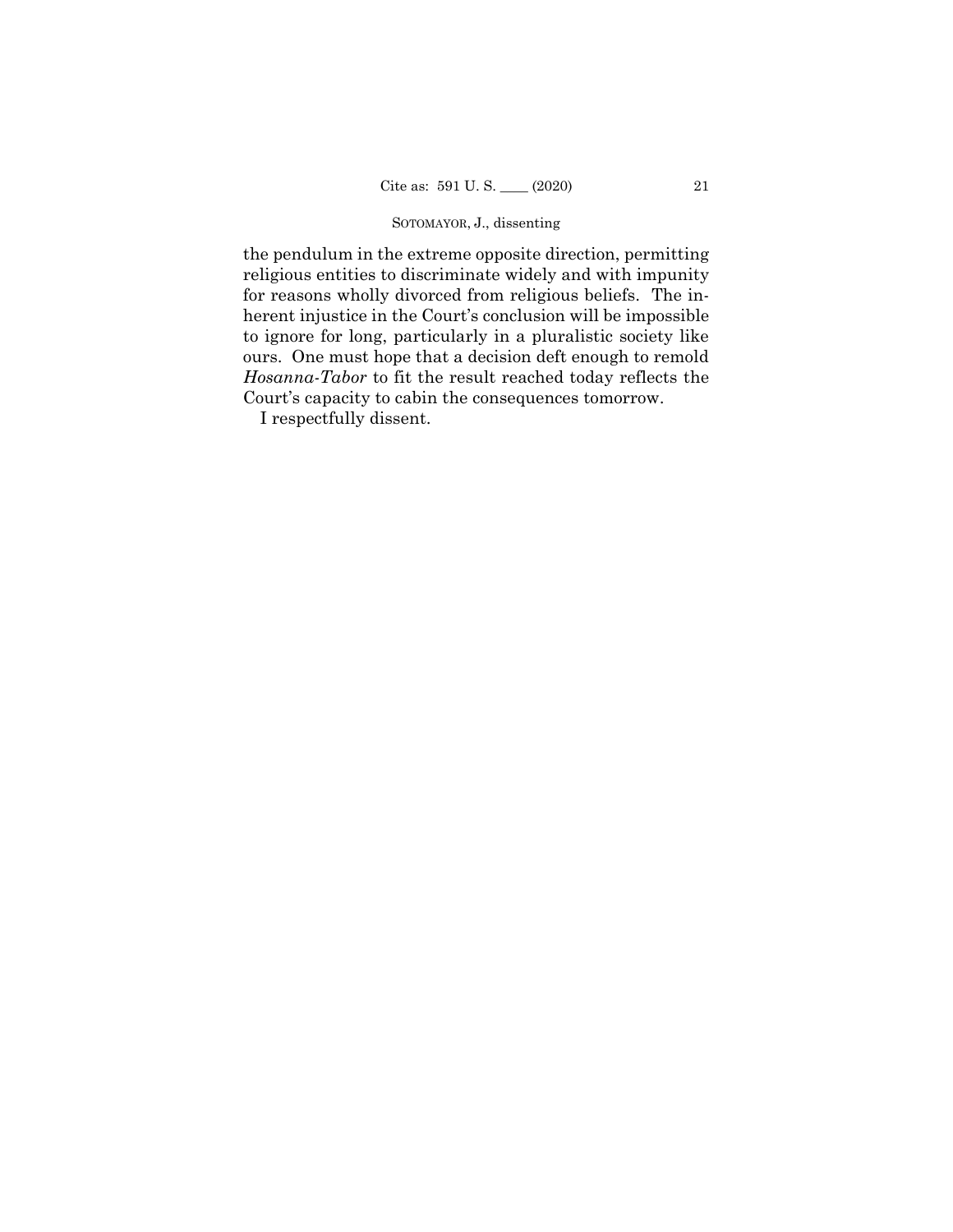the pendulum in the extreme opposite direction, permitting religious entities to discriminate widely and with impunity for reasons wholly divorced from religious beliefs. The inherent injustice in the Court's conclusion will be impossible to ignore for long, particularly in a pluralistic society like ours. One must hope that a decision deft enough to remold *Hosanna-Tabor* to fit the result reached today reflects the Court's capacity to cabin the consequences tomorrow.

I respectfully dissent.